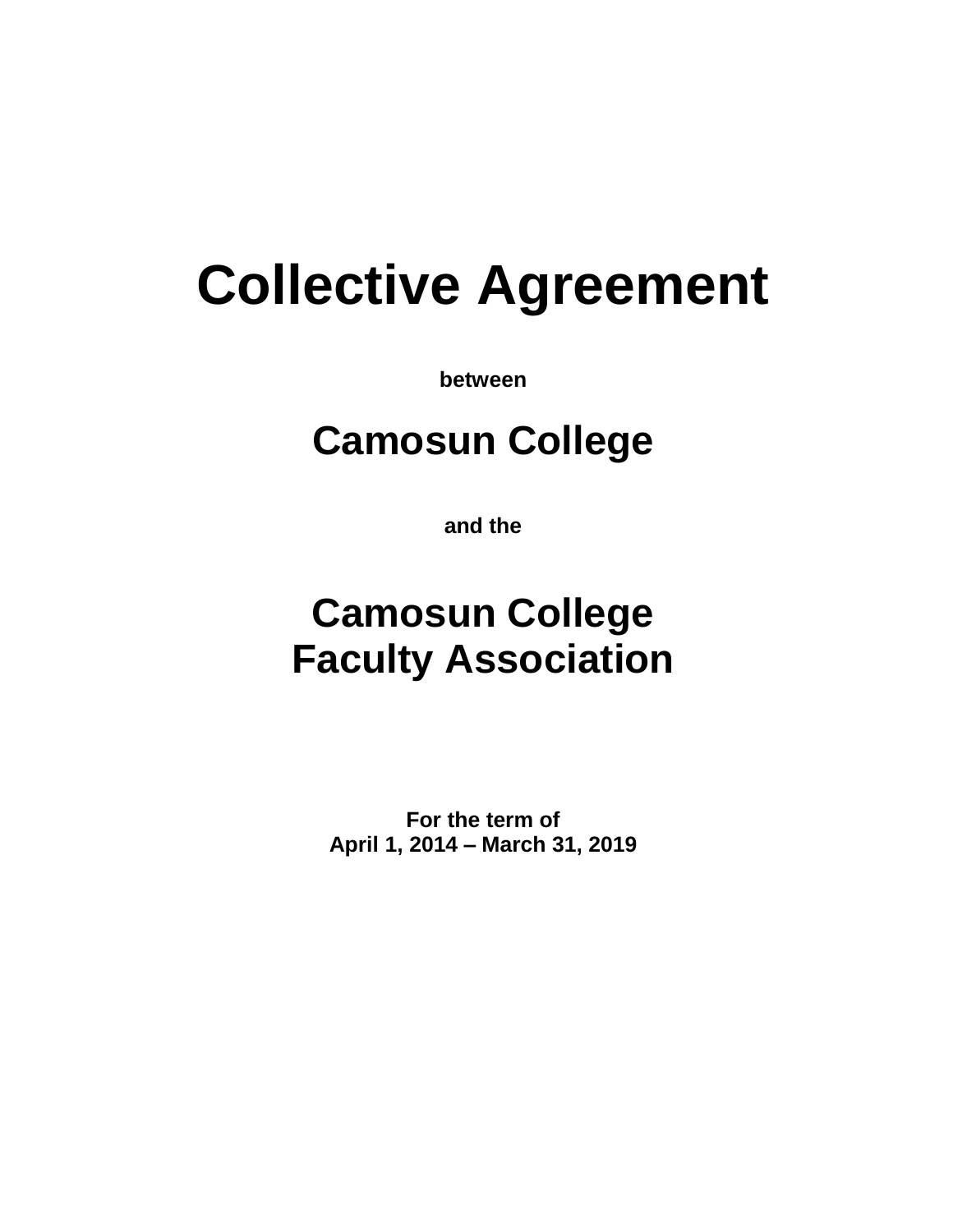# Collective Agreement

**between**

## Camosun College

**and the**

## Camosun College Faculty Association

**For the term of**
**April 1, 2014 – March 31, 2019**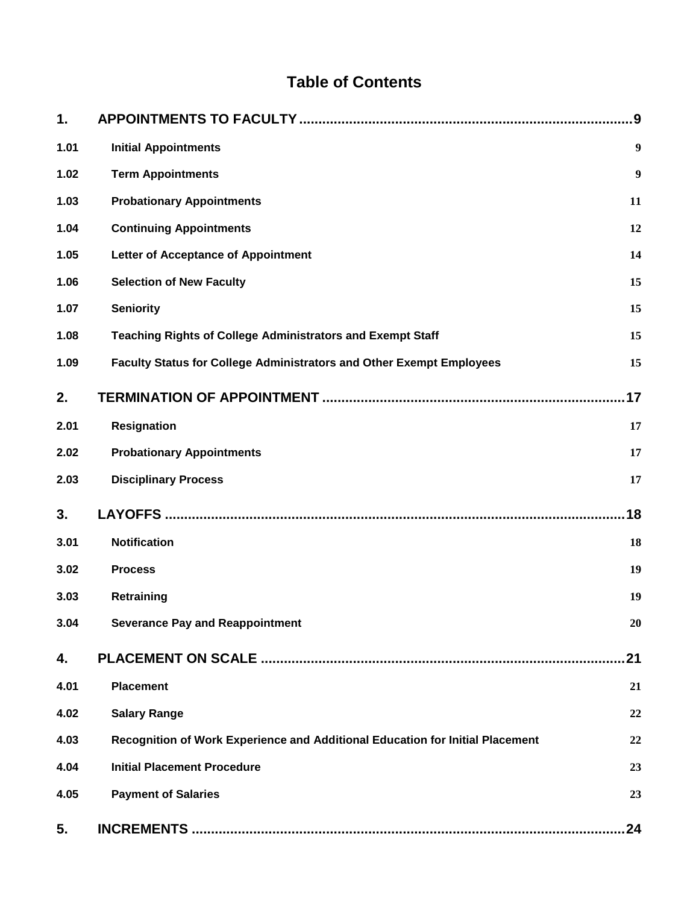# Table of Contents

| | | |
|---|---|---|
| **1.** | **APPOINTMENTS TO FACULTY** | **9** |
| 1.01 | Initial Appointments | 9 |
| 1.02 | Term Appointments | 9 |
| 1.03 | Probationary Appointments | 11 |
| 1.04 | Continuing Appointments | 12 |
| 1.05 | Letter of Acceptance of Appointment | 14 |
| 1.06 | Selection of New Faculty | 15 |
| 1.07 | Seniority | 15 |
| 1.08 | Teaching Rights of College Administrators and Exempt Staff | 15 |
| 1.09 | Faculty Status for College Administrators and Other Exempt Employees | 15 |
| **2.** | **TERMINATION OF APPOINTMENT** | **17** |
| 2.01 | Resignation | 17 |
| 2.02 | Probationary Appointments | 17 |
| 2.03 | Disciplinary Process | 17 |
| **3.** | **LAYOFFS** | **18** |
| 3.01 | Notification | 18 |
| 3.02 | Process | 19 |
| 3.03 | Retraining | 19 |
| 3.04 | Severance Pay and Reappointment | 20 |
| **4.** | **PLACEMENT ON SCALE** | **21** |
| 4.01 | Placement | 21 |
| 4.02 | Salary Range | 22 |
| 4.03 | Recognition of Work Experience and Additional Education for Initial Placement | 22 |
| 4.04 | Initial Placement Procedure | 23 |
| 4.05 | Payment of Salaries | 23 |
| **5.** | **INCREMENTS** | **24** |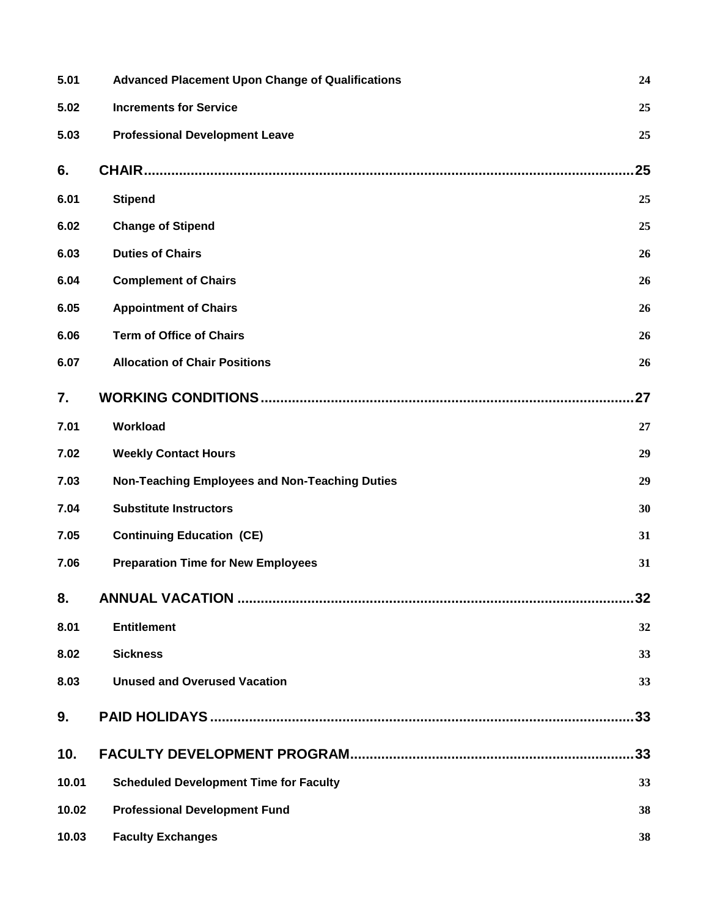| | | |
|---|---|---|
| 5.01 | **Advanced Placement Upon Change of Qualifications** | 24 |
| 5.02 | **Increments for Service** | 25 |
| 5.03 | **Professional Development Leave** | 25 |
| **6.** | **CHAIR** | **25** |
| 6.01 | **Stipend** | 25 |
| 6.02 | **Change of Stipend** | 25 |
| 6.03 | **Duties of Chairs** | 26 |
| 6.04 | **Complement of Chairs** | 26 |
| 6.05 | **Appointment of Chairs** | 26 |
| 6.06 | **Term of Office of Chairs** | 26 |
| 6.07 | **Allocation of Chair Positions** | 26 |
| **7.** | **WORKING CONDITIONS** | **27** |
| 7.01 | **Workload** | 27 |
| 7.02 | **Weekly Contact Hours** | 29 |
| 7.03 | **Non-Teaching Employees and Non-Teaching Duties** | 29 |
| 7.04 | **Substitute Instructors** | 30 |
| 7.05 | **Continuing Education (CE)** | 31 |
| 7.06 | **Preparation Time for New Employees** | 31 |
| **8.** | **ANNUAL VACATION** | **32** |
| 8.01 | **Entitlement** | 32 |
| 8.02 | **Sickness** | 33 |
| 8.03 | **Unused and Overused Vacation** | 33 |
| **9.** | **PAID HOLIDAYS** | **33** |
| **10.** | **FACULTY DEVELOPMENT PROGRAM** | **33** |
| 10.01 | **Scheduled Development Time for Faculty** | 33 |
| 10.02 | **Professional Development Fund** | 38 |
| 10.03 | **Faculty Exchanges** | 38 |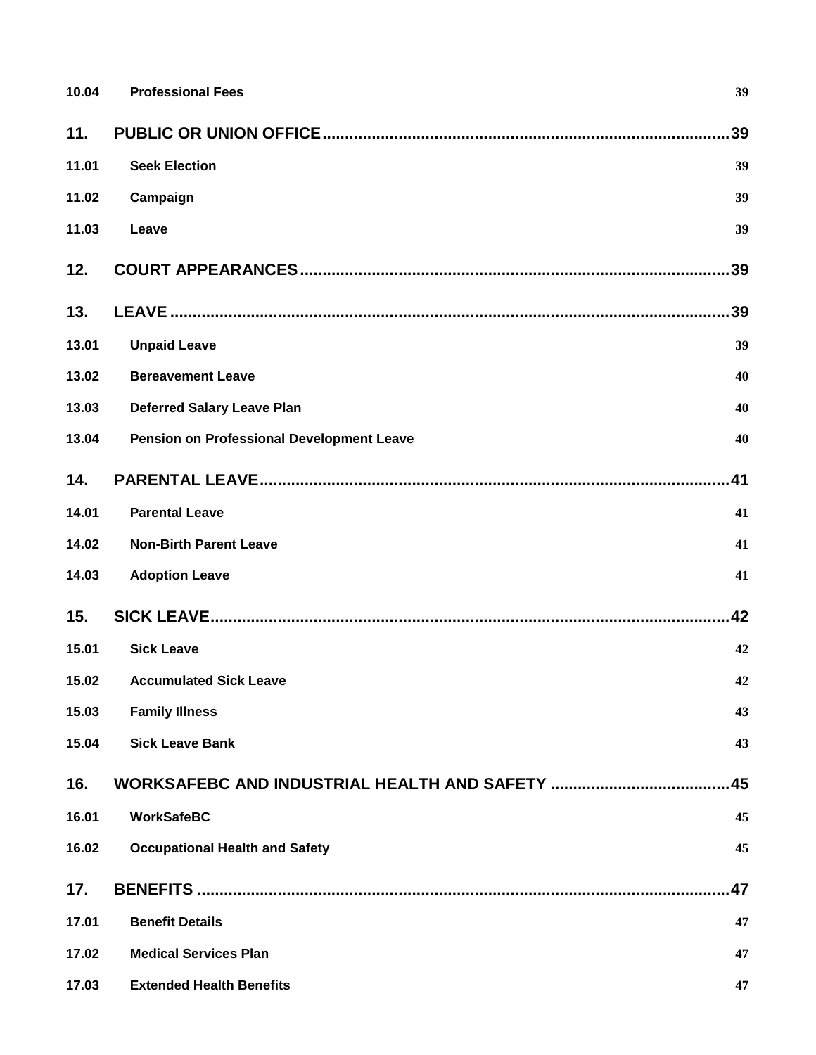| | | |
|---|---|---|
| 10.04 | **Professional Fees** | 39 |
| **11.** | **PUBLIC OR UNION OFFICE** | **39** |
| 11.01 | **Seek Election** | 39 |
| 11.02 | **Campaign** | 39 |
| 11.03 | **Leave** | 39 |
| **12.** | **COURT APPEARANCES** | **39** |
| **13.** | **LEAVE** | **39** |
| 13.01 | **Unpaid Leave** | 39 |
| 13.02 | **Bereavement Leave** | 40 |
| 13.03 | **Deferred Salary Leave Plan** | 40 |
| 13.04 | **Pension on Professional Development Leave** | 40 |
| **14.** | **PARENTAL LEAVE** | **41** |
| 14.01 | **Parental Leave** | 41 |
| 14.02 | **Non-Birth Parent Leave** | 41 |
| 14.03 | **Adoption Leave** | 41 |
| **15.** | **SICK LEAVE** | **42** |
| 15.01 | **Sick Leave** | 42 |
| 15.02 | **Accumulated Sick Leave** | 42 |
| 15.03 | **Family Illness** | 43 |
| 15.04 | **Sick Leave Bank** | 43 |
| **16.** | **WORKSAFEBC AND INDUSTRIAL HEALTH AND SAFETY** | **45** |
| 16.01 | **WorkSafeBC** | 45 |
| 16.02 | **Occupational Health and Safety** | 45 |
| **17.** | **BENEFITS** | **47** |
| 17.01 | **Benefit Details** | 47 |
| 17.02 | **Medical Services Plan** | 47 |
| 17.03 | **Extended Health Benefits** | 47 |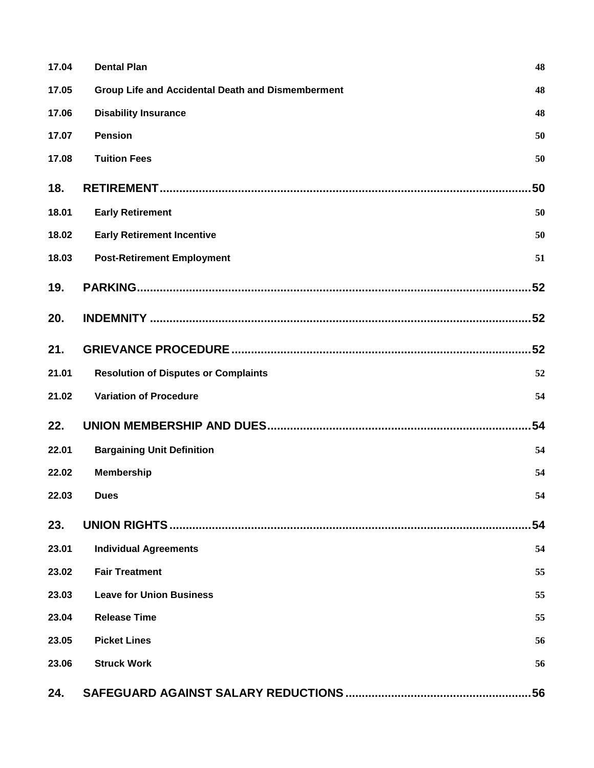| | | |
|---|---|---|
| 17.04 | **Dental Plan** | 48 |
| 17.05 | **Group Life and Accidental Death and Dismemberment** | 48 |
| 17.06 | **Disability Insurance** | 48 |
| 17.07 | **Pension** | 50 |
| 17.08 | **Tuition Fees** | 50 |
| **18.** | **RETIREMENT** | **50** |
| 18.01 | **Early Retirement** | 50 |
| 18.02 | **Early Retirement Incentive** | 50 |
| 18.03 | **Post-Retirement Employment** | 51 |
| **19.** | **PARKING** | **52** |
| **20.** | **INDEMNITY** | **52** |
| **21.** | **GRIEVANCE PROCEDURE** | **52** |
| 21.01 | **Resolution of Disputes or Complaints** | 52 |
| 21.02 | **Variation of Procedure** | 54 |
| **22.** | **UNION MEMBERSHIP AND DUES** | **54** |
| 22.01 | **Bargaining Unit Definition** | 54 |
| 22.02 | **Membership** | 54 |
| 22.03 | **Dues** | 54 |
| **23.** | **UNION RIGHTS** | **54** |
| 23.01 | **Individual Agreements** | 54 |
| 23.02 | **Fair Treatment** | 55 |
| 23.03 | **Leave for Union Business** | 55 |
| 23.04 | **Release Time** | 55 |
| 23.05 | **Picket Lines** | 56 |
| 23.06 | **Struck Work** | 56 |
| **24.** | **SAFEGUARD AGAINST SALARY REDUCTIONS** | **56** |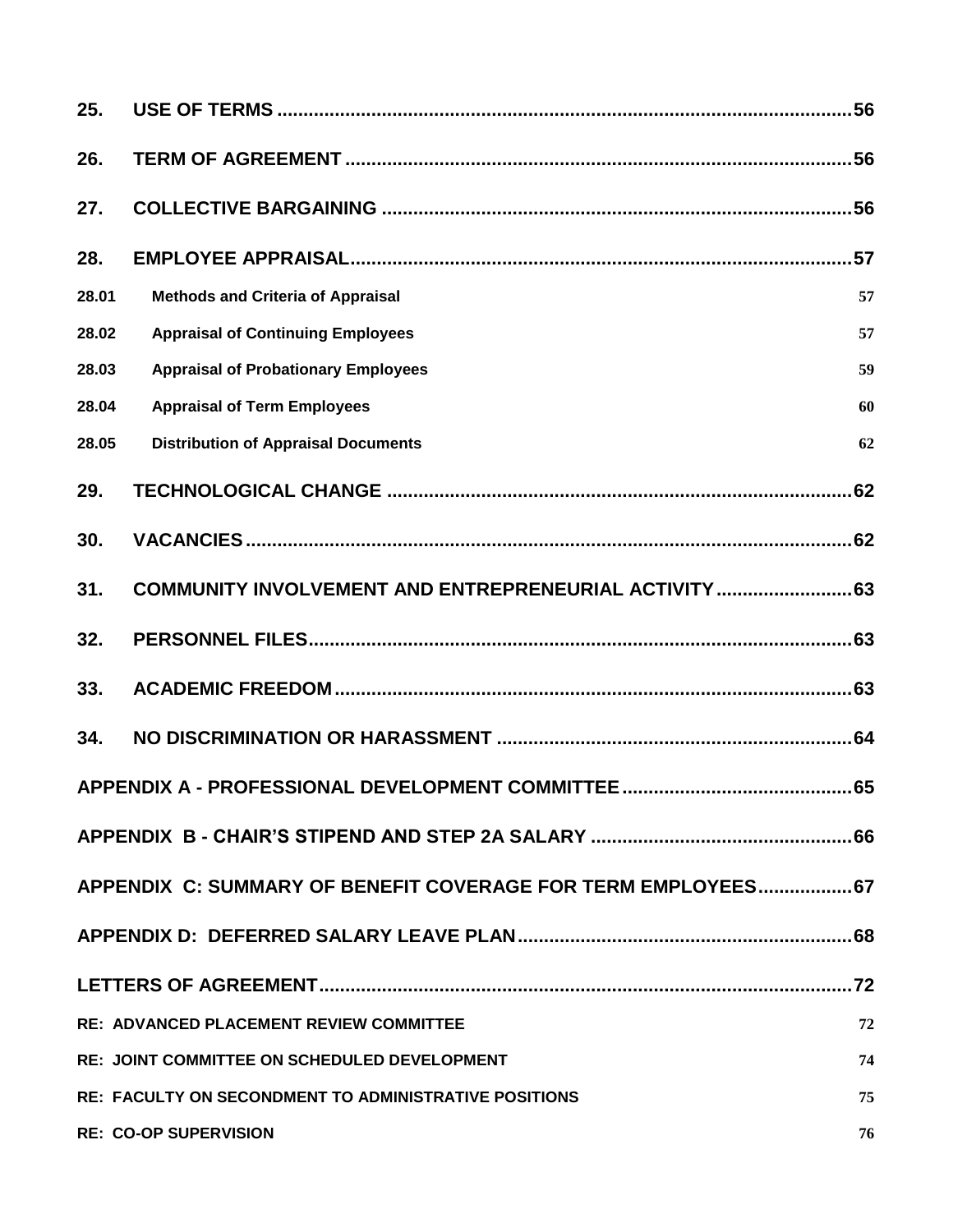25. **USE OF TERMS** .......... 56

26. **TERM OF AGREEMENT** .......... 56

27. **COLLECTIVE BARGAINING** .......... 56

28. **EMPLOYEE APPRAISAL** .......... 57

28.01 **Methods and Criteria of Appraisal** 57

28.02 **Appraisal of Continuing Employees** 57

28.03 **Appraisal of Probationary Employees** 59

28.04 **Appraisal of Term Employees** 60

28.05 **Distribution of Appraisal Documents** 62

29. **TECHNOLOGICAL CHANGE** .......... 62

30. **VACANCIES** .......... 62

31. **COMMUNITY INVOLVEMENT AND ENTREPRENEURIAL ACTIVITY** .......... 63

32. **PERSONNEL FILES** .......... 63

33. **ACADEMIC FREEDOM** .......... 63

34. **NO DISCRIMINATION OR HARASSMENT** .......... 64

**APPENDIX A - PROFESSIONAL DEVELOPMENT COMMITTEE** .......... 65

**APPENDIX B - CHAIR'S STIPEND AND STEP 2A SALARY** .......... 66

**APPENDIX C: SUMMARY OF BENEFIT COVERAGE FOR TERM EMPLOYEES** .......... 67

**APPENDIX D: DEFERRED SALARY LEAVE PLAN** .......... 68

**LETTERS OF AGREEMENT** .......... 72

**RE: ADVANCED PLACEMENT REVIEW COMMITTEE** 72

**RE: JOINT COMMITTEE ON SCHEDULED DEVELOPMENT** 74

**RE: FACULTY ON SECONDMENT TO ADMINISTRATIVE POSITIONS** 75

**RE: CO-OP SUPERVISION** 76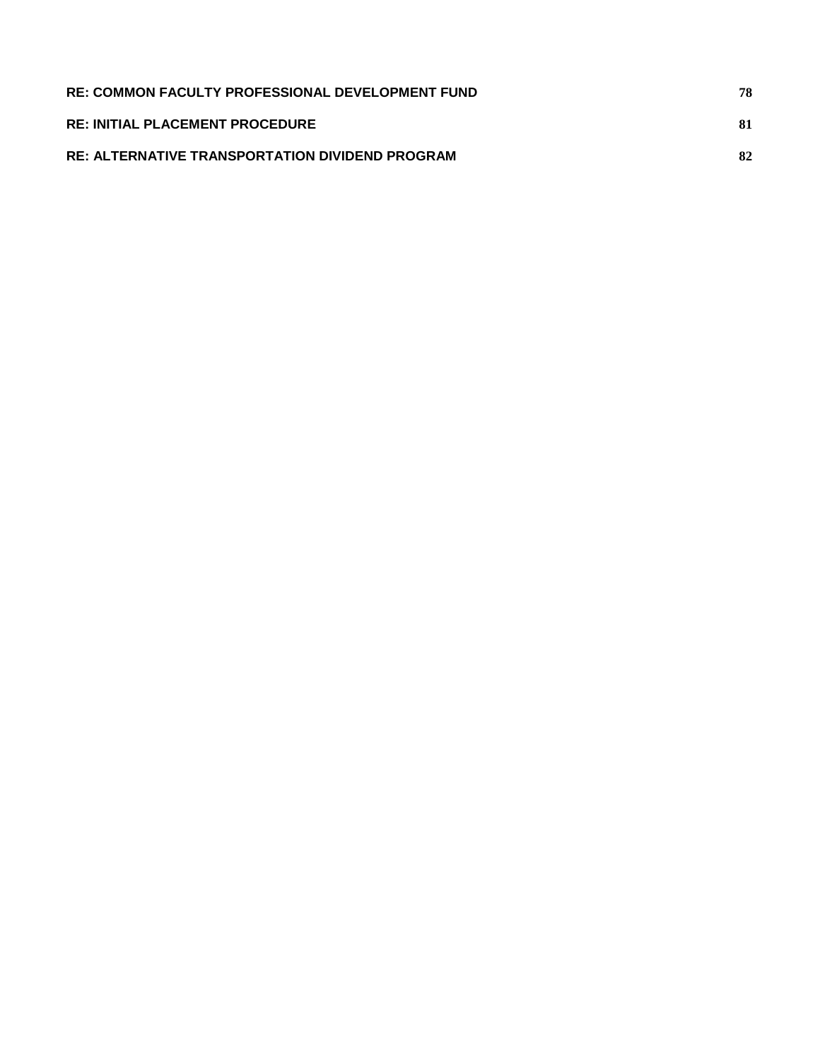**RE: COMMON FACULTY PROFESSIONAL DEVELOPMENT FUND** 78

**RE: INITIAL PLACEMENT PROCEDURE** 81

**RE: ALTERNATIVE TRANSPORTATION DIVIDEND PROGRAM** 82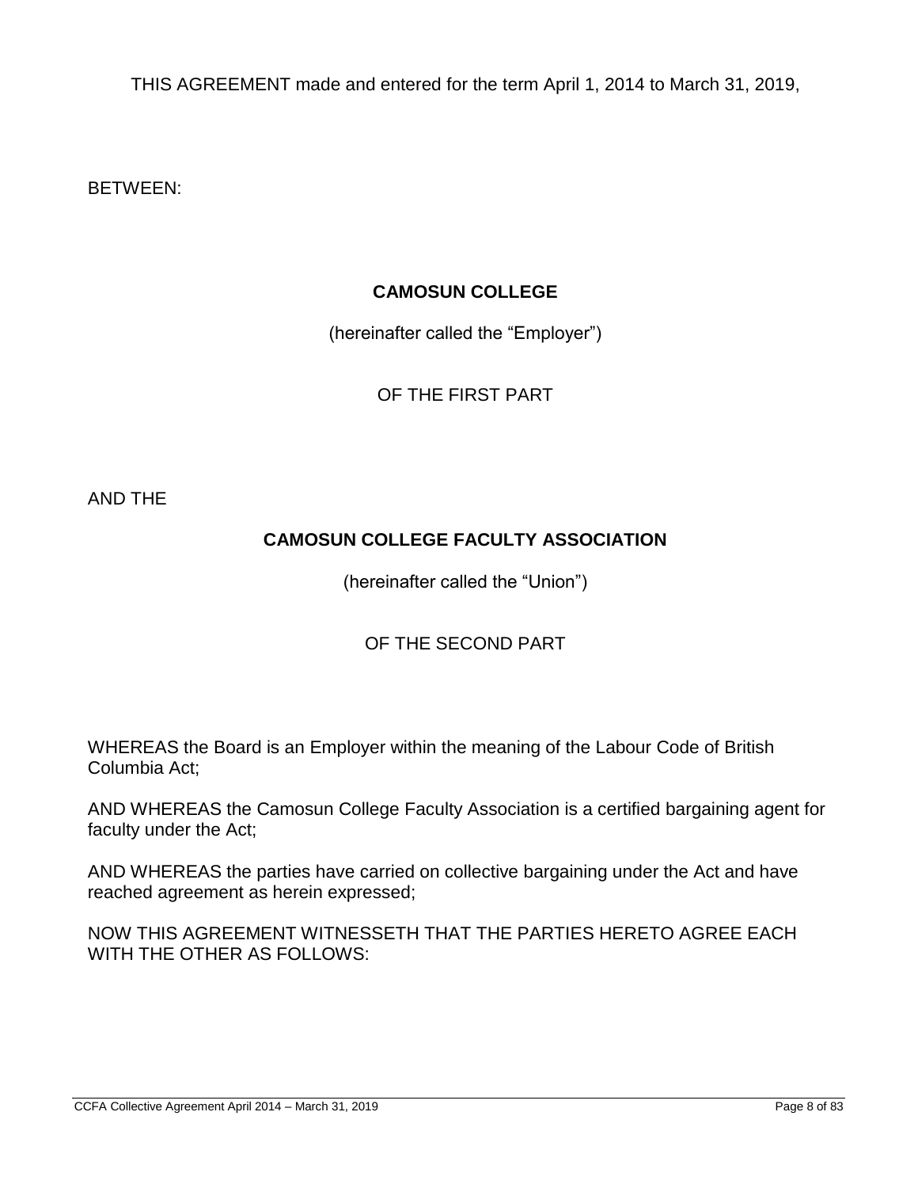THIS AGREEMENT made and entered for the term April 1, 2014 to March 31, 2019,

BETWEEN:

**CAMOSUN COLLEGE**

(hereinafter called the “Employer”)

OF THE FIRST PART

AND THE

**CAMOSUN COLLEGE FACULTY ASSOCIATION**

(hereinafter called the “Union”)

OF THE SECOND PART

WHEREAS the Board is an Employer within the meaning of the Labour Code of British Columbia Act;

AND WHEREAS the Camosun College Faculty Association is a certified bargaining agent for faculty under the Act;

AND WHEREAS the parties have carried on collective bargaining under the Act and have reached agreement as herein expressed;

NOW THIS AGREEMENT WITNESSETH THAT THE PARTIES HERETO AGREE EACH WITH THE OTHER AS FOLLOWS: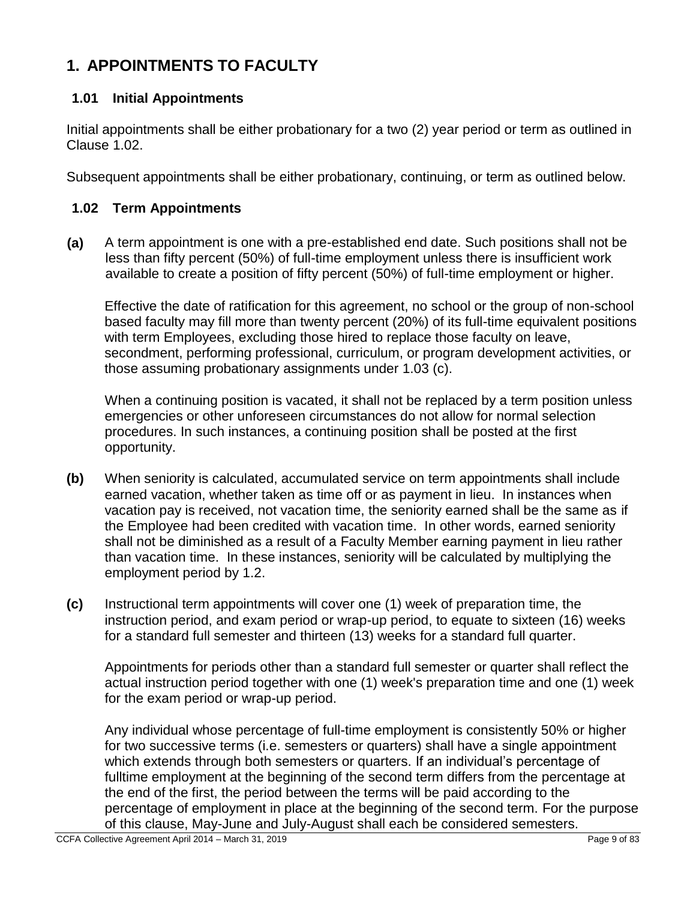# 1. APPOINTMENTS TO FACULTY

## 1.01 Initial Appointments

Initial appointments shall be either probationary for a two (2) year period or term as outlined in Clause 1.02.

Subsequent appointments shall be either probationary, continuing, or term as outlined below.

## 1.02 Term Appointments

**(a)** A term appointment is one with a pre-established end date. Such positions shall not be less than fifty percent (50%) of full-time employment unless there is insufficient work available to create a position of fifty percent (50%) of full-time employment or higher.

Effective the date of ratification for this agreement, no school or the group of non-school based faculty may fill more than twenty percent (20%) of its full-time equivalent positions with term Employees, excluding those hired to replace those faculty on leave, secondment, performing professional, curriculum, or program development activities, or those assuming probationary assignments under 1.03 (c).

When a continuing position is vacated, it shall not be replaced by a term position unless emergencies or other unforeseen circumstances do not allow for normal selection procedures. In such instances, a continuing position shall be posted at the first opportunity.

**(b)** When seniority is calculated, accumulated service on term appointments shall include earned vacation, whether taken as time off or as payment in lieu. In instances when vacation pay is received, not vacation time, the seniority earned shall be the same as if the Employee had been credited with vacation time. In other words, earned seniority shall not be diminished as a result of a Faculty Member earning payment in lieu rather than vacation time. In these instances, seniority will be calculated by multiplying the employment period by 1.2.

**(c)** Instructional term appointments will cover one (1) week of preparation time, the instruction period, and exam period or wrap-up period, to equate to sixteen (16) weeks for a standard full semester and thirteen (13) weeks for a standard full quarter.

Appointments for periods other than a standard full semester or quarter shall reflect the actual instruction period together with one (1) week's preparation time and one (1) week for the exam period or wrap-up period.

Any individual whose percentage of full-time employment is consistently 50% or higher for two successive terms (i.e. semesters or quarters) shall have a single appointment which extends through both semesters or quarters. If an individual's percentage of fulltime employment at the beginning of the second term differs from the percentage at the end of the first, the period between the terms will be paid according to the percentage of employment in place at the beginning of the second term. For the purpose of this clause, May-June and July-August shall each be considered semesters.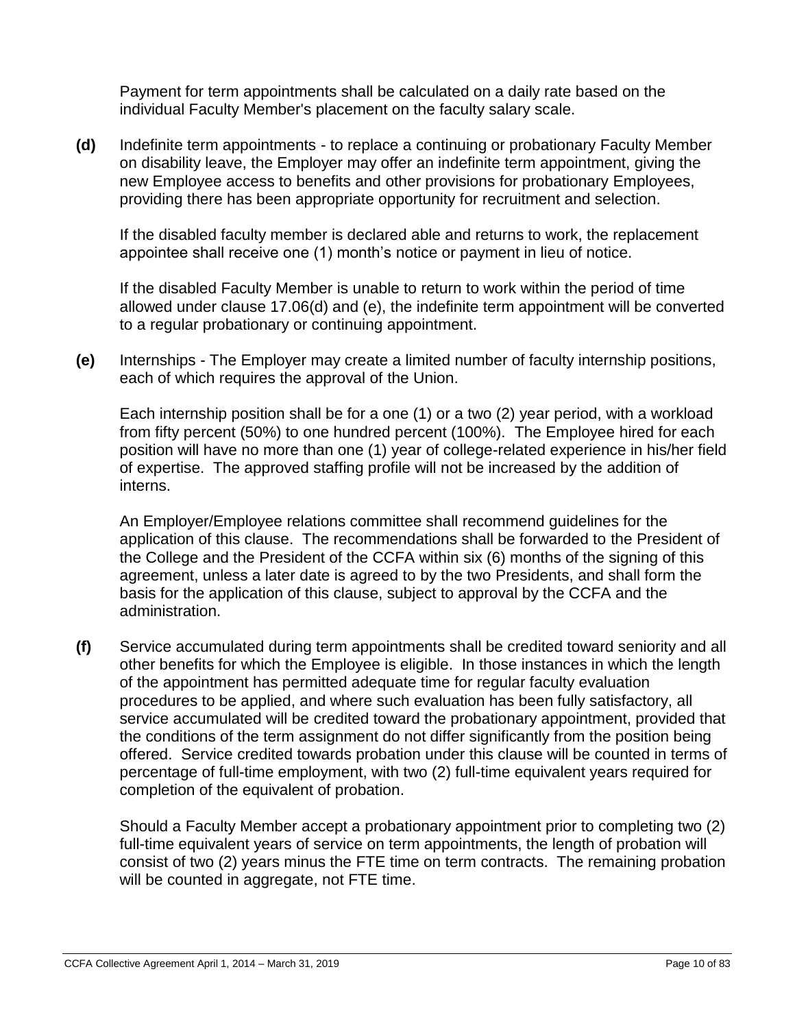Payment for term appointments shall be calculated on a daily rate based on the individual Faculty Member's placement on the faculty salary scale.

**(d)** Indefinite term appointments - to replace a continuing or probationary Faculty Member on disability leave, the Employer may offer an indefinite term appointment, giving the new Employee access to benefits and other provisions for probationary Employees, providing there has been appropriate opportunity for recruitment and selection.

If the disabled faculty member is declared able and returns to work, the replacement appointee shall receive one (1) month's notice or payment in lieu of notice.

If the disabled Faculty Member is unable to return to work within the period of time allowed under clause 17.06(d) and (e), the indefinite term appointment will be converted to a regular probationary or continuing appointment.

**(e)** Internships - The Employer may create a limited number of faculty internship positions, each of which requires the approval of the Union.

Each internship position shall be for a one (1) or a two (2) year period, with a workload from fifty percent (50%) to one hundred percent (100%). The Employee hired for each position will have no more than one (1) year of college-related experience in his/her field of expertise. The approved staffing profile will not be increased by the addition of interns.

An Employer/Employee relations committee shall recommend guidelines for the application of this clause. The recommendations shall be forwarded to the President of the College and the President of the CCFA within six (6) months of the signing of this agreement, unless a later date is agreed to by the two Presidents, and shall form the basis for the application of this clause, subject to approval by the CCFA and the administration.

**(f)** Service accumulated during term appointments shall be credited toward seniority and all other benefits for which the Employee is eligible. In those instances in which the length of the appointment has permitted adequate time for regular faculty evaluation procedures to be applied, and where such evaluation has been fully satisfactory, all service accumulated will be credited toward the probationary appointment, provided that the conditions of the term assignment do not differ significantly from the position being offered. Service credited towards probation under this clause will be counted in terms of percentage of full-time employment, with two (2) full-time equivalent years required for completion of the equivalent of probation.

Should a Faculty Member accept a probationary appointment prior to completing two (2) full-time equivalent years of service on term appointments, the length of probation will consist of two (2) years minus the FTE time on term contracts. The remaining probation will be counted in aggregate, not FTE time.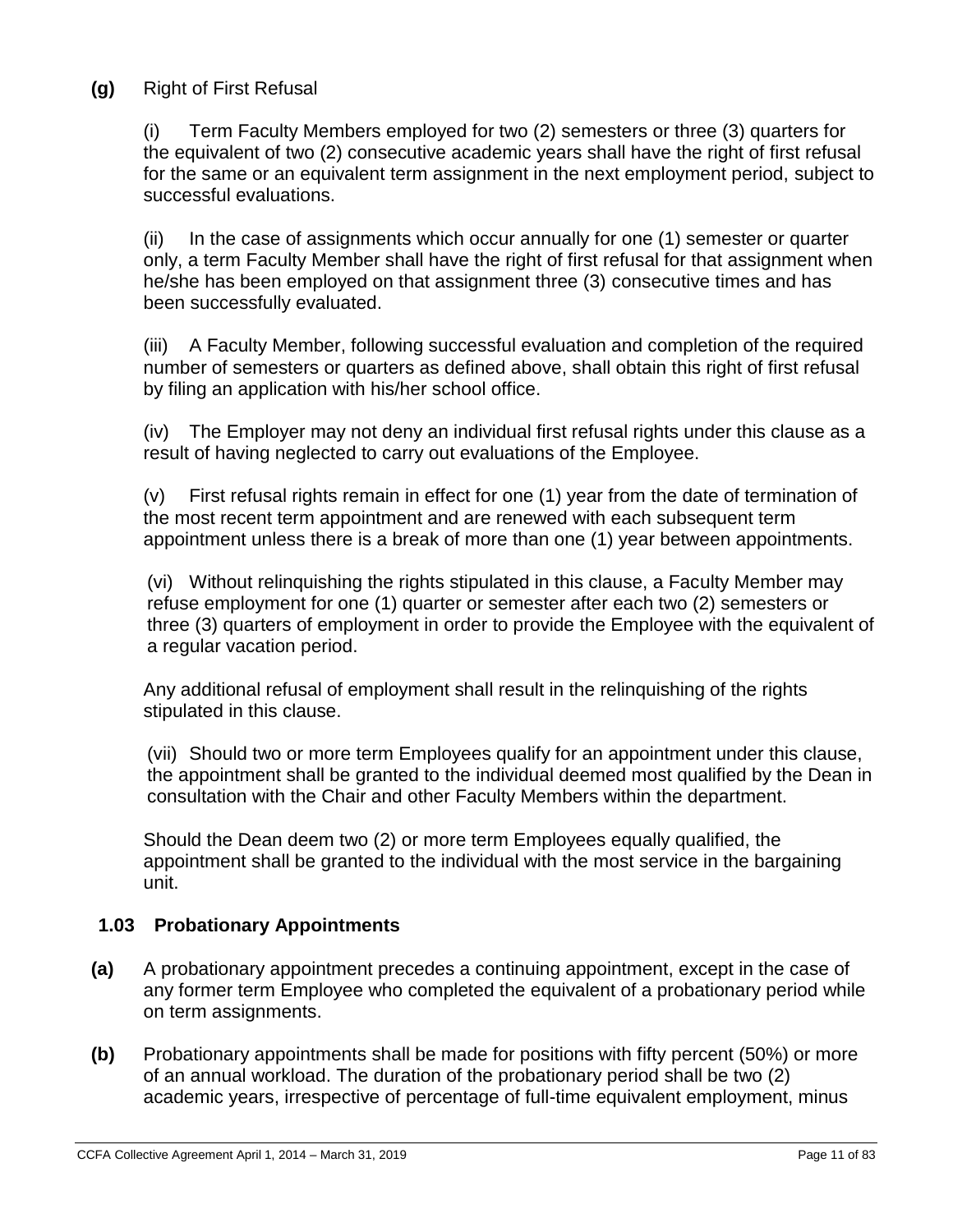**(g)** Right of First Refusal

(i) Term Faculty Members employed for two (2) semesters or three (3) quarters for the equivalent of two (2) consecutive academic years shall have the right of first refusal for the same or an equivalent term assignment in the next employment period, subject to successful evaluations.

(ii) In the case of assignments which occur annually for one (1) semester or quarter only, a term Faculty Member shall have the right of first refusal for that assignment when he/she has been employed on that assignment three (3) consecutive times and has been successfully evaluated.

(iii) A Faculty Member, following successful evaluation and completion of the required number of semesters or quarters as defined above, shall obtain this right of first refusal by filing an application with his/her school office.

(iv) The Employer may not deny an individual first refusal rights under this clause as a result of having neglected to carry out evaluations of the Employee.

(v) First refusal rights remain in effect for one (1) year from the date of termination of the most recent term appointment and are renewed with each subsequent term appointment unless there is a break of more than one (1) year between appointments.

(vi) Without relinquishing the rights stipulated in this clause, a Faculty Member may refuse employment for one (1) quarter or semester after each two (2) semesters or three (3) quarters of employment in order to provide the Employee with the equivalent of a regular vacation period.

Any additional refusal of employment shall result in the relinquishing of the rights stipulated in this clause.

(vii) Should two or more term Employees qualify for an appointment under this clause, the appointment shall be granted to the individual deemed most qualified by the Dean in consultation with the Chair and other Faculty Members within the department.

Should the Dean deem two (2) or more term Employees equally qualified, the appointment shall be granted to the individual with the most service in the bargaining unit.

## 1.03 Probationary Appointments

**(a)** A probationary appointment precedes a continuing appointment, except in the case of any former term Employee who completed the equivalent of a probationary period while on term assignments.

**(b)** Probationary appointments shall be made for positions with fifty percent (50%) or more of an annual workload. The duration of the probationary period shall be two (2) academic years, irrespective of percentage of full-time equivalent employment, minus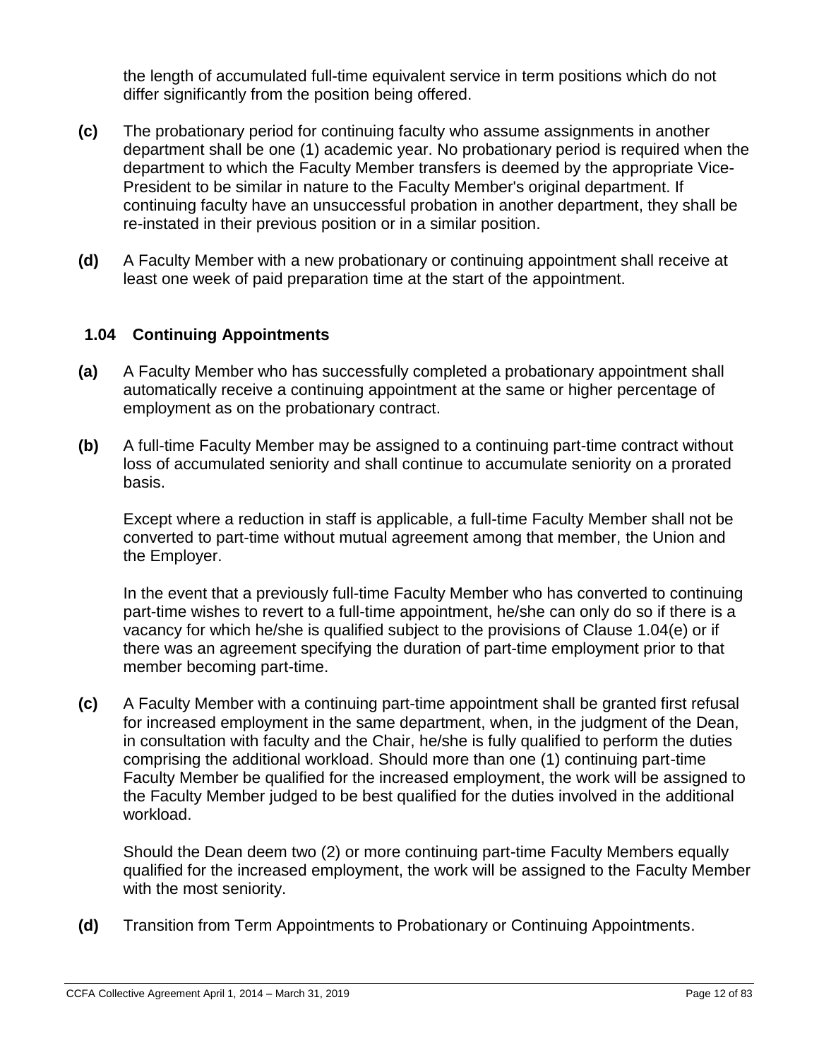the length of accumulated full-time equivalent service in term positions which do not differ significantly from the position being offered.

**(c)** The probationary period for continuing faculty who assume assignments in another department shall be one (1) academic year. No probationary period is required when the department to which the Faculty Member transfers is deemed by the appropriate Vice-President to be similar in nature to the Faculty Member's original department. If continuing faculty have an unsuccessful probation in another department, they shall be re-instated in their previous position or in a similar position.

**(d)** A Faculty Member with a new probationary or continuing appointment shall receive at least one week of paid preparation time at the start of the appointment.

### 1.04 Continuing Appointments

**(a)** A Faculty Member who has successfully completed a probationary appointment shall automatically receive a continuing appointment at the same or higher percentage of employment as on the probationary contract.

**(b)** A full-time Faculty Member may be assigned to a continuing part-time contract without loss of accumulated seniority and shall continue to accumulate seniority on a prorated basis.

Except where a reduction in staff is applicable, a full-time Faculty Member shall not be converted to part-time without mutual agreement among that member, the Union and the Employer.

In the event that a previously full-time Faculty Member who has converted to continuing part-time wishes to revert to a full-time appointment, he/she can only do so if there is a vacancy for which he/she is qualified subject to the provisions of Clause 1.04(e) or if there was an agreement specifying the duration of part-time employment prior to that member becoming part-time.

**(c)** A Faculty Member with a continuing part-time appointment shall be granted first refusal for increased employment in the same department, when, in the judgment of the Dean, in consultation with faculty and the Chair, he/she is fully qualified to perform the duties comprising the additional workload. Should more than one (1) continuing part-time Faculty Member be qualified for the increased employment, the work will be assigned to the Faculty Member judged to be best qualified for the duties involved in the additional workload.

Should the Dean deem two (2) or more continuing part-time Faculty Members equally qualified for the increased employment, the work will be assigned to the Faculty Member with the most seniority.

**(d)** Transition from Term Appointments to Probationary or Continuing Appointments.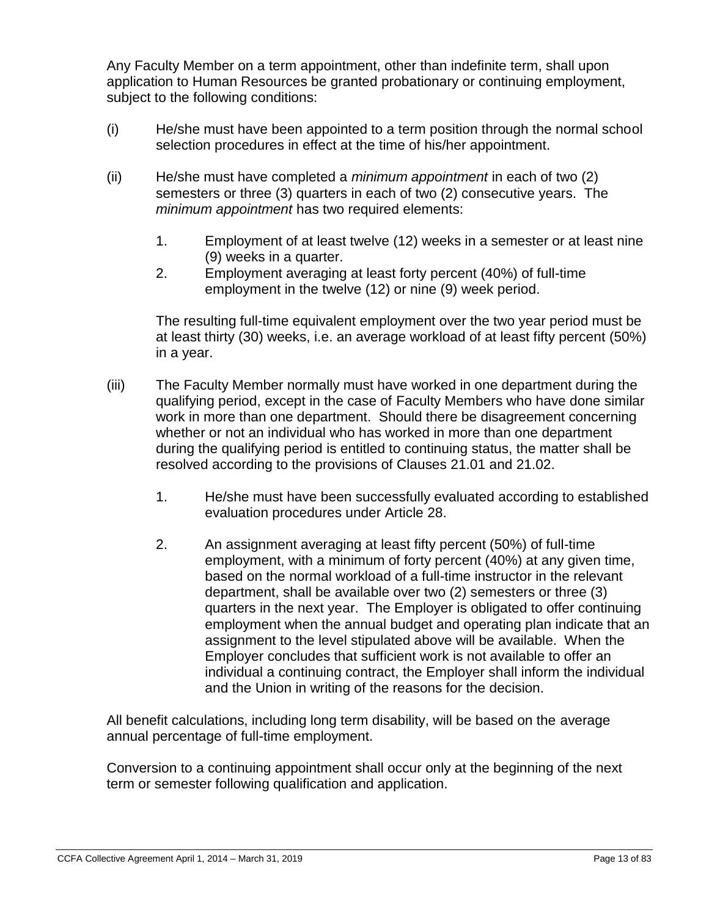Any Faculty Member on a term appointment, other than indefinite term, shall upon application to Human Resources be granted probationary or continuing employment, subject to the following conditions:

(i) He/she must have been appointed to a term position through the normal school selection procedures in effect at the time of his/her appointment.

(ii) He/she must have completed a *minimum appointment* in each of two (2) semesters or three (3) quarters in each of two (2) consecutive years. The *minimum appointment* has two required elements:

   1. Employment of at least twelve (12) weeks in a semester or at least nine (9) weeks in a quarter.
   2. Employment averaging at least forty percent (40%) of full-time employment in the twelve (12) or nine (9) week period.

   The resulting full-time equivalent employment over the two year period must be at least thirty (30) weeks, i.e. an average workload of at least fifty percent (50%) in a year.

(iii) The Faculty Member normally must have worked in one department during the qualifying period, except in the case of Faculty Members who have done similar work in more than one department. Should there be disagreement concerning whether or not an individual who has worked in more than one department during the qualifying period is entitled to continuing status, the matter shall be resolved according to the provisions of Clauses 21.01 and 21.02.

   1. He/she must have been successfully evaluated according to established evaluation procedures under Article 28.

   2. An assignment averaging at least fifty percent (50%) of full-time employment, with a minimum of forty percent (40%) at any given time, based on the normal workload of a full-time instructor in the relevant department, shall be available over two (2) semesters or three (3) quarters in the next year. The Employer is obligated to offer continuing employment when the annual budget and operating plan indicate that an assignment to the level stipulated above will be available. When the Employer concludes that sufficient work is not available to offer an individual a continuing contract, the Employer shall inform the individual and the Union in writing of the reasons for the decision.

All benefit calculations, including long term disability, will be based on the average annual percentage of full-time employment.

Conversion to a continuing appointment shall occur only at the beginning of the next term or semester following qualification and application.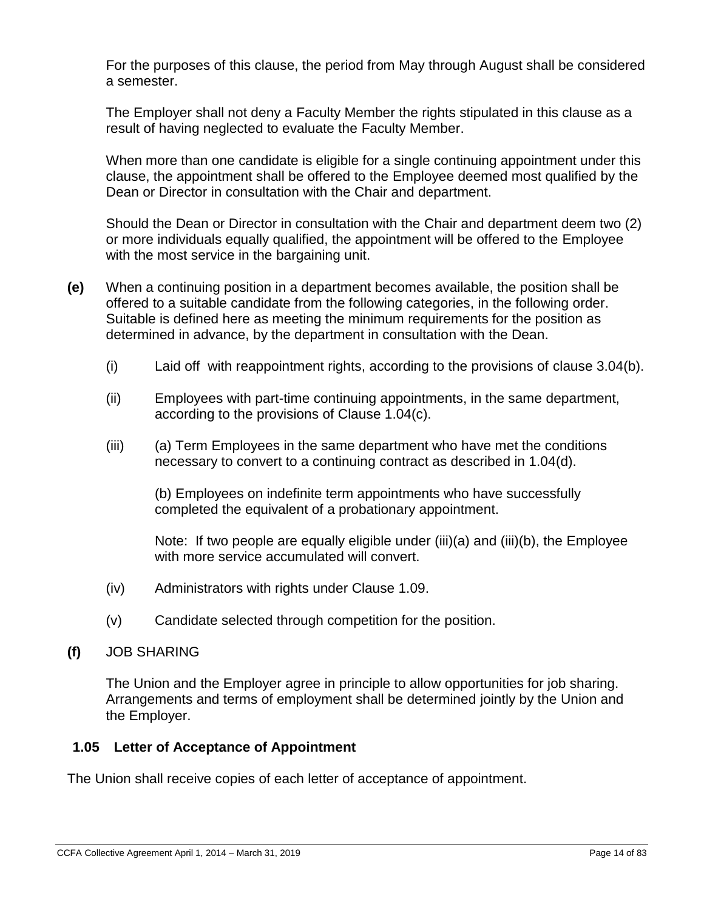For the purposes of this clause, the period from May through August shall be considered a semester.

The Employer shall not deny a Faculty Member the rights stipulated in this clause as a result of having neglected to evaluate the Faculty Member.

When more than one candidate is eligible for a single continuing appointment under this clause, the appointment shall be offered to the Employee deemed most qualified by the Dean or Director in consultation with the Chair and department.

Should the Dean or Director in consultation with the Chair and department deem two (2) or more individuals equally qualified, the appointment will be offered to the Employee with the most service in the bargaining unit.

**(e)** When a continuing position in a department becomes available, the position shall be offered to a suitable candidate from the following categories, in the following order. Suitable is defined here as meeting the minimum requirements for the position as determined in advance, by the department in consultation with the Dean.

(i) Laid off with reappointment rights, according to the provisions of clause 3.04(b).

(ii) Employees with part-time continuing appointments, in the same department, according to the provisions of Clause 1.04(c).

(iii) (a) Term Employees in the same department who have met the conditions necessary to convert to a continuing contract as described in 1.04(d).

(b) Employees on indefinite term appointments who have successfully completed the equivalent of a probationary appointment.

Note: If two people are equally eligible under (iii)(a) and (iii)(b), the Employee with more service accumulated will convert.

(iv) Administrators with rights under Clause 1.09.

(v) Candidate selected through competition for the position.

**(f)** JOB SHARING

The Union and the Employer agree in principle to allow opportunities for job sharing. Arrangements and terms of employment shall be determined jointly by the Union and the Employer.

## 1.05 Letter of Acceptance of Appointment

The Union shall receive copies of each letter of acceptance of appointment.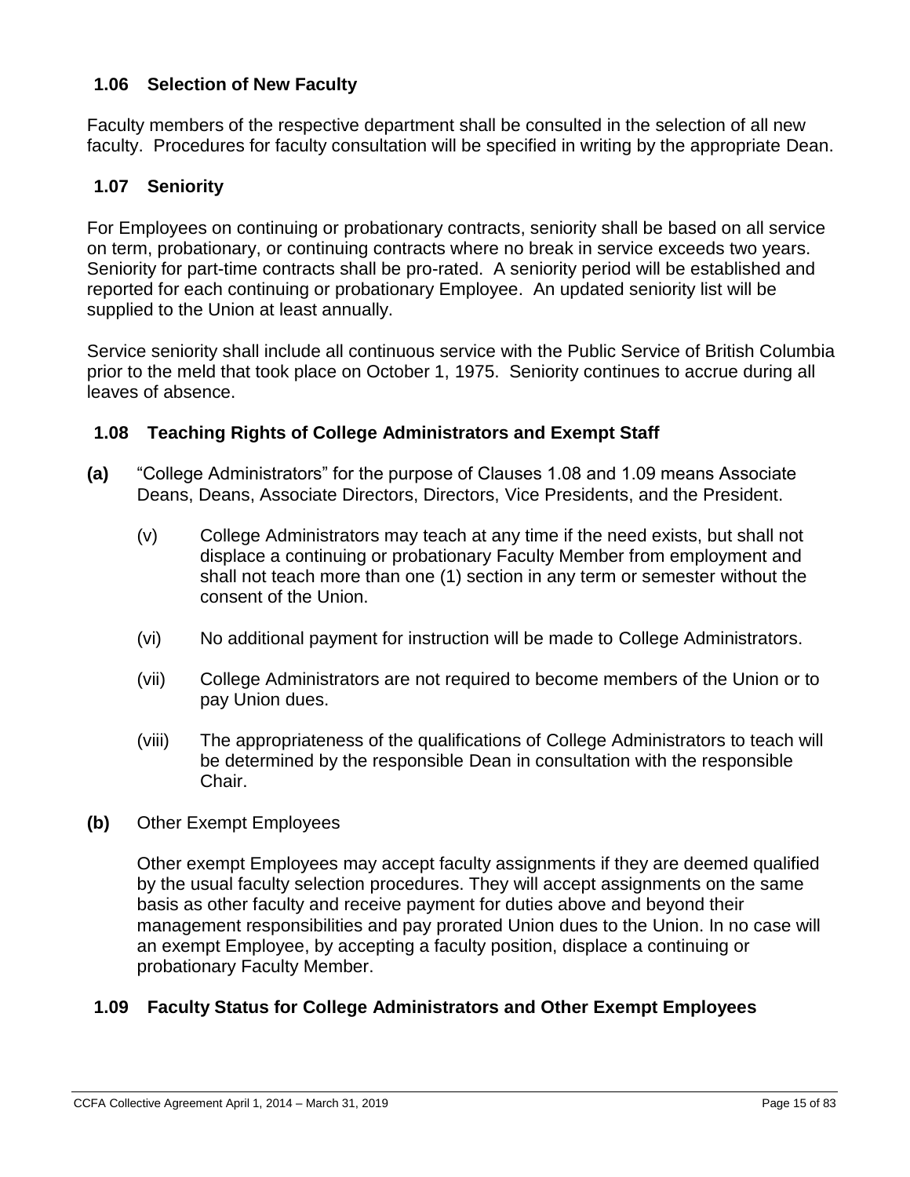### 1.06 Selection of New Faculty

Faculty members of the respective department shall be consulted in the selection of all new faculty. Procedures for faculty consultation will be specified in writing by the appropriate Dean.

### 1.07 Seniority

For Employees on continuing or probationary contracts, seniority shall be based on all service on term, probationary, or continuing contracts where no break in service exceeds two years. Seniority for part-time contracts shall be pro-rated. A seniority period will be established and reported for each continuing or probationary Employee. An updated seniority list will be supplied to the Union at least annually.

Service seniority shall include all continuous service with the Public Service of British Columbia prior to the meld that took place on October 1, 1975. Seniority continues to accrue during all leaves of absence.

### 1.08 Teaching Rights of College Administrators and Exempt Staff

**(a)** "College Administrators" for the purpose of Clauses 1.08 and 1.09 means Associate Deans, Deans, Associate Directors, Directors, Vice Presidents, and the President.

(v) College Administrators may teach at any time if the need exists, but shall not displace a continuing or probationary Faculty Member from employment and shall not teach more than one (1) section in any term or semester without the consent of the Union.

(vi) No additional payment for instruction will be made to College Administrators.

(vii) College Administrators are not required to become members of the Union or to pay Union dues.

(viii) The appropriateness of the qualifications of College Administrators to teach will be determined by the responsible Dean in consultation with the responsible Chair.

**(b)** Other Exempt Employees

Other exempt Employees may accept faculty assignments if they are deemed qualified by the usual faculty selection procedures. They will accept assignments on the same basis as other faculty and receive payment for duties above and beyond their management responsibilities and pay prorated Union dues to the Union. In no case will an exempt Employee, by accepting a faculty position, displace a continuing or probationary Faculty Member.

### 1.09 Faculty Status for College Administrators and Other Exempt Employees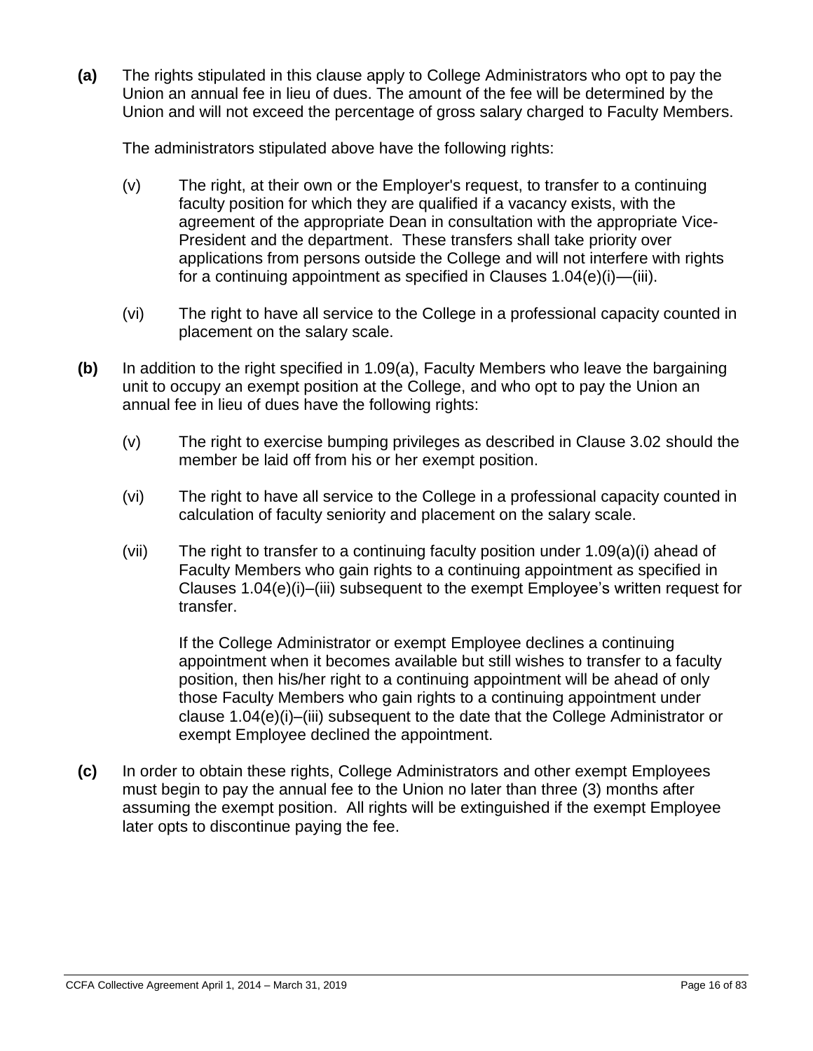**(a)** The rights stipulated in this clause apply to College Administrators who opt to pay the Union an annual fee in lieu of dues. The amount of the fee will be determined by the Union and will not exceed the percentage of gross salary charged to Faculty Members.

The administrators stipulated above have the following rights:

(v) The right, at their own or the Employer's request, to transfer to a continuing faculty position for which they are qualified if a vacancy exists, with the agreement of the appropriate Dean in consultation with the appropriate Vice-President and the department. These transfers shall take priority over applications from persons outside the College and will not interfere with rights for a continuing appointment as specified in Clauses 1.04(e)(i)—(iii).

(vi) The right to have all service to the College in a professional capacity counted in placement on the salary scale.

**(b)** In addition to the right specified in 1.09(a), Faculty Members who leave the bargaining unit to occupy an exempt position at the College, and who opt to pay the Union an annual fee in lieu of dues have the following rights:

(v) The right to exercise bumping privileges as described in Clause 3.02 should the member be laid off from his or her exempt position.

(vi) The right to have all service to the College in a professional capacity counted in calculation of faculty seniority and placement on the salary scale.

(vii) The right to transfer to a continuing faculty position under 1.09(a)(i) ahead of Faculty Members who gain rights to a continuing appointment as specified in Clauses 1.04(e)(i)–(iii) subsequent to the exempt Employee's written request for transfer.

If the College Administrator or exempt Employee declines a continuing appointment when it becomes available but still wishes to transfer to a faculty position, then his/her right to a continuing appointment will be ahead of only those Faculty Members who gain rights to a continuing appointment under clause 1.04(e)(i)–(iii) subsequent to the date that the College Administrator or exempt Employee declined the appointment.

**(c)** In order to obtain these rights, College Administrators and other exempt Employees must begin to pay the annual fee to the Union no later than three (3) months after assuming the exempt position. All rights will be extinguished if the exempt Employee later opts to discontinue paying the fee.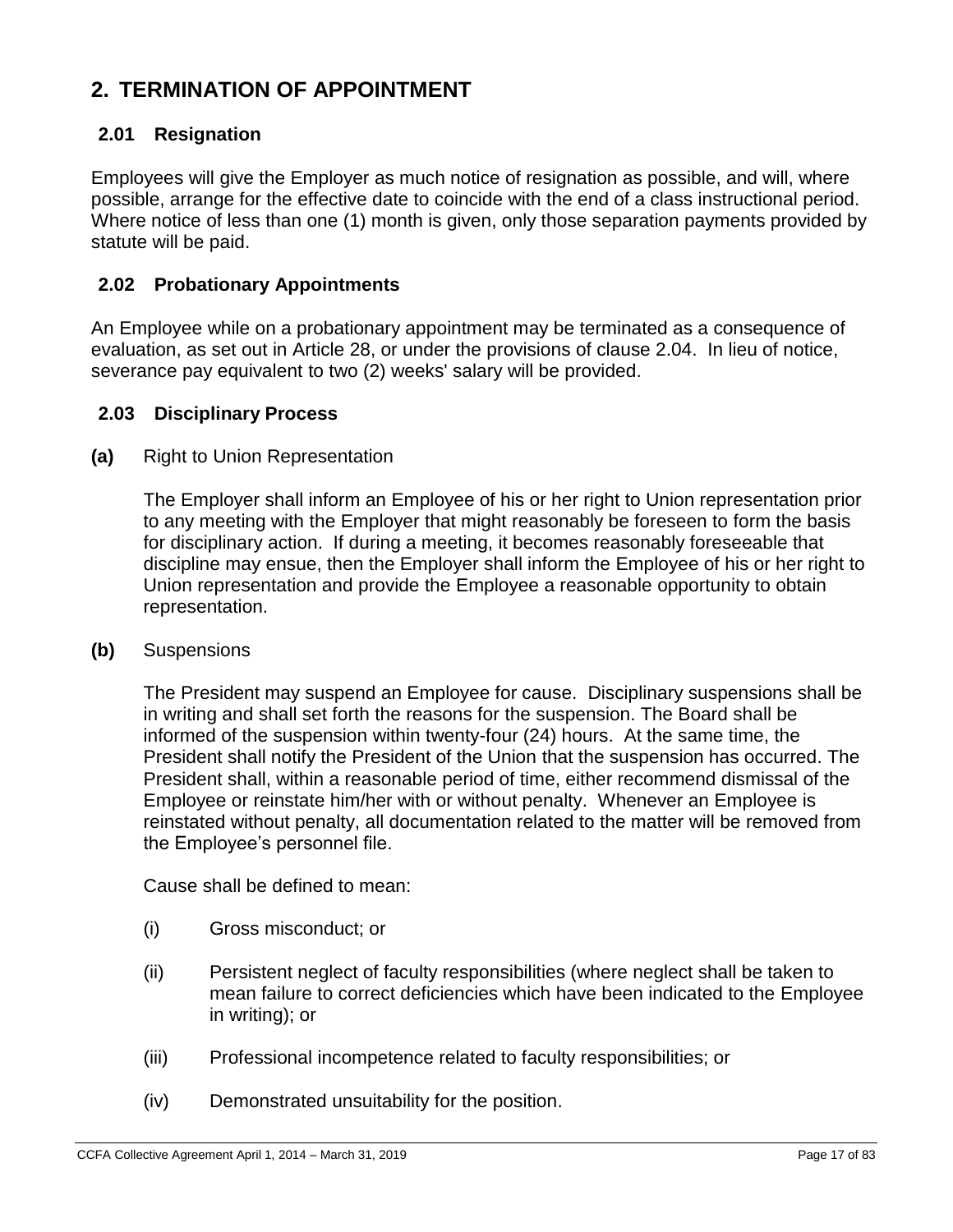# 2. TERMINATION OF APPOINTMENT

## 2.01 Resignation

Employees will give the Employer as much notice of resignation as possible, and will, where possible, arrange for the effective date to coincide with the end of a class instructional period. Where notice of less than one (1) month is given, only those separation payments provided by statute will be paid.

## 2.02 Probationary Appointments

An Employee while on a probationary appointment may be terminated as a consequence of evaluation, as set out in Article 28, or under the provisions of clause 2.04. In lieu of notice, severance pay equivalent to two (2) weeks' salary will be provided.

## 2.03 Disciplinary Process

**(a)** Right to Union Representation

The Employer shall inform an Employee of his or her right to Union representation prior to any meeting with the Employer that might reasonably be foreseen to form the basis for disciplinary action. If during a meeting, it becomes reasonably foreseeable that discipline may ensue, then the Employer shall inform the Employee of his or her right to Union representation and provide the Employee a reasonable opportunity to obtain representation.

**(b)** Suspensions

The President may suspend an Employee for cause. Disciplinary suspensions shall be in writing and shall set forth the reasons for the suspension. The Board shall be informed of the suspension within twenty-four (24) hours. At the same time, the President shall notify the President of the Union that the suspension has occurred. The President shall, within a reasonable period of time, either recommend dismissal of the Employee or reinstate him/her with or without penalty. Whenever an Employee is reinstated without penalty, all documentation related to the matter will be removed from the Employee's personnel file.

Cause shall be defined to mean:

(i) Gross misconduct; or

(ii) Persistent neglect of faculty responsibilities (where neglect shall be taken to mean failure to correct deficiencies which have been indicated to the Employee in writing); or

(iii) Professional incompetence related to faculty responsibilities; or

(iv) Demonstrated unsuitability for the position.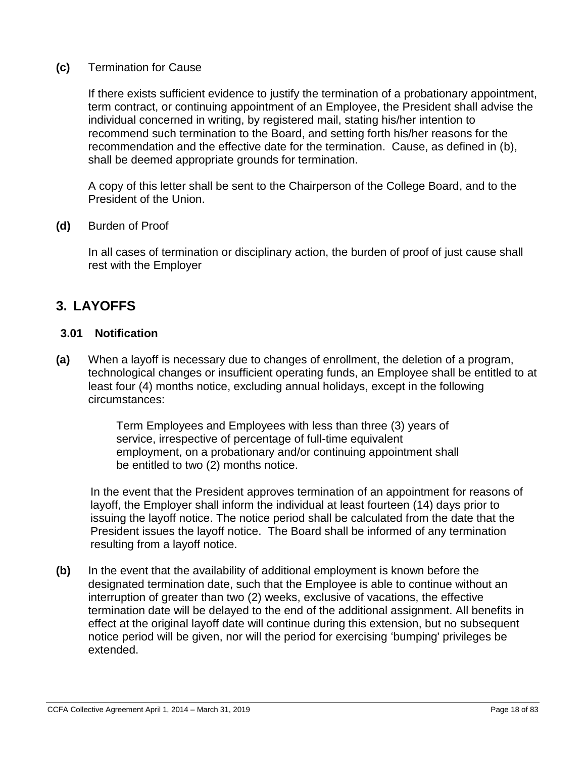**(c)** Termination for Cause

If there exists sufficient evidence to justify the termination of a probationary appointment, term contract, or continuing appointment of an Employee, the President shall advise the individual concerned in writing, by registered mail, stating his/her intention to recommend such termination to the Board, and setting forth his/her reasons for the recommendation and the effective date for the termination. Cause, as defined in (b), shall be deemed appropriate grounds for termination.

A copy of this letter shall be sent to the Chairperson of the College Board, and to the President of the Union.

**(d)** Burden of Proof

In all cases of termination or disciplinary action, the burden of proof of just cause shall rest with the Employer

## 3. LAYOFFS

### 3.01 Notification

**(a)** When a layoff is necessary due to changes of enrollment, the deletion of a program, technological changes or insufficient operating funds, an Employee shall be entitled to at least four (4) months notice, excluding annual holidays, except in the following circumstances:

> Term Employees and Employees with less than three (3) years of service, irrespective of percentage of full-time equivalent employment, on a probationary and/or continuing appointment shall be entitled to two (2) months notice.

In the event that the President approves termination of an appointment for reasons of layoff, the Employer shall inform the individual at least fourteen (14) days prior to issuing the layoff notice. The notice period shall be calculated from the date that the President issues the layoff notice. The Board shall be informed of any termination resulting from a layoff notice.

**(b)** In the event that the availability of additional employment is known before the designated termination date, such that the Employee is able to continue without an interruption of greater than two (2) weeks, exclusive of vacations, the effective termination date will be delayed to the end of the additional assignment. All benefits in effect at the original layoff date will continue during this extension, but no subsequent notice period will be given, nor will the period for exercising 'bumping' privileges be extended.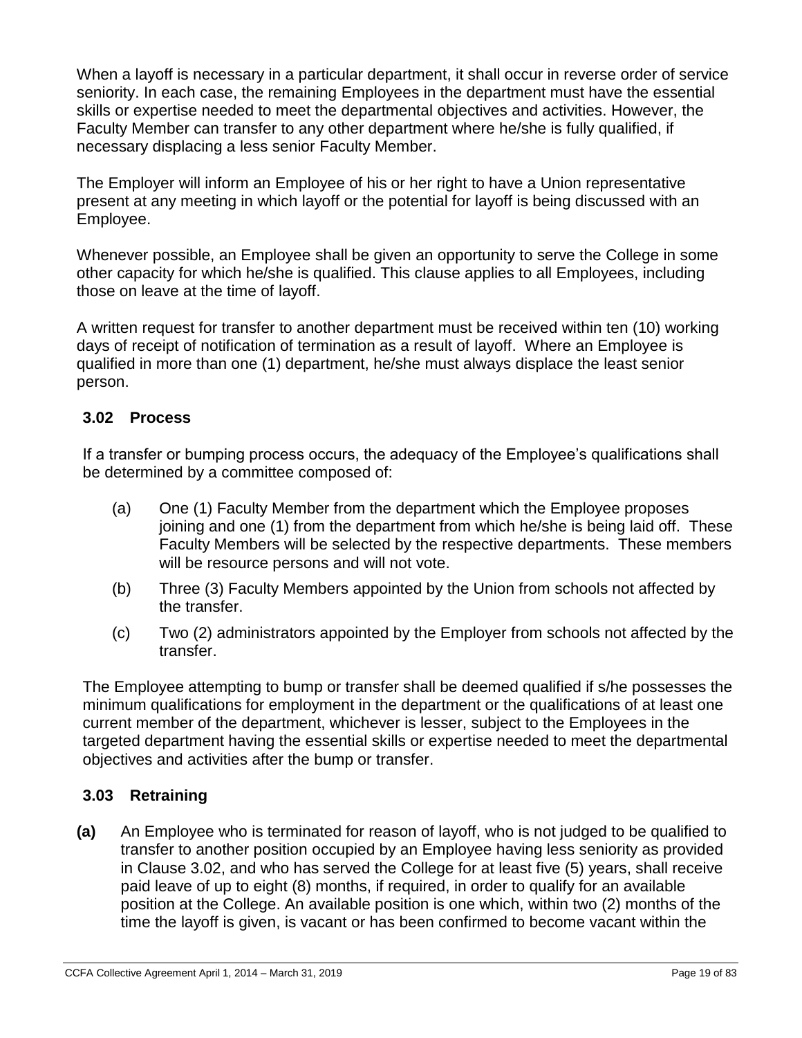When a layoff is necessary in a particular department, it shall occur in reverse order of service seniority. In each case, the remaining Employees in the department must have the essential skills or expertise needed to meet the departmental objectives and activities. However, the Faculty Member can transfer to any other department where he/she is fully qualified, if necessary displacing a less senior Faculty Member.

The Employer will inform an Employee of his or her right to have a Union representative present at any meeting in which layoff or the potential for layoff is being discussed with an Employee.

Whenever possible, an Employee shall be given an opportunity to serve the College in some other capacity for which he/she is qualified. This clause applies to all Employees, including those on leave at the time of layoff.

A written request for transfer to another department must be received within ten (10) working days of receipt of notification of termination as a result of layoff. Where an Employee is qualified in more than one (1) department, he/she must always displace the least senior person.

### 3.02 Process

If a transfer or bumping process occurs, the adequacy of the Employee's qualifications shall be determined by a committee composed of:

(a) One (1) Faculty Member from the department which the Employee proposes joining and one (1) from the department from which he/she is being laid off. These Faculty Members will be selected by the respective departments. These members will be resource persons and will not vote.

(b) Three (3) Faculty Members appointed by the Union from schools not affected by the transfer.

(c) Two (2) administrators appointed by the Employer from schools not affected by the transfer.

The Employee attempting to bump or transfer shall be deemed qualified if s/he possesses the minimum qualifications for employment in the department or the qualifications of at least one current member of the department, whichever is lesser, subject to the Employees in the targeted department having the essential skills or expertise needed to meet the departmental objectives and activities after the bump or transfer.

### 3.03 Retraining

**(a)** An Employee who is terminated for reason of layoff, who is not judged to be qualified to transfer to another position occupied by an Employee having less seniority as provided in Clause 3.02, and who has served the College for at least five (5) years, shall receive paid leave of up to eight (8) months, if required, in order to qualify for an available position at the College. An available position is one which, within two (2) months of the time the layoff is given, is vacant or has been confirmed to become vacant within the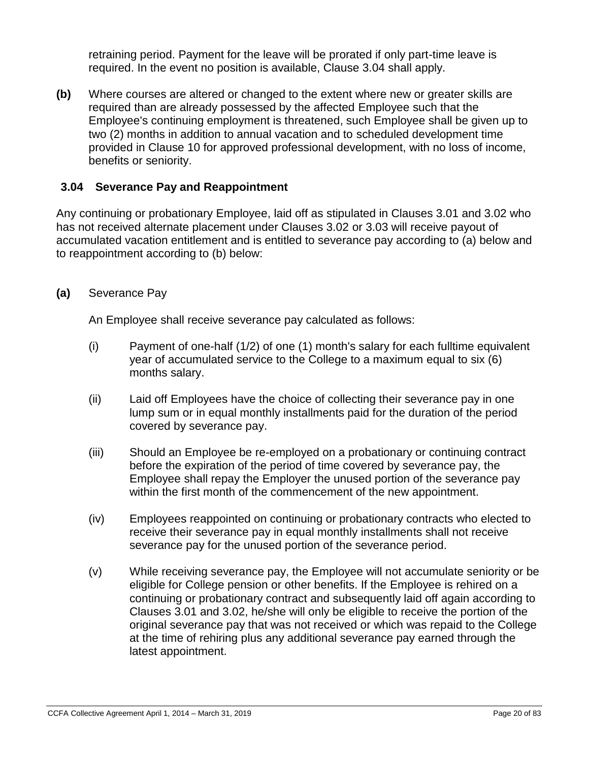retraining period. Payment for the leave will be prorated if only part-time leave is required. In the event no position is available, Clause 3.04 shall apply.

**(b)** Where courses are altered or changed to the extent where new or greater skills are required than are already possessed by the affected Employee such that the Employee's continuing employment is threatened, such Employee shall be given up to two (2) months in addition to annual vacation and to scheduled development time provided in Clause 10 for approved professional development, with no loss of income, benefits or seniority.

### 3.04 Severance Pay and Reappointment

Any continuing or probationary Employee, laid off as stipulated in Clauses 3.01 and 3.02 who has not received alternate placement under Clauses 3.02 or 3.03 will receive payout of accumulated vacation entitlement and is entitled to severance pay according to (a) below and to reappointment according to (b) below:

**(a)** Severance Pay

An Employee shall receive severance pay calculated as follows:

(i) Payment of one-half (1/2) of one (1) month's salary for each fulltime equivalent year of accumulated service to the College to a maximum equal to six (6) months salary.

(ii) Laid off Employees have the choice of collecting their severance pay in one lump sum or in equal monthly installments paid for the duration of the period covered by severance pay.

(iii) Should an Employee be re-employed on a probationary or continuing contract before the expiration of the period of time covered by severance pay, the Employee shall repay the Employer the unused portion of the severance pay within the first month of the commencement of the new appointment.

(iv) Employees reappointed on continuing or probationary contracts who elected to receive their severance pay in equal monthly installments shall not receive severance pay for the unused portion of the severance period.

(v) While receiving severance pay, the Employee will not accumulate seniority or be eligible for College pension or other benefits. If the Employee is rehired on a continuing or probationary contract and subsequently laid off again according to Clauses 3.01 and 3.02, he/she will only be eligible to receive the portion of the original severance pay that was not received or which was repaid to the College at the time of rehiring plus any additional severance pay earned through the latest appointment.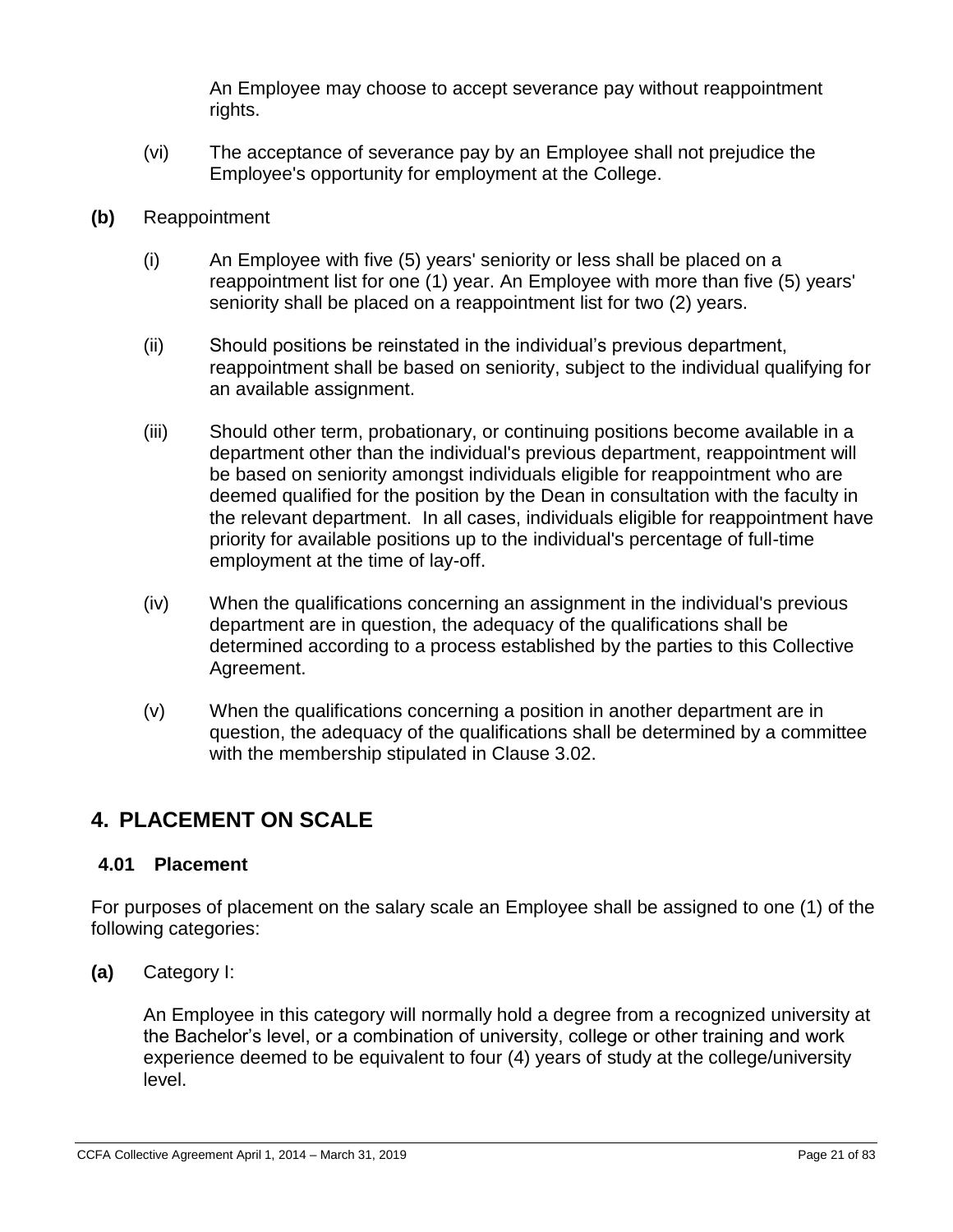An Employee may choose to accept severance pay without reappointment rights.

(vi) The acceptance of severance pay by an Employee shall not prejudice the Employee's opportunity for employment at the College.

**(b)** Reappointment

(i) An Employee with five (5) years' seniority or less shall be placed on a reappointment list for one (1) year. An Employee with more than five (5) years' seniority shall be placed on a reappointment list for two (2) years.

(ii) Should positions be reinstated in the individual's previous department, reappointment shall be based on seniority, subject to the individual qualifying for an available assignment.

(iii) Should other term, probationary, or continuing positions become available in a department other than the individual's previous department, reappointment will be based on seniority amongst individuals eligible for reappointment who are deemed qualified for the position by the Dean in consultation with the faculty in the relevant department. In all cases, individuals eligible for reappointment have priority for available positions up to the individual's percentage of full-time employment at the time of lay-off.

(iv) When the qualifications concerning an assignment in the individual's previous department are in question, the adequacy of the qualifications shall be determined according to a process established by the parties to this Collective Agreement.

(v) When the qualifications concerning a position in another department are in question, the adequacy of the qualifications shall be determined by a committee with the membership stipulated in Clause 3.02.

## 4. PLACEMENT ON SCALE

### 4.01 Placement

For purposes of placement on the salary scale an Employee shall be assigned to one (1) of the following categories:

**(a)** Category I:

An Employee in this category will normally hold a degree from a recognized university at the Bachelor's level, or a combination of university, college or other training and work experience deemed to be equivalent to four (4) years of study at the college/university level.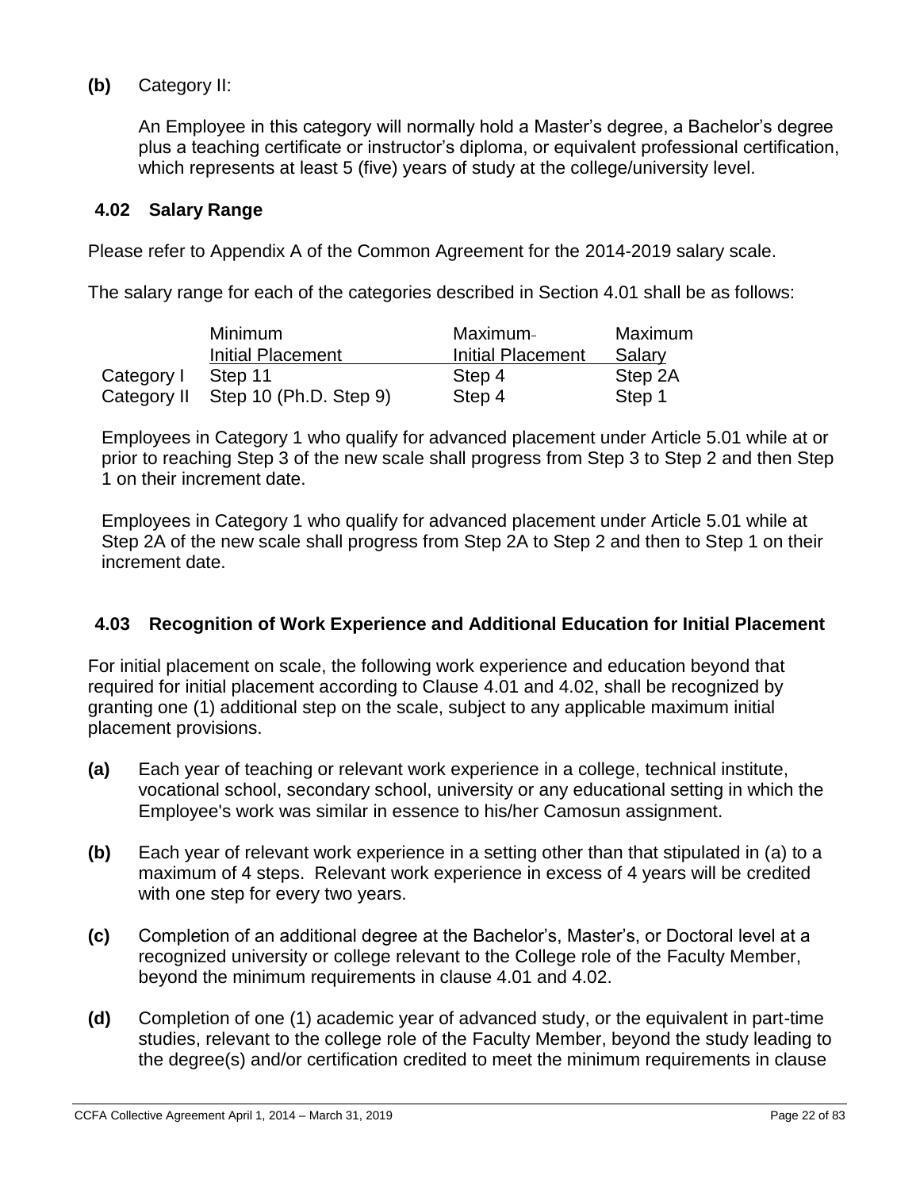**(b)** Category II:

An Employee in this category will normally hold a Master's degree, a Bachelor's degree plus a teaching certificate or instructor's diploma, or equivalent professional certification, which represents at least 5 (five) years of study at the college/university level.

### 4.02 Salary Range

Please refer to Appendix A of the Common Agreement for the 2014-2019 salary scale.

The salary range for each of the categories described in Section 4.01 shall be as follows:

| | Minimum Initial Placement | Maximum Initial Placement | Maximum Salary |
|---|---|---|---|
| Category I | Step 11 | Step 4 | Step 2A |
| Category II | Step 10 (Ph.D. Step 9) | Step 4 | Step 1 |

Employees in Category 1 who qualify for advanced placement under Article 5.01 while at or prior to reaching Step 3 of the new scale shall progress from Step 3 to Step 2 and then Step 1 on their increment date.

Employees in Category 1 who qualify for advanced placement under Article 5.01 while at Step 2A of the new scale shall progress from Step 2A to Step 2 and then to Step 1 on their increment date.

### 4.03 Recognition of Work Experience and Additional Education for Initial Placement

For initial placement on scale, the following work experience and education beyond that required for initial placement according to Clause 4.01 and 4.02, shall be recognized by granting one (1) additional step on the scale, subject to any applicable maximum initial placement provisions.

**(a)** Each year of teaching or relevant work experience in a college, technical institute, vocational school, secondary school, university or any educational setting in which the Employee's work was similar in essence to his/her Camosun assignment.

**(b)** Each year of relevant work experience in a setting other than that stipulated in (a) to a maximum of 4 steps. Relevant work experience in excess of 4 years will be credited with one step for every two years.

**(c)** Completion of an additional degree at the Bachelor's, Master's, or Doctoral level at a recognized university or college relevant to the College role of the Faculty Member, beyond the minimum requirements in clause 4.01 and 4.02.

**(d)** Completion of one (1) academic year of advanced study, or the equivalent in part-time studies, relevant to the college role of the Faculty Member, beyond the study leading to the degree(s) and/or certification credited to meet the minimum requirements in clause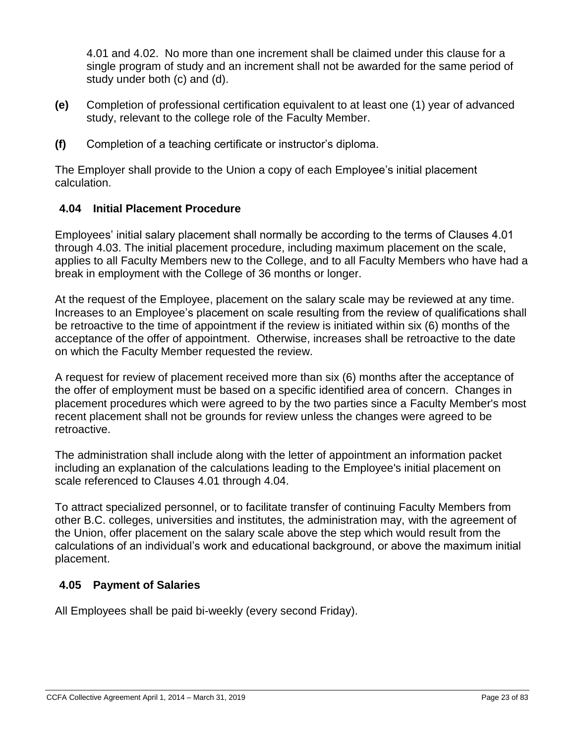4.01 and 4.02. No more than one increment shall be claimed under this clause for a single program of study and an increment shall not be awarded for the same period of study under both (c) and (d).

**(e)** Completion of professional certification equivalent to at least one (1) year of advanced study, relevant to the college role of the Faculty Member.

**(f)** Completion of a teaching certificate or instructor's diploma.

The Employer shall provide to the Union a copy of each Employee's initial placement calculation.

### 4.04 Initial Placement Procedure

Employees' initial salary placement shall normally be according to the terms of Clauses 4.01 through 4.03. The initial placement procedure, including maximum placement on the scale, applies to all Faculty Members new to the College, and to all Faculty Members who have had a break in employment with the College of 36 months or longer.

At the request of the Employee, placement on the salary scale may be reviewed at any time. Increases to an Employee's placement on scale resulting from the review of qualifications shall be retroactive to the time of appointment if the review is initiated within six (6) months of the acceptance of the offer of appointment. Otherwise, increases shall be retroactive to the date on which the Faculty Member requested the review.

A request for review of placement received more than six (6) months after the acceptance of the offer of employment must be based on a specific identified area of concern. Changes in placement procedures which were agreed to by the two parties since a Faculty Member's most recent placement shall not be grounds for review unless the changes were agreed to be retroactive.

The administration shall include along with the letter of appointment an information packet including an explanation of the calculations leading to the Employee's initial placement on scale referenced to Clauses 4.01 through 4.04.

To attract specialized personnel, or to facilitate transfer of continuing Faculty Members from other B.C. colleges, universities and institutes, the administration may, with the agreement of the Union, offer placement on the salary scale above the step which would result from the calculations of an individual's work and educational background, or above the maximum initial placement.

### 4.05 Payment of Salaries

All Employees shall be paid bi-weekly (every second Friday).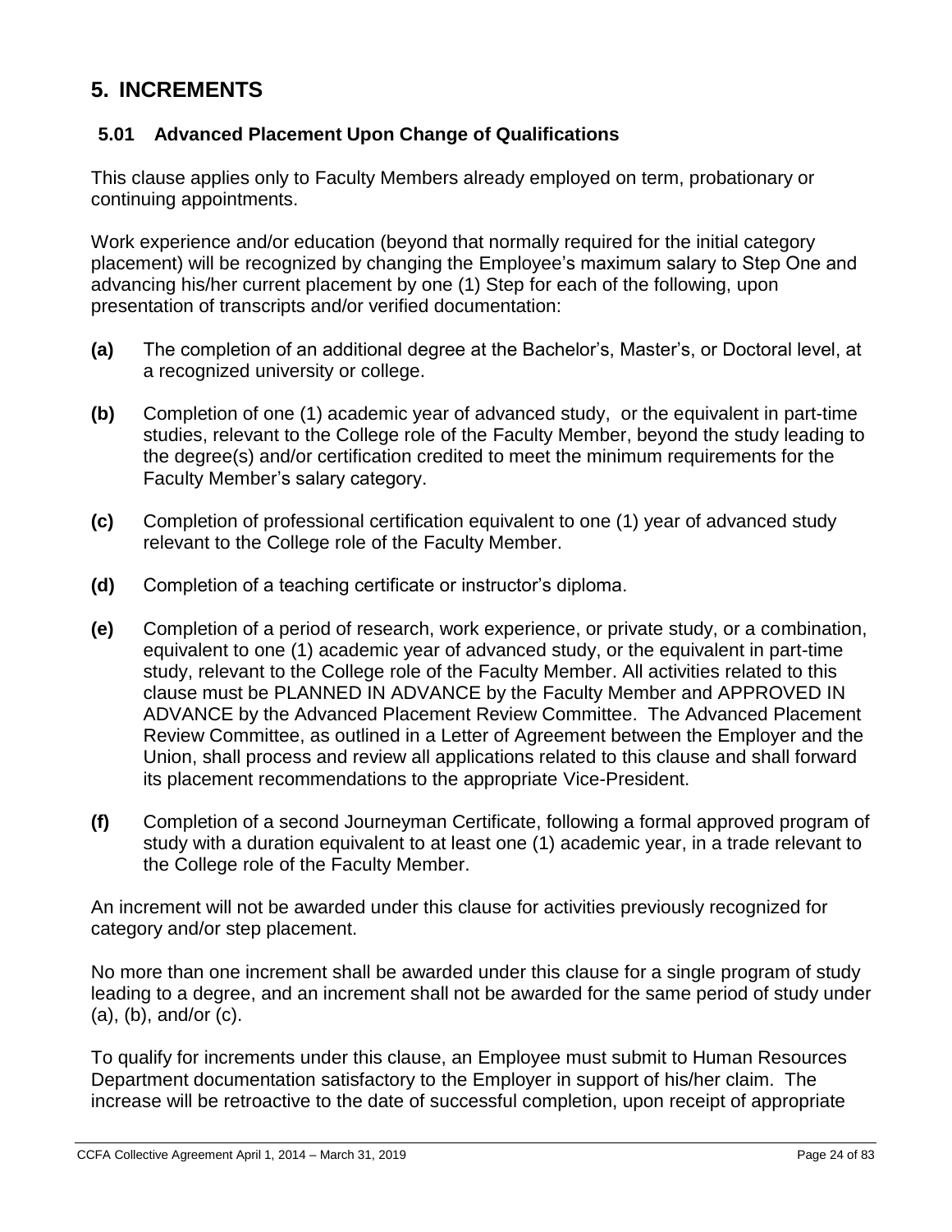# 5. INCREMENTS

## 5.01 Advanced Placement Upon Change of Qualifications

This clause applies only to Faculty Members already employed on term, probationary or continuing appointments.

Work experience and/or education (beyond that normally required for the initial category placement) will be recognized by changing the Employee's maximum salary to Step One and advancing his/her current placement by one (1) Step for each of the following, upon presentation of transcripts and/or verified documentation:

**(a)** The completion of an additional degree at the Bachelor's, Master's, or Doctoral level, at a recognized university or college.

**(b)** Completion of one (1) academic year of advanced study, or the equivalent in part-time studies, relevant to the College role of the Faculty Member, beyond the study leading to the degree(s) and/or certification credited to meet the minimum requirements for the Faculty Member's salary category.

**(c)** Completion of professional certification equivalent to one (1) year of advanced study relevant to the College role of the Faculty Member.

**(d)** Completion of a teaching certificate or instructor's diploma.

**(e)** Completion of a period of research, work experience, or private study, or a combination, equivalent to one (1) academic year of advanced study, or the equivalent in part-time study, relevant to the College role of the Faculty Member. All activities related to this clause must be PLANNED IN ADVANCE by the Faculty Member and APPROVED IN ADVANCE by the Advanced Placement Review Committee. The Advanced Placement Review Committee, as outlined in a Letter of Agreement between the Employer and the Union, shall process and review all applications related to this clause and shall forward its placement recommendations to the appropriate Vice-President.

**(f)** Completion of a second Journeyman Certificate, following a formal approved program of study with a duration equivalent to at least one (1) academic year, in a trade relevant to the College role of the Faculty Member.

An increment will not be awarded under this clause for activities previously recognized for category and/or step placement.

No more than one increment shall be awarded under this clause for a single program of study leading to a degree, and an increment shall not be awarded for the same period of study under (a), (b), and/or (c).

To qualify for increments under this clause, an Employee must submit to Human Resources Department documentation satisfactory to the Employer in support of his/her claim. The increase will be retroactive to the date of successful completion, upon receipt of appropriate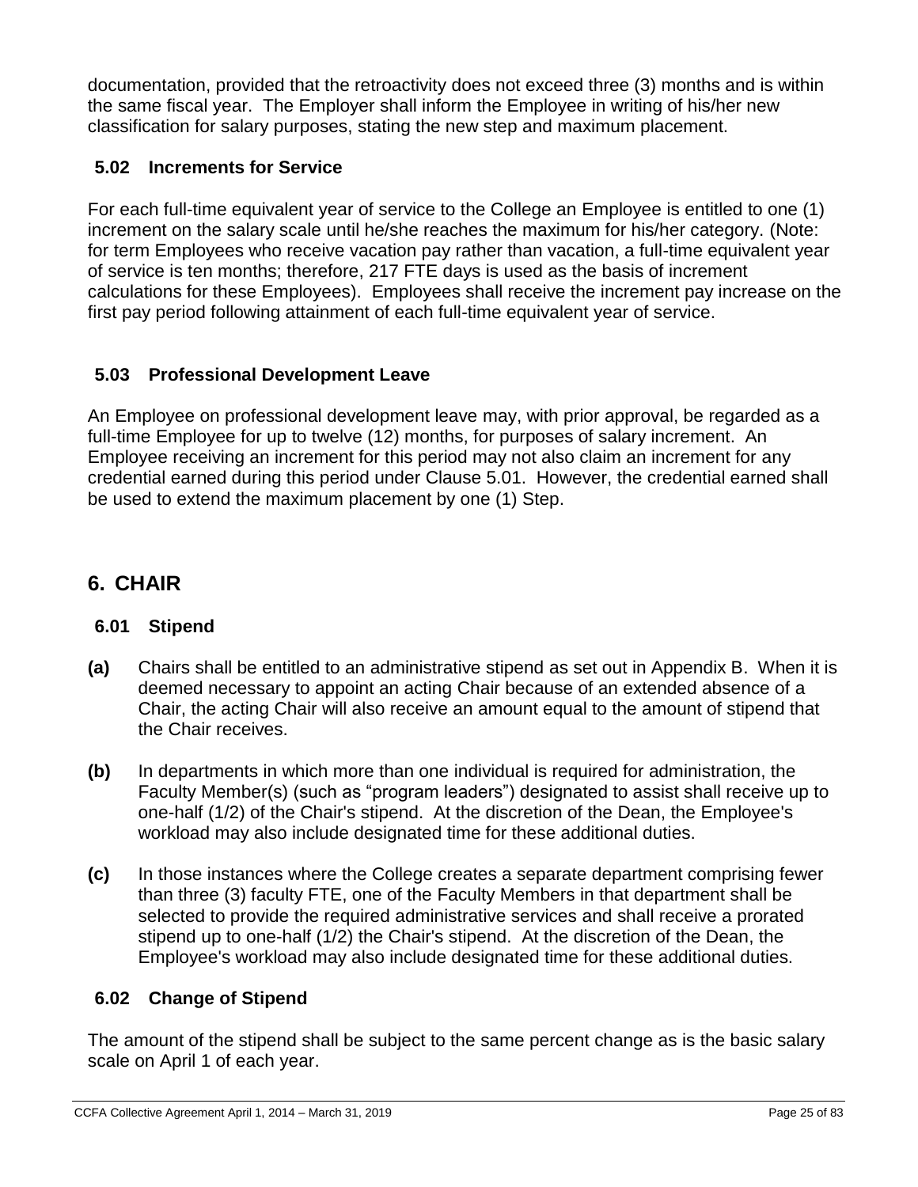documentation, provided that the retroactivity does not exceed three (3) months and is within the same fiscal year. The Employer shall inform the Employee in writing of his/her new classification for salary purposes, stating the new step and maximum placement.

### 5.02 Increments for Service

For each full-time equivalent year of service to the College an Employee is entitled to one (1) increment on the salary scale until he/she reaches the maximum for his/her category. (Note: for term Employees who receive vacation pay rather than vacation, a full-time equivalent year of service is ten months; therefore, 217 FTE days is used as the basis of increment calculations for these Employees). Employees shall receive the increment pay increase on the first pay period following attainment of each full-time equivalent year of service.

### 5.03 Professional Development Leave

An Employee on professional development leave may, with prior approval, be regarded as a full-time Employee for up to twelve (12) months, for purposes of salary increment. An Employee receiving an increment for this period may not also claim an increment for any credential earned during this period under Clause 5.01. However, the credential earned shall be used to extend the maximum placement by one (1) Step.

## 6. CHAIR

### 6.01 Stipend

**(a)** Chairs shall be entitled to an administrative stipend as set out in Appendix B. When it is deemed necessary to appoint an acting Chair because of an extended absence of a Chair, the acting Chair will also receive an amount equal to the amount of stipend that the Chair receives.

**(b)** In departments in which more than one individual is required for administration, the Faculty Member(s) (such as "program leaders") designated to assist shall receive up to one-half (1/2) of the Chair's stipend. At the discretion of the Dean, the Employee's workload may also include designated time for these additional duties.

**(c)** In those instances where the College creates a separate department comprising fewer than three (3) faculty FTE, one of the Faculty Members in that department shall be selected to provide the required administrative services and shall receive a prorated stipend up to one-half (1/2) the Chair's stipend. At the discretion of the Dean, the Employee's workload may also include designated time for these additional duties.

### 6.02 Change of Stipend

The amount of the stipend shall be subject to the same percent change as is the basic salary scale on April 1 of each year.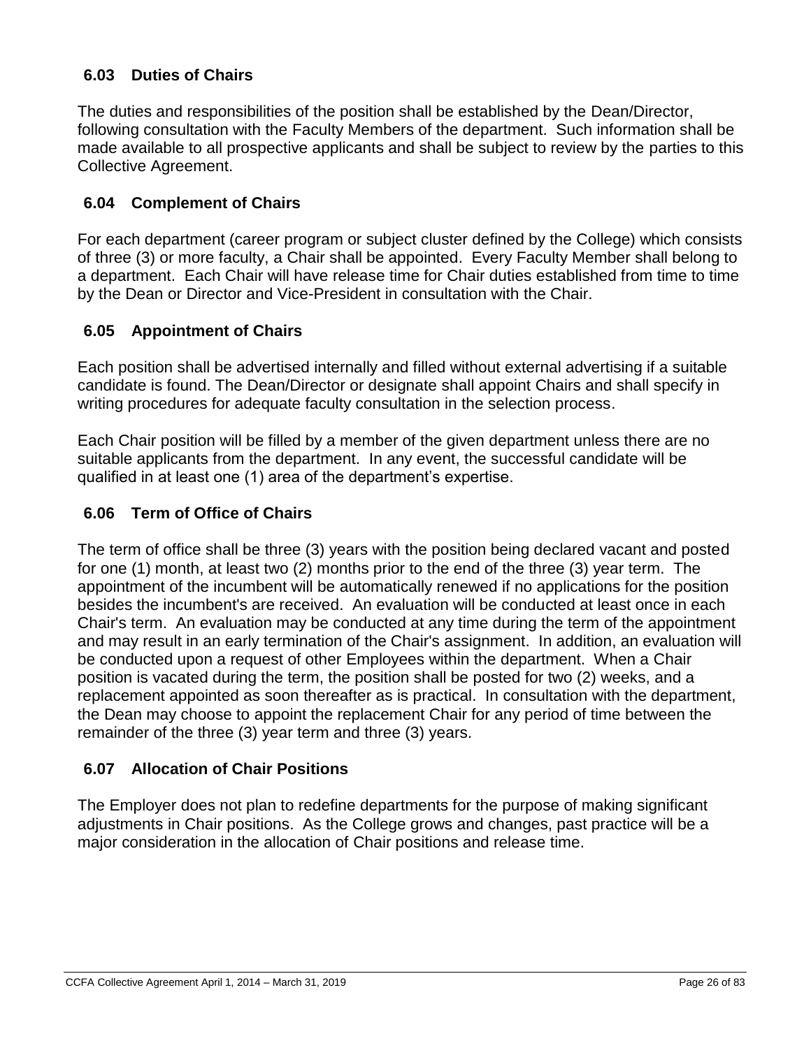### 6.03 Duties of Chairs

The duties and responsibilities of the position shall be established by the Dean/Director, following consultation with the Faculty Members of the department. Such information shall be made available to all prospective applicants and shall be subject to review by the parties to this Collective Agreement.

### 6.04 Complement of Chairs

For each department (career program or subject cluster defined by the College) which consists of three (3) or more faculty, a Chair shall be appointed. Every Faculty Member shall belong to a department. Each Chair will have release time for Chair duties established from time to time by the Dean or Director and Vice-President in consultation with the Chair.

### 6.05 Appointment of Chairs

Each position shall be advertised internally and filled without external advertising if a suitable candidate is found. The Dean/Director or designate shall appoint Chairs and shall specify in writing procedures for adequate faculty consultation in the selection process.

Each Chair position will be filled by a member of the given department unless there are no suitable applicants from the department. In any event, the successful candidate will be qualified in at least one (1) area of the department's expertise.

### 6.06 Term of Office of Chairs

The term of office shall be three (3) years with the position being declared vacant and posted for one (1) month, at least two (2) months prior to the end of the three (3) year term. The appointment of the incumbent will be automatically renewed if no applications for the position besides the incumbent's are received. An evaluation will be conducted at least once in each Chair's term. An evaluation may be conducted at any time during the term of the appointment and may result in an early termination of the Chair's assignment. In addition, an evaluation will be conducted upon a request of other Employees within the department. When a Chair position is vacated during the term, the position shall be posted for two (2) weeks, and a replacement appointed as soon thereafter as is practical. In consultation with the department, the Dean may choose to appoint the replacement Chair for any period of time between the remainder of the three (3) year term and three (3) years.

### 6.07 Allocation of Chair Positions

The Employer does not plan to redefine departments for the purpose of making significant adjustments in Chair positions. As the College grows and changes, past practice will be a major consideration in the allocation of Chair positions and release time.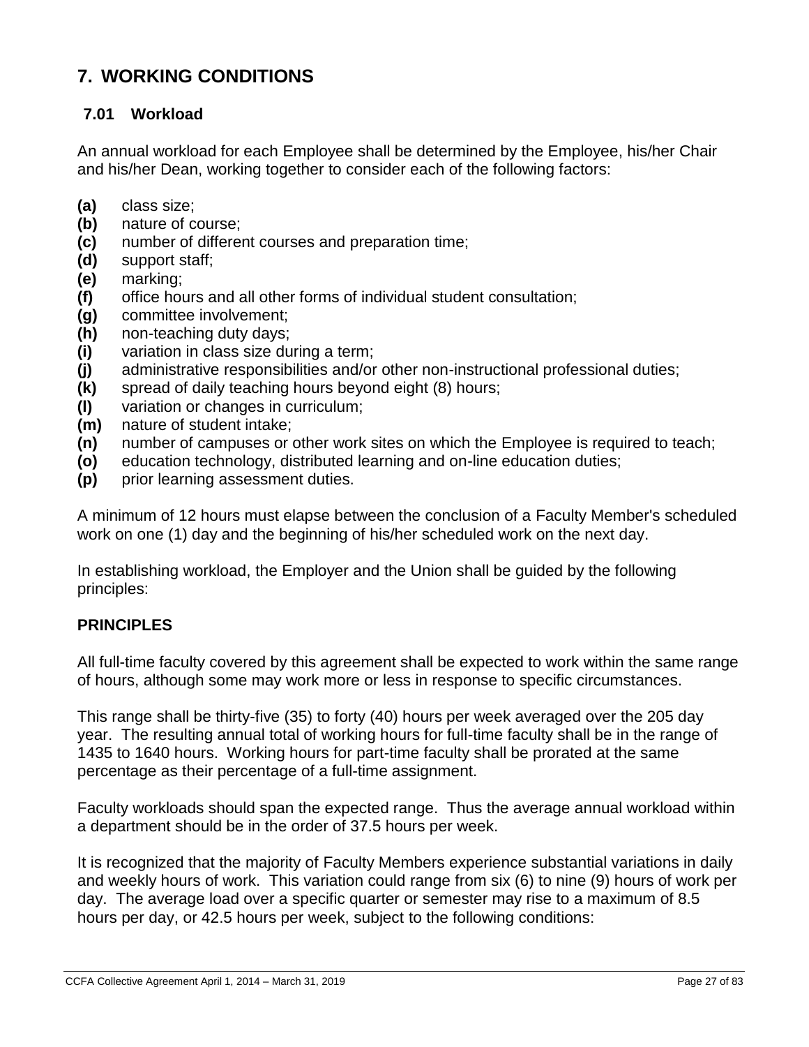# 7. WORKING CONDITIONS

## 7.01 Workload

An annual workload for each Employee shall be determined by the Employee, his/her Chair and his/her Dean, working together to consider each of the following factors:

**(a)** class size;
**(b)** nature of course;
**(c)** number of different courses and preparation time;
**(d)** support staff;
**(e)** marking;
**(f)** office hours and all other forms of individual student consultation;
**(g)** committee involvement;
**(h)** non-teaching duty days;
**(i)** variation in class size during a term;
**(j)** administrative responsibilities and/or other non-instructional professional duties;
**(k)** spread of daily teaching hours beyond eight (8) hours;
**(l)** variation or changes in curriculum;
**(m)** nature of student intake;
**(n)** number of campuses or other work sites on which the Employee is required to teach;
**(o)** education technology, distributed learning and on-line education duties;
**(p)** prior learning assessment duties.

A minimum of 12 hours must elapse between the conclusion of a Faculty Member's scheduled work on one (1) day and the beginning of his/her scheduled work on the next day.

In establishing workload, the Employer and the Union shall be guided by the following principles:

### PRINCIPLES

All full-time faculty covered by this agreement shall be expected to work within the same range of hours, although some may work more or less in response to specific circumstances.

This range shall be thirty-five (35) to forty (40) hours per week averaged over the 205 day year. The resulting annual total of working hours for full-time faculty shall be in the range of 1435 to 1640 hours. Working hours for part-time faculty shall be prorated at the same percentage as their percentage of a full-time assignment.

Faculty workloads should span the expected range. Thus the average annual workload within a department should be in the order of 37.5 hours per week.

It is recognized that the majority of Faculty Members experience substantial variations in daily and weekly hours of work. This variation could range from six (6) to nine (9) hours of work per day. The average load over a specific quarter or semester may rise to a maximum of 8.5 hours per day, or 42.5 hours per week, subject to the following conditions: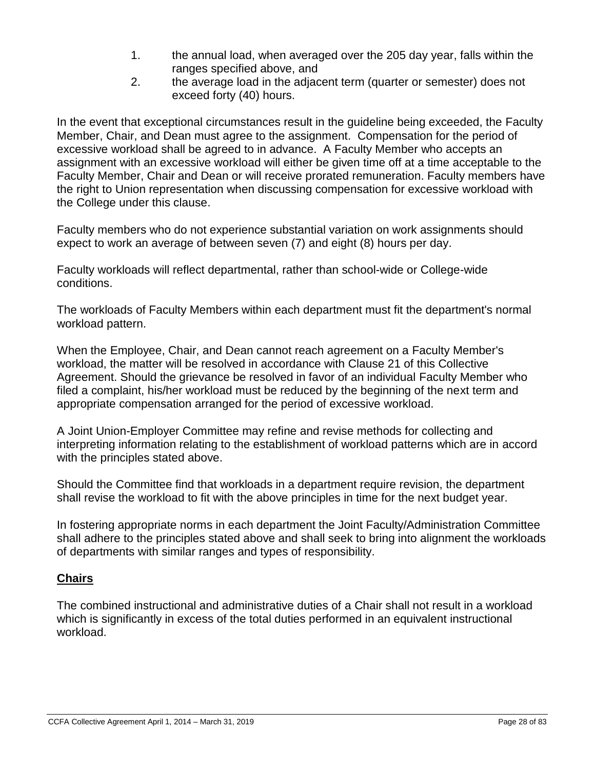1. the annual load, when averaged over the 205 day year, falls within the ranges specified above, and
2. the average load in the adjacent term (quarter or semester) does not exceed forty (40) hours.

In the event that exceptional circumstances result in the guideline being exceeded, the Faculty Member, Chair, and Dean must agree to the assignment. Compensation for the period of excessive workload shall be agreed to in advance. A Faculty Member who accepts an assignment with an excessive workload will either be given time off at a time acceptable to the Faculty Member, Chair and Dean or will receive prorated remuneration. Faculty members have the right to Union representation when discussing compensation for excessive workload with the College under this clause.

Faculty members who do not experience substantial variation on work assignments should expect to work an average of between seven (7) and eight (8) hours per day.

Faculty workloads will reflect departmental, rather than school-wide or College-wide conditions.

The workloads of Faculty Members within each department must fit the department's normal workload pattern.

When the Employee, Chair, and Dean cannot reach agreement on a Faculty Member's workload, the matter will be resolved in accordance with Clause 21 of this Collective Agreement. Should the grievance be resolved in favor of an individual Faculty Member who filed a complaint, his/her workload must be reduced by the beginning of the next term and appropriate compensation arranged for the period of excessive workload.

A Joint Union-Employer Committee may refine and revise methods for collecting and interpreting information relating to the establishment of workload patterns which are in accord with the principles stated above.

Should the Committee find that workloads in a department require revision, the department shall revise the workload to fit with the above principles in time for the next budget year.

In fostering appropriate norms in each department the Joint Faculty/Administration Committee shall adhere to the principles stated above and shall seek to bring into alignment the workloads of departments with similar ranges and types of responsibility.

## Chairs

The combined instructional and administrative duties of a Chair shall not result in a workload which is significantly in excess of the total duties performed in an equivalent instructional workload.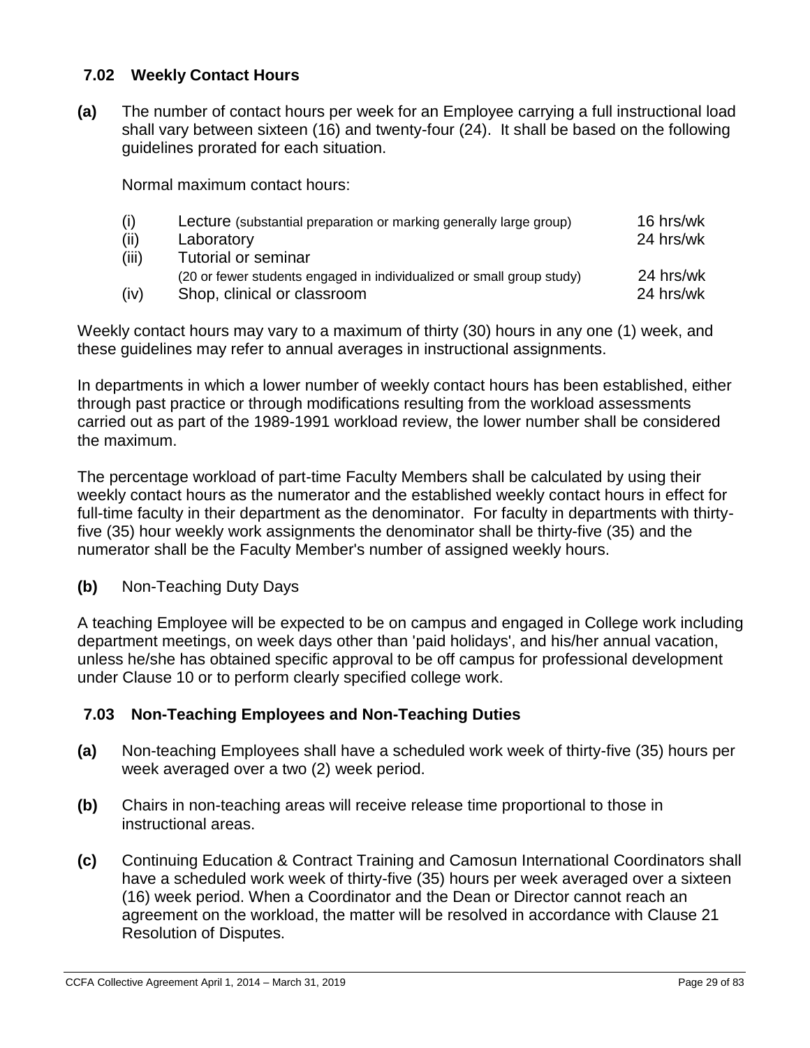### 7.02 Weekly Contact Hours

**(a)** The number of contact hours per week for an Employee carrying a full instructional load shall vary between sixteen (16) and twenty-four (24). It shall be based on the following guidelines prorated for each situation.

Normal maximum contact hours:

| | | |
|---|---|---|
| (i) | Lecture (substantial preparation or marking generally large group) | 16 hrs/wk |
| (ii) | Laboratory | 24 hrs/wk |
| (iii) | Tutorial or seminar (20 or fewer students engaged in individualized or small group study) | 24 hrs/wk |
| (iv) | Shop, clinical or classroom | 24 hrs/wk |

Weekly contact hours may vary to a maximum of thirty (30) hours in any one (1) week, and these guidelines may refer to annual averages in instructional assignments.

In departments in which a lower number of weekly contact hours has been established, either through past practice or through modifications resulting from the workload assessments carried out as part of the 1989-1991 workload review, the lower number shall be considered the maximum.

The percentage workload of part-time Faculty Members shall be calculated by using their weekly contact hours as the numerator and the established weekly contact hours in effect for full-time faculty in their department as the denominator. For faculty in departments with thirty-five (35) hour weekly work assignments the denominator shall be thirty-five (35) and the numerator shall be the Faculty Member's number of assigned weekly hours.

**(b)** Non-Teaching Duty Days

A teaching Employee will be expected to be on campus and engaged in College work including department meetings, on week days other than 'paid holidays', and his/her annual vacation, unless he/she has obtained specific approval to be off campus for professional development under Clause 10 or to perform clearly specified college work.

### 7.03 Non-Teaching Employees and Non-Teaching Duties

**(a)** Non-teaching Employees shall have a scheduled work week of thirty-five (35) hours per week averaged over a two (2) week period.

**(b)** Chairs in non-teaching areas will receive release time proportional to those in instructional areas.

**(c)** Continuing Education & Contract Training and Camosun International Coordinators shall have a scheduled work week of thirty-five (35) hours per week averaged over a sixteen (16) week period. When a Coordinator and the Dean or Director cannot reach an agreement on the workload, the matter will be resolved in accordance with Clause 21 Resolution of Disputes.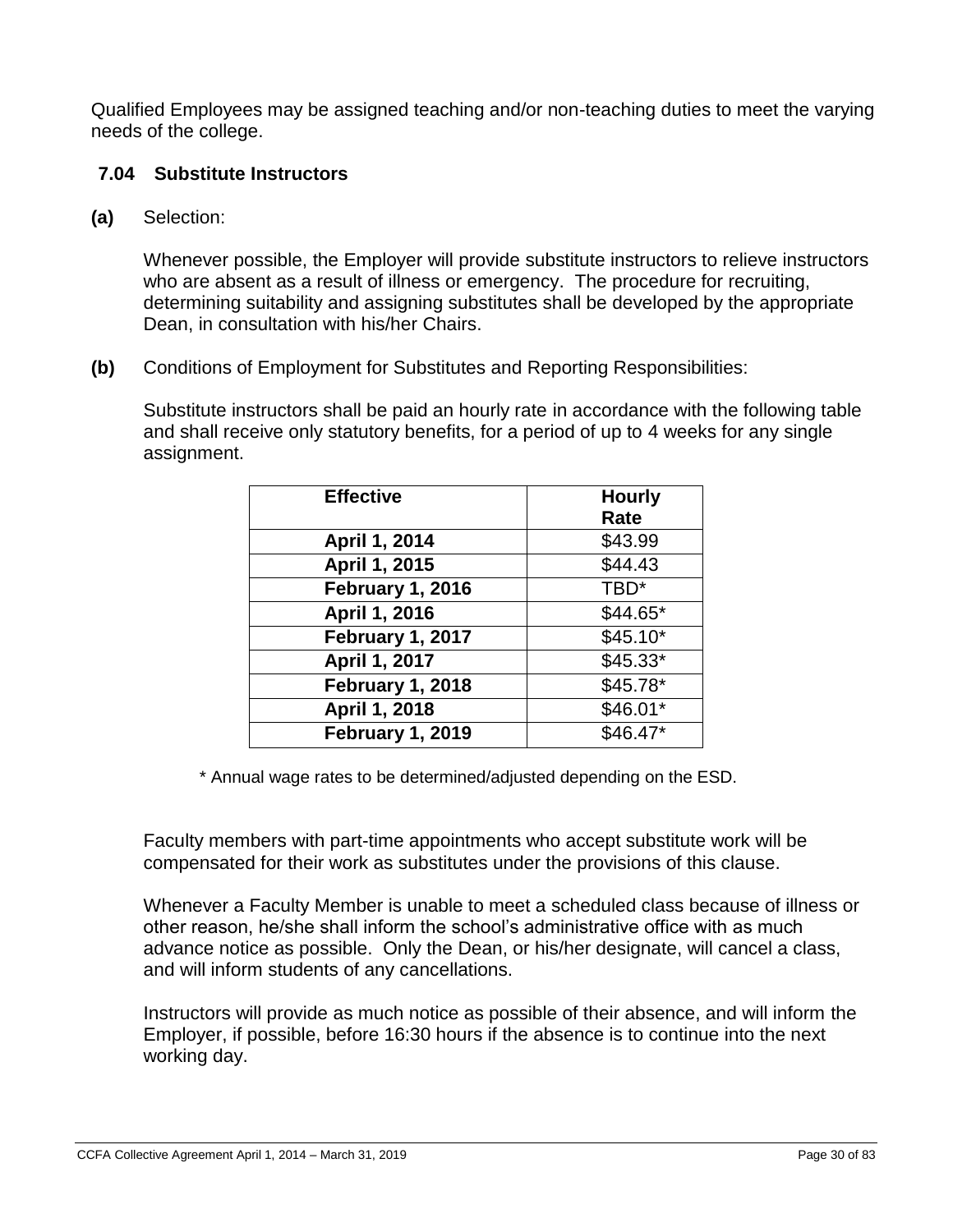Qualified Employees may be assigned teaching and/or non-teaching duties to meet the varying needs of the college.

### 7.04 Substitute Instructors

**(a)** Selection:

Whenever possible, the Employer will provide substitute instructors to relieve instructors who are absent as a result of illness or emergency. The procedure for recruiting, determining suitability and assigning substitutes shall be developed by the appropriate Dean, in consultation with his/her Chairs.

**(b)** Conditions of Employment for Substitutes and Reporting Responsibilities:

Substitute instructors shall be paid an hourly rate in accordance with the following table and shall receive only statutory benefits, for a period of up to 4 weeks for any single assignment.

| Effective | Hourly Rate |
|---|---|
| **April 1, 2014** | $43.99 |
| **April 1, 2015** | $44.43 |
| **February 1, 2016** | TBD* |
| **April 1, 2016** | $44.65* |
| **February 1, 2017** | $45.10* |
| **April 1, 2017** | $45.33* |
| **February 1, 2018** | $45.78* |
| **April 1, 2018** | $46.01* |
| **February 1, 2019** | $46.47* |

\* Annual wage rates to be determined/adjusted depending on the ESD.

Faculty members with part-time appointments who accept substitute work will be compensated for their work as substitutes under the provisions of this clause.

Whenever a Faculty Member is unable to meet a scheduled class because of illness or other reason, he/she shall inform the school's administrative office with as much advance notice as possible. Only the Dean, or his/her designate, will cancel a class, and will inform students of any cancellations.

Instructors will provide as much notice as possible of their absence, and will inform the Employer, if possible, before 16:30 hours if the absence is to continue into the next working day.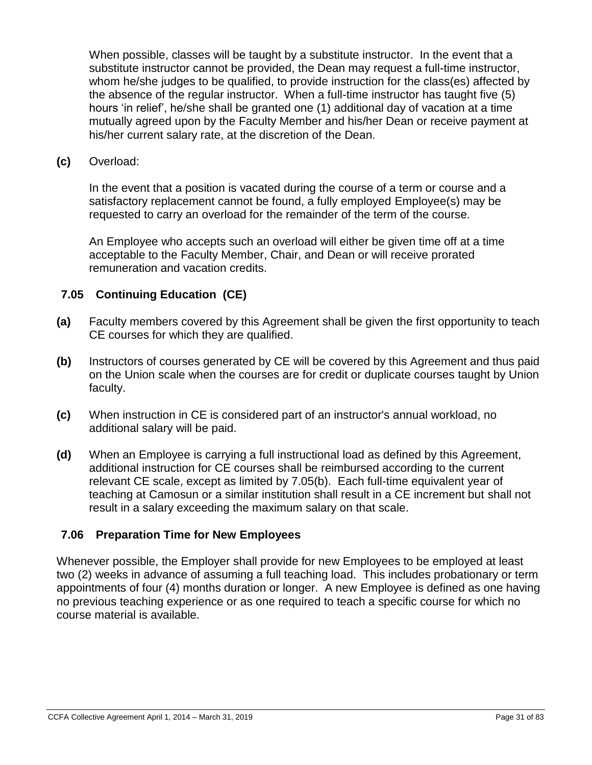When possible, classes will be taught by a substitute instructor. In the event that a substitute instructor cannot be provided, the Dean may request a full-time instructor, whom he/she judges to be qualified, to provide instruction for the class(es) affected by the absence of the regular instructor. When a full-time instructor has taught five (5) hours 'in relief', he/she shall be granted one (1) additional day of vacation at a time mutually agreed upon by the Faculty Member and his/her Dean or receive payment at his/her current salary rate, at the discretion of the Dean.

**(c)** Overload:

In the event that a position is vacated during the course of a term or course and a satisfactory replacement cannot be found, a fully employed Employee(s) may be requested to carry an overload for the remainder of the term of the course.

An Employee who accepts such an overload will either be given time off at a time acceptable to the Faculty Member, Chair, and Dean or will receive prorated remuneration and vacation credits.

### 7.05 Continuing Education (CE)

**(a)** Faculty members covered by this Agreement shall be given the first opportunity to teach CE courses for which they are qualified.

**(b)** Instructors of courses generated by CE will be covered by this Agreement and thus paid on the Union scale when the courses are for credit or duplicate courses taught by Union faculty.

**(c)** When instruction in CE is considered part of an instructor's annual workload, no additional salary will be paid.

**(d)** When an Employee is carrying a full instructional load as defined by this Agreement, additional instruction for CE courses shall be reimbursed according to the current relevant CE scale, except as limited by 7.05(b). Each full-time equivalent year of teaching at Camosun or a similar institution shall result in a CE increment but shall not result in a salary exceeding the maximum salary on that scale.

### 7.06 Preparation Time for New Employees

Whenever possible, the Employer shall provide for new Employees to be employed at least two (2) weeks in advance of assuming a full teaching load. This includes probationary or term appointments of four (4) months duration or longer. A new Employee is defined as one having no previous teaching experience or as one required to teach a specific course for which no course material is available.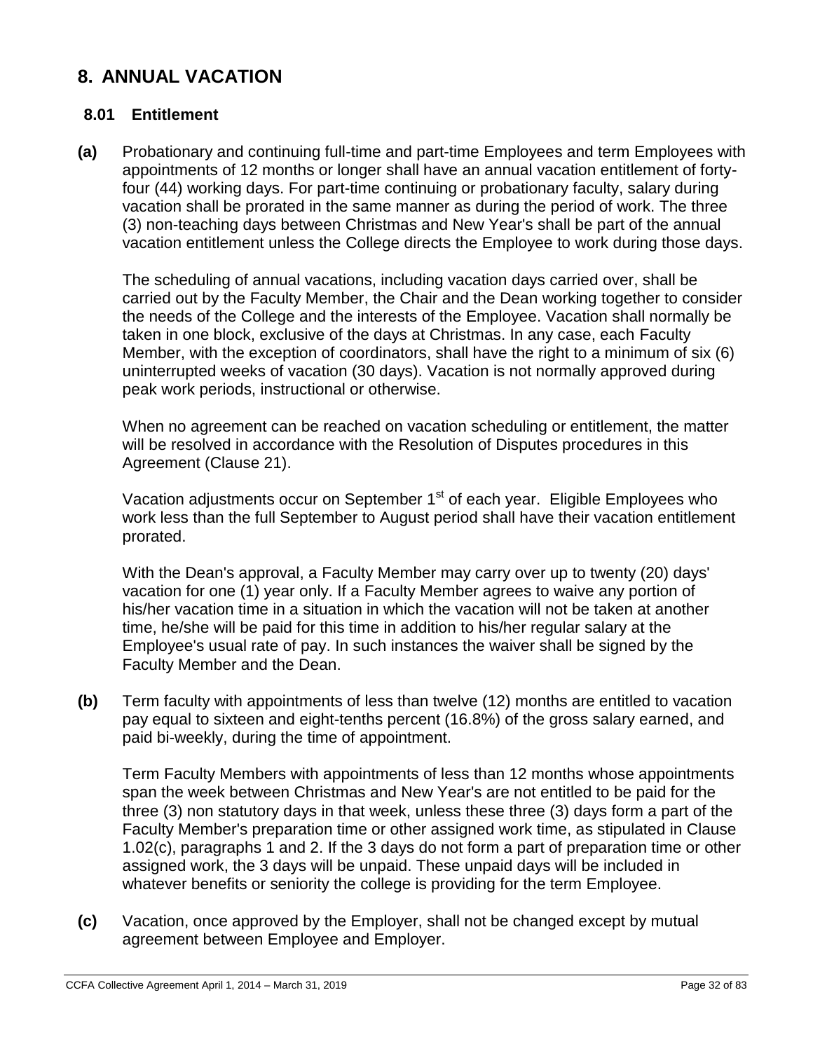# 8. ANNUAL VACATION

## 8.01 Entitlement

**(a)** Probationary and continuing full-time and part-time Employees and term Employees with appointments of 12 months or longer shall have an annual vacation entitlement of forty-four (44) working days. For part-time continuing or probationary faculty, salary during vacation shall be prorated in the same manner as during the period of work. The three (3) non-teaching days between Christmas and New Year's shall be part of the annual vacation entitlement unless the College directs the Employee to work during those days.

The scheduling of annual vacations, including vacation days carried over, shall be carried out by the Faculty Member, the Chair and the Dean working together to consider the needs of the College and the interests of the Employee. Vacation shall normally be taken in one block, exclusive of the days at Christmas. In any case, each Faculty Member, with the exception of coordinators, shall have the right to a minimum of six (6) uninterrupted weeks of vacation (30 days). Vacation is not normally approved during peak work periods, instructional or otherwise.

When no agreement can be reached on vacation scheduling or entitlement, the matter will be resolved in accordance with the Resolution of Disputes procedures in this Agreement (Clause 21).

Vacation adjustments occur on September 1st of each year. Eligible Employees who work less than the full September to August period shall have their vacation entitlement prorated.

With the Dean's approval, a Faculty Member may carry over up to twenty (20) days' vacation for one (1) year only. If a Faculty Member agrees to waive any portion of his/her vacation time in a situation in which the vacation will not be taken at another time, he/she will be paid for this time in addition to his/her regular salary at the Employee's usual rate of pay. In such instances the waiver shall be signed by the Faculty Member and the Dean.

**(b)** Term faculty with appointments of less than twelve (12) months are entitled to vacation pay equal to sixteen and eight-tenths percent (16.8%) of the gross salary earned, and paid bi-weekly, during the time of appointment.

Term Faculty Members with appointments of less than 12 months whose appointments span the week between Christmas and New Year's are not entitled to be paid for the three (3) non statutory days in that week, unless these three (3) days form a part of the Faculty Member's preparation time or other assigned work time, as stipulated in Clause 1.02(c), paragraphs 1 and 2. If the 3 days do not form a part of preparation time or other assigned work, the 3 days will be unpaid. These unpaid days will be included in whatever benefits or seniority the college is providing for the term Employee.

**(c)** Vacation, once approved by the Employer, shall not be changed except by mutual agreement between Employee and Employer.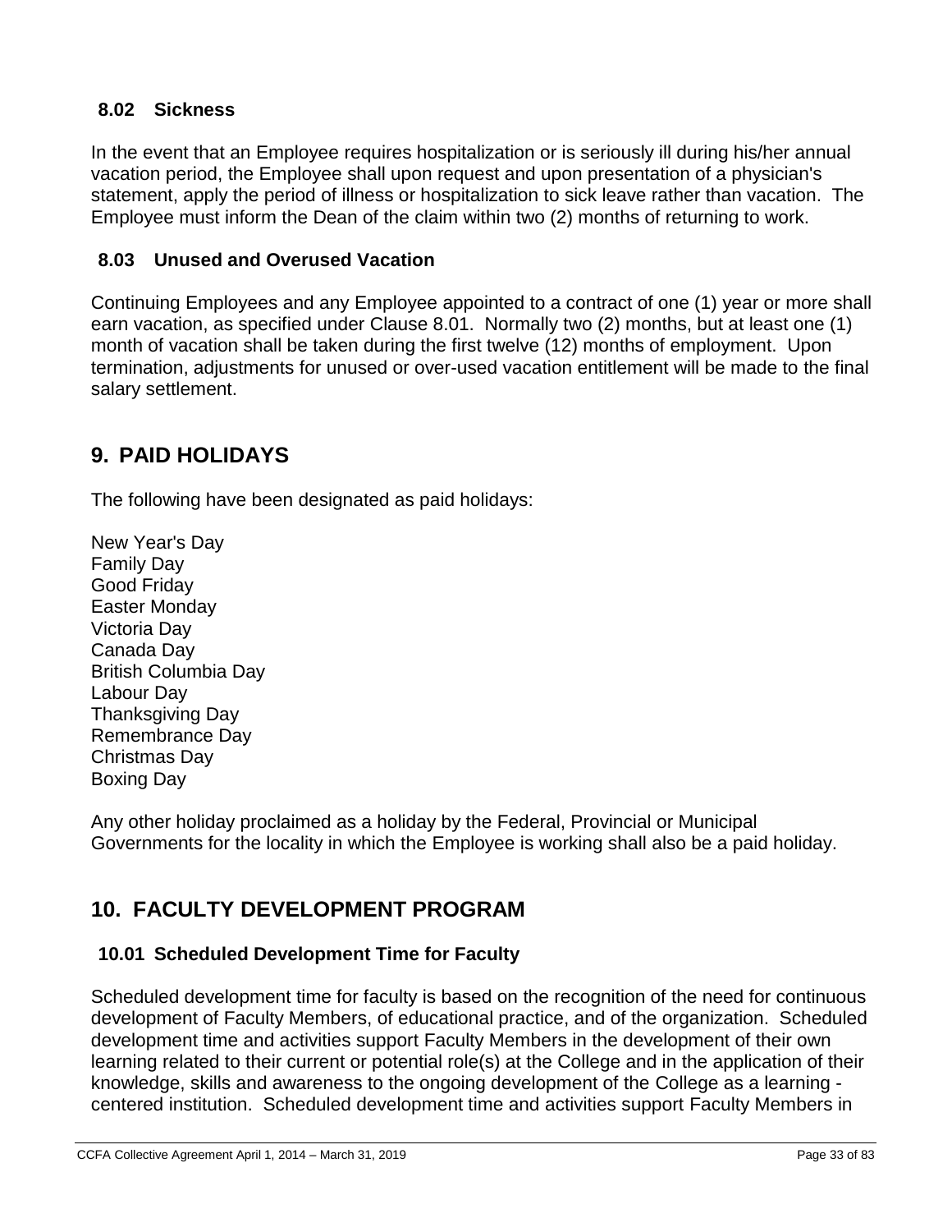### 8.02 Sickness

In the event that an Employee requires hospitalization or is seriously ill during his/her annual vacation period, the Employee shall upon request and upon presentation of a physician's statement, apply the period of illness or hospitalization to sick leave rather than vacation. The Employee must inform the Dean of the claim within two (2) months of returning to work.

### 8.03 Unused and Overused Vacation

Continuing Employees and any Employee appointed to a contract of one (1) year or more shall earn vacation, as specified under Clause 8.01. Normally two (2) months, but at least one (1) month of vacation shall be taken during the first twelve (12) months of employment. Upon termination, adjustments for unused or over-used vacation entitlement will be made to the final salary settlement.

## 9. PAID HOLIDAYS

The following have been designated as paid holidays:

New Year's Day
Family Day
Good Friday
Easter Monday
Victoria Day
Canada Day
British Columbia Day
Labour Day
Thanksgiving Day
Remembrance Day
Christmas Day
Boxing Day

Any other holiday proclaimed as a holiday by the Federal, Provincial or Municipal Governments for the locality in which the Employee is working shall also be a paid holiday.

## 10. FACULTY DEVELOPMENT PROGRAM

### 10.01 Scheduled Development Time for Faculty

Scheduled development time for faculty is based on the recognition of the need for continuous development of Faculty Members, of educational practice, and of the organization. Scheduled development time and activities support Faculty Members in the development of their own learning related to their current or potential role(s) at the College and in the application of their knowledge, skills and awareness to the ongoing development of the College as a learning - centered institution. Scheduled development time and activities support Faculty Members in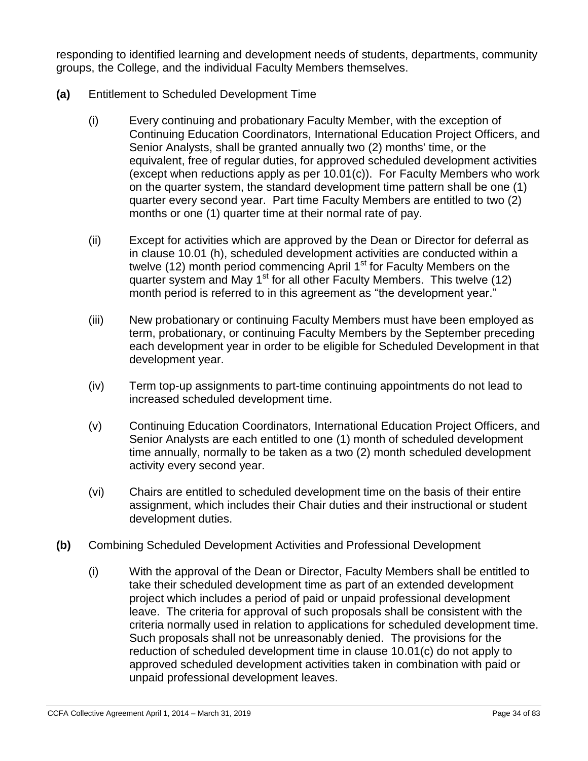responding to identified learning and development needs of students, departments, community groups, the College, and the individual Faculty Members themselves.

**(a)** Entitlement to Scheduled Development Time

(i) Every continuing and probationary Faculty Member, with the exception of Continuing Education Coordinators, International Education Project Officers, and Senior Analysts, shall be granted annually two (2) months' time, or the equivalent, free of regular duties, for approved scheduled development activities (except when reductions apply as per 10.01(c)). For Faculty Members who work on the quarter system, the standard development time pattern shall be one (1) quarter every second year. Part time Faculty Members are entitled to two (2) months or one (1) quarter time at their normal rate of pay.

(ii) Except for activities which are approved by the Dean or Director for deferral as in clause 10.01 (h), scheduled development activities are conducted within a twelve (12) month period commencing April 1st for Faculty Members on the quarter system and May 1st for all other Faculty Members. This twelve (12) month period is referred to in this agreement as "the development year."

(iii) New probationary or continuing Faculty Members must have been employed as term, probationary, or continuing Faculty Members by the September preceding each development year in order to be eligible for Scheduled Development in that development year.

(iv) Term top-up assignments to part-time continuing appointments do not lead to increased scheduled development time.

(v) Continuing Education Coordinators, International Education Project Officers, and Senior Analysts are each entitled to one (1) month of scheduled development time annually, normally to be taken as a two (2) month scheduled development activity every second year.

(vi) Chairs are entitled to scheduled development time on the basis of their entire assignment, which includes their Chair duties and their instructional or student development duties.

**(b)** Combining Scheduled Development Activities and Professional Development

(i) With the approval of the Dean or Director, Faculty Members shall be entitled to take their scheduled development time as part of an extended development project which includes a period of paid or unpaid professional development leave. The criteria for approval of such proposals shall be consistent with the criteria normally used in relation to applications for scheduled development time. Such proposals shall not be unreasonably denied. The provisions for the reduction of scheduled development time in clause 10.01(c) do not apply to approved scheduled development activities taken in combination with paid or unpaid professional development leaves.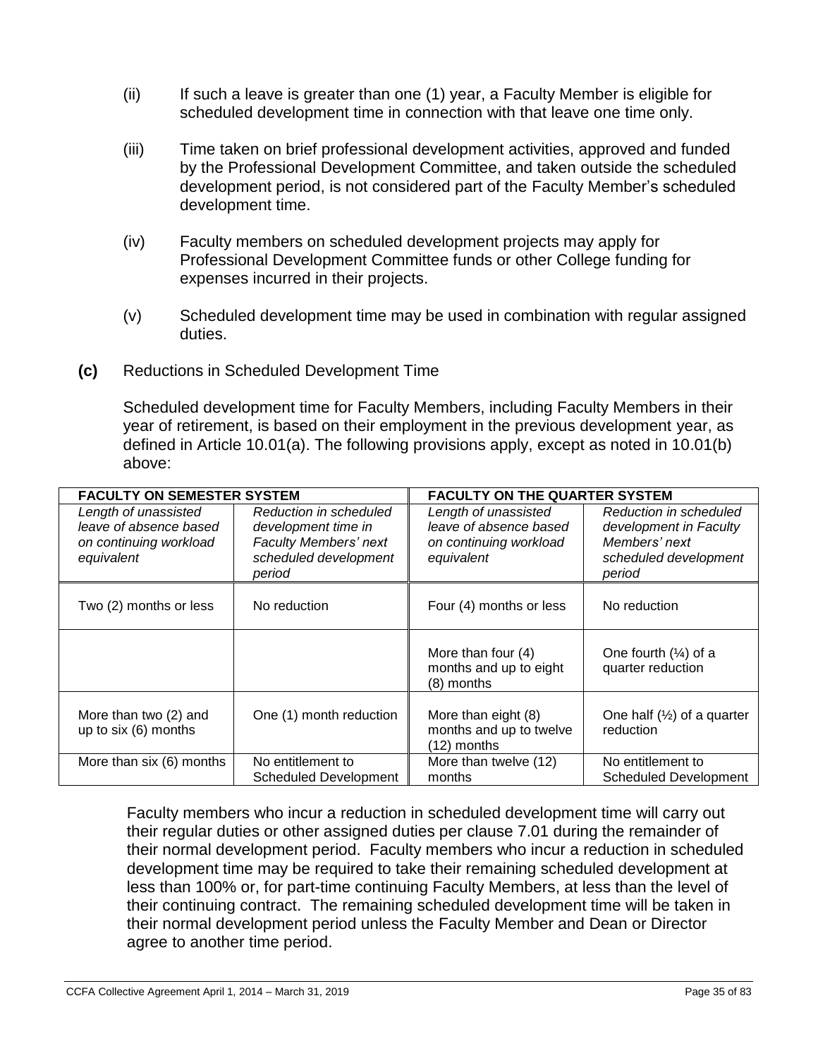(ii) If such a leave is greater than one (1) year, a Faculty Member is eligible for scheduled development time in connection with that leave one time only.

(iii) Time taken on brief professional development activities, approved and funded by the Professional Development Committee, and taken outside the scheduled development period, is not considered part of the Faculty Member's scheduled development time.

(iv) Faculty members on scheduled development projects may apply for Professional Development Committee funds or other College funding for expenses incurred in their projects.

(v) Scheduled development time may be used in combination with regular assigned duties.

**(c)** Reductions in Scheduled Development Time

Scheduled development time for Faculty Members, including Faculty Members in their year of retirement, is based on their employment in the previous development year, as defined in Article 10.01(a). The following provisions apply, except as noted in 10.01(b) above:

| **FACULTY ON SEMESTER SYSTEM** | | **FACULTY ON THE QUARTER SYSTEM** | |
|---|---|---|---|
| *Length of unassisted leave of absence based on continuing workload equivalent* | *Reduction in scheduled development time in Faculty Members' next scheduled development period* | *Length of unassisted leave of absence based on continuing workload equivalent* | *Reduction in scheduled development in Faculty Members' next scheduled development period* |
| Two (2) months or less | No reduction | Four (4) months or less | No reduction |
| | | More than four (4) months and up to eight (8) months | One fourth (¼) of a quarter reduction |
| More than two (2) and up to six (6) months | One (1) month reduction | More than eight (8) months and up to twelve (12) months | One half (½) of a quarter reduction |
| More than six (6) months | No entitlement to Scheduled Development | More than twelve (12) months | No entitlement to Scheduled Development |

Faculty members who incur a reduction in scheduled development time will carry out their regular duties or other assigned duties per clause 7.01 during the remainder of their normal development period. Faculty members who incur a reduction in scheduled development time may be required to take their remaining scheduled development at less than 100% or, for part-time continuing Faculty Members, at less than the level of their continuing contract. The remaining scheduled development time will be taken in their normal development period unless the Faculty Member and Dean or Director agree to another time period.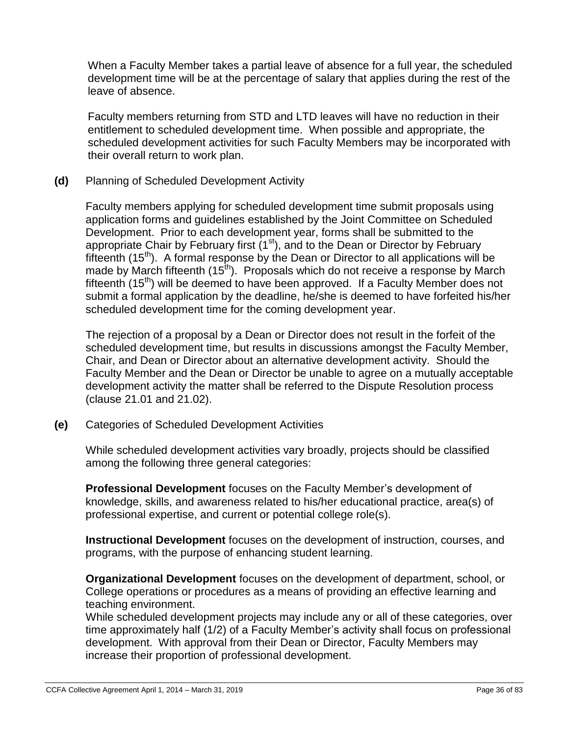When a Faculty Member takes a partial leave of absence for a full year, the scheduled development time will be at the percentage of salary that applies during the rest of the leave of absence.

Faculty members returning from STD and LTD leaves will have no reduction in their entitlement to scheduled development time. When possible and appropriate, the scheduled development activities for such Faculty Members may be incorporated with their overall return to work plan.

**(d)** Planning of Scheduled Development Activity

Faculty members applying for scheduled development time submit proposals using application forms and guidelines established by the Joint Committee on Scheduled Development. Prior to each development year, forms shall be submitted to the appropriate Chair by February first (1st), and to the Dean or Director by February fifteenth (15th). A formal response by the Dean or Director to all applications will be made by March fifteenth (15th). Proposals which do not receive a response by March fifteenth (15th) will be deemed to have been approved. If a Faculty Member does not submit a formal application by the deadline, he/she is deemed to have forfeited his/her scheduled development time for the coming development year.

The rejection of a proposal by a Dean or Director does not result in the forfeit of the scheduled development time, but results in discussions amongst the Faculty Member, Chair, and Dean or Director about an alternative development activity. Should the Faculty Member and the Dean or Director be unable to agree on a mutually acceptable development activity the matter shall be referred to the Dispute Resolution process (clause 21.01 and 21.02).

**(e)** Categories of Scheduled Development Activities

While scheduled development activities vary broadly, projects should be classified among the following three general categories:

**Professional Development** focuses on the Faculty Member's development of knowledge, skills, and awareness related to his/her educational practice, area(s) of professional expertise, and current or potential college role(s).

**Instructional Development** focuses on the development of instruction, courses, and programs, with the purpose of enhancing student learning.

**Organizational Development** focuses on the development of department, school, or College operations or procedures as a means of providing an effective learning and teaching environment.

While scheduled development projects may include any or all of these categories, over time approximately half (1/2) of a Faculty Member's activity shall focus on professional development. With approval from their Dean or Director, Faculty Members may increase their proportion of professional development.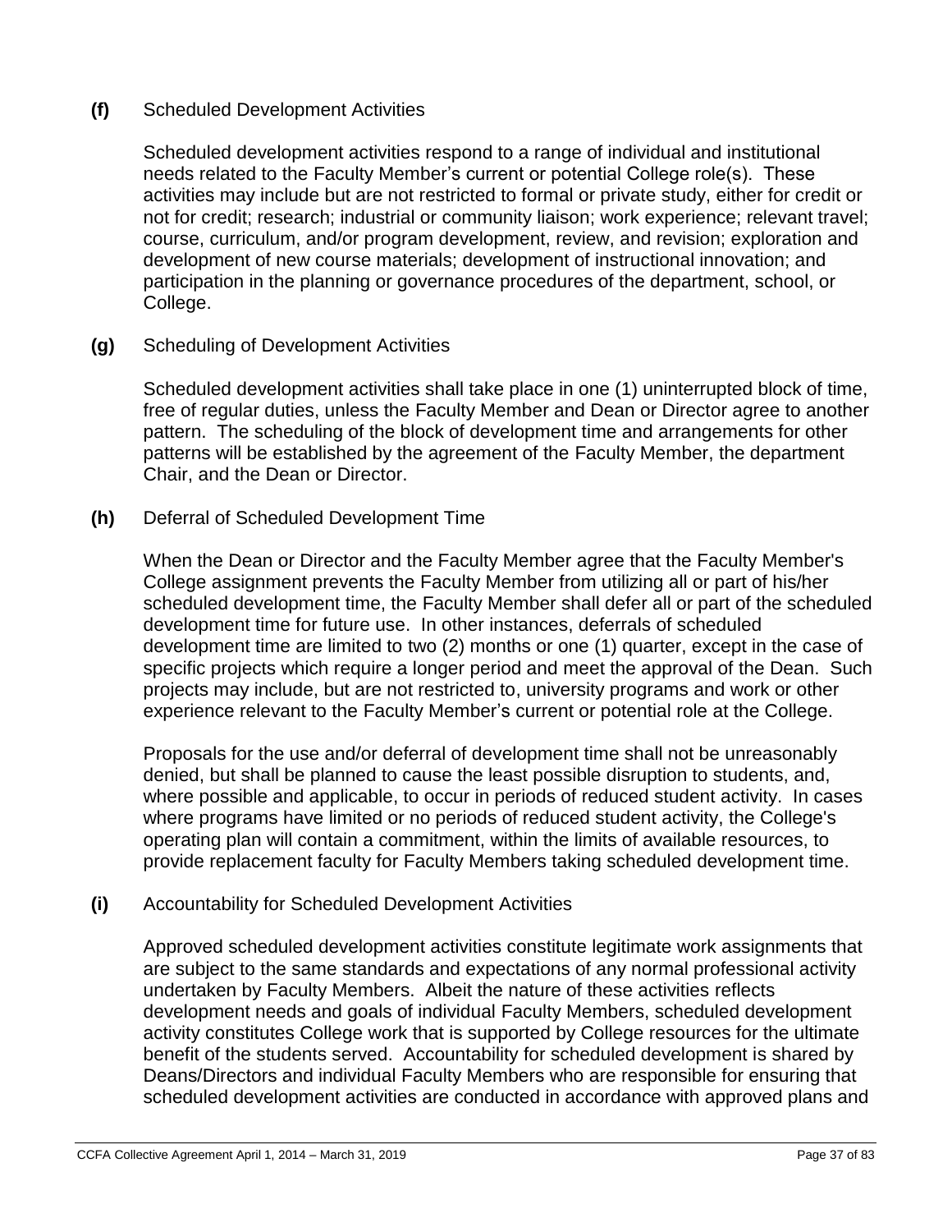**(f)** Scheduled Development Activities

Scheduled development activities respond to a range of individual and institutional needs related to the Faculty Member's current or potential College role(s). These activities may include but are not restricted to formal or private study, either for credit or not for credit; research; industrial or community liaison; work experience; relevant travel; course, curriculum, and/or program development, review, and revision; exploration and development of new course materials; development of instructional innovation; and participation in the planning or governance procedures of the department, school, or College.

**(g)** Scheduling of Development Activities

Scheduled development activities shall take place in one (1) uninterrupted block of time, free of regular duties, unless the Faculty Member and Dean or Director agree to another pattern. The scheduling of the block of development time and arrangements for other patterns will be established by the agreement of the Faculty Member, the department Chair, and the Dean or Director.

**(h)** Deferral of Scheduled Development Time

When the Dean or Director and the Faculty Member agree that the Faculty Member's College assignment prevents the Faculty Member from utilizing all or part of his/her scheduled development time, the Faculty Member shall defer all or part of the scheduled development time for future use. In other instances, deferrals of scheduled development time are limited to two (2) months or one (1) quarter, except in the case of specific projects which require a longer period and meet the approval of the Dean. Such projects may include, but are not restricted to, university programs and work or other experience relevant to the Faculty Member's current or potential role at the College.

Proposals for the use and/or deferral of development time shall not be unreasonably denied, but shall be planned to cause the least possible disruption to students, and, where possible and applicable, to occur in periods of reduced student activity. In cases where programs have limited or no periods of reduced student activity, the College's operating plan will contain a commitment, within the limits of available resources, to provide replacement faculty for Faculty Members taking scheduled development time.

**(i)** Accountability for Scheduled Development Activities

Approved scheduled development activities constitute legitimate work assignments that are subject to the same standards and expectations of any normal professional activity undertaken by Faculty Members. Albeit the nature of these activities reflects development needs and goals of individual Faculty Members, scheduled development activity constitutes College work that is supported by College resources for the ultimate benefit of the students served. Accountability for scheduled development is shared by Deans/Directors and individual Faculty Members who are responsible for ensuring that scheduled development activities are conducted in accordance with approved plans and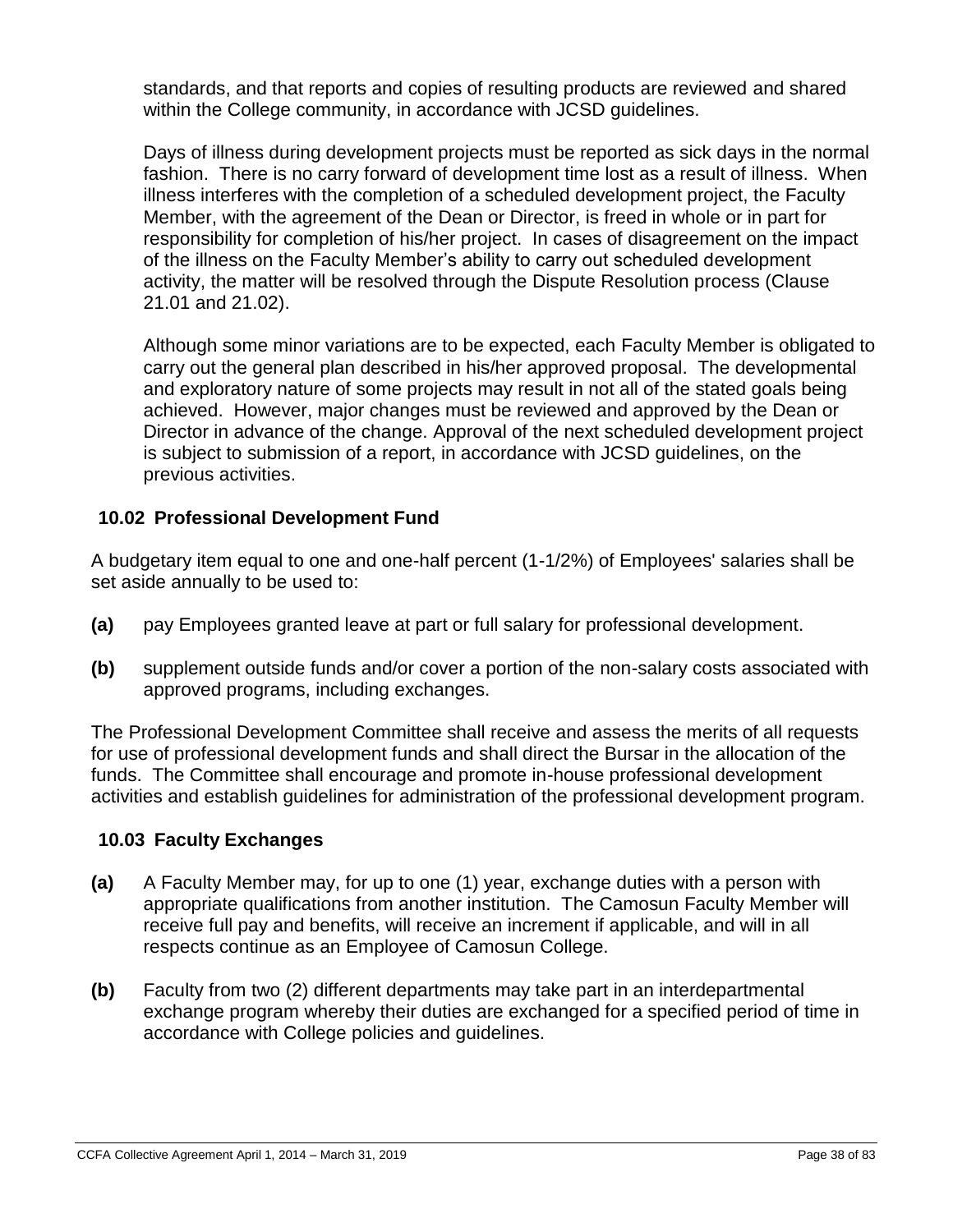standards, and that reports and copies of resulting products are reviewed and shared within the College community, in accordance with JCSD guidelines.

Days of illness during development projects must be reported as sick days in the normal fashion. There is no carry forward of development time lost as a result of illness. When illness interferes with the completion of a scheduled development project, the Faculty Member, with the agreement of the Dean or Director, is freed in whole or in part for responsibility for completion of his/her project. In cases of disagreement on the impact of the illness on the Faculty Member's ability to carry out scheduled development activity, the matter will be resolved through the Dispute Resolution process (Clause 21.01 and 21.02).

Although some minor variations are to be expected, each Faculty Member is obligated to carry out the general plan described in his/her approved proposal. The developmental and exploratory nature of some projects may result in not all of the stated goals being achieved. However, major changes must be reviewed and approved by the Dean or Director in advance of the change. Approval of the next scheduled development project is subject to submission of a report, in accordance with JCSD guidelines, on the previous activities.

### 10.02 Professional Development Fund

A budgetary item equal to one and one-half percent (1-1/2%) of Employees' salaries shall be set aside annually to be used to:

**(a)** pay Employees granted leave at part or full salary for professional development.

**(b)** supplement outside funds and/or cover a portion of the non-salary costs associated with approved programs, including exchanges.

The Professional Development Committee shall receive and assess the merits of all requests for use of professional development funds and shall direct the Bursar in the allocation of the funds. The Committee shall encourage and promote in-house professional development activities and establish guidelines for administration of the professional development program.

### 10.03 Faculty Exchanges

**(a)** A Faculty Member may, for up to one (1) year, exchange duties with a person with appropriate qualifications from another institution. The Camosun Faculty Member will receive full pay and benefits, will receive an increment if applicable, and will in all respects continue as an Employee of Camosun College.

**(b)** Faculty from two (2) different departments may take part in an interdepartmental exchange program whereby their duties are exchanged for a specified period of time in accordance with College policies and guidelines.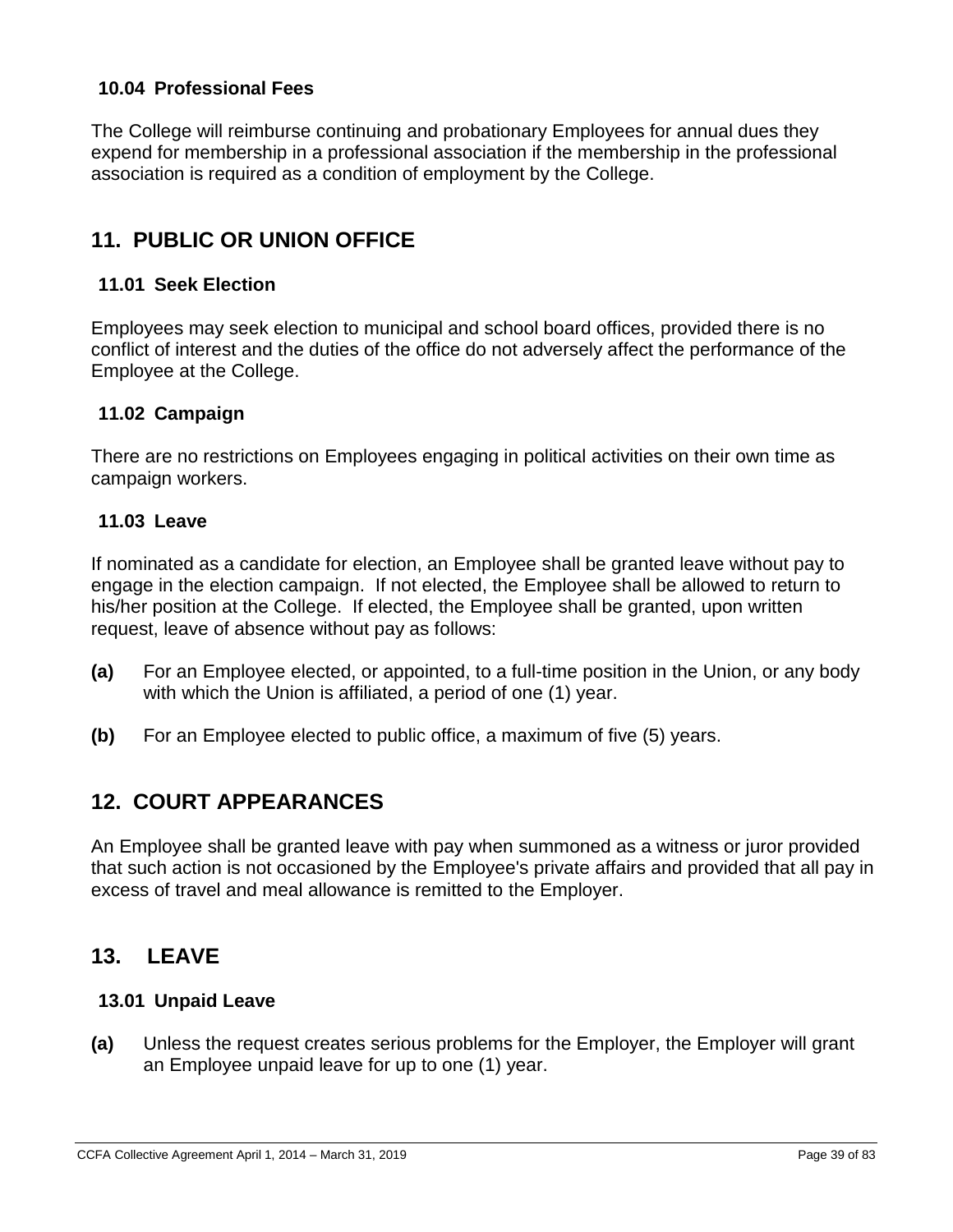### 10.04 Professional Fees

The College will reimburse continuing and probationary Employees for annual dues they expend for membership in a professional association if the membership in the professional association is required as a condition of employment by the College.

## 11. PUBLIC OR UNION OFFICE

### 11.01 Seek Election

Employees may seek election to municipal and school board offices, provided there is no conflict of interest and the duties of the office do not adversely affect the performance of the Employee at the College.

### 11.02 Campaign

There are no restrictions on Employees engaging in political activities on their own time as campaign workers.

### 11.03 Leave

If nominated as a candidate for election, an Employee shall be granted leave without pay to engage in the election campaign. If not elected, the Employee shall be allowed to return to his/her position at the College. If elected, the Employee shall be granted, upon written request, leave of absence without pay as follows:

**(a)** For an Employee elected, or appointed, to a full-time position in the Union, or any body with which the Union is affiliated, a period of one (1) year.

**(b)** For an Employee elected to public office, a maximum of five (5) years.

## 12. COURT APPEARANCES

An Employee shall be granted leave with pay when summoned as a witness or juror provided that such action is not occasioned by the Employee's private affairs and provided that all pay in excess of travel and meal allowance is remitted to the Employer.

## 13. LEAVE

### 13.01 Unpaid Leave

**(a)** Unless the request creates serious problems for the Employer, the Employer will grant an Employee unpaid leave for up to one (1) year.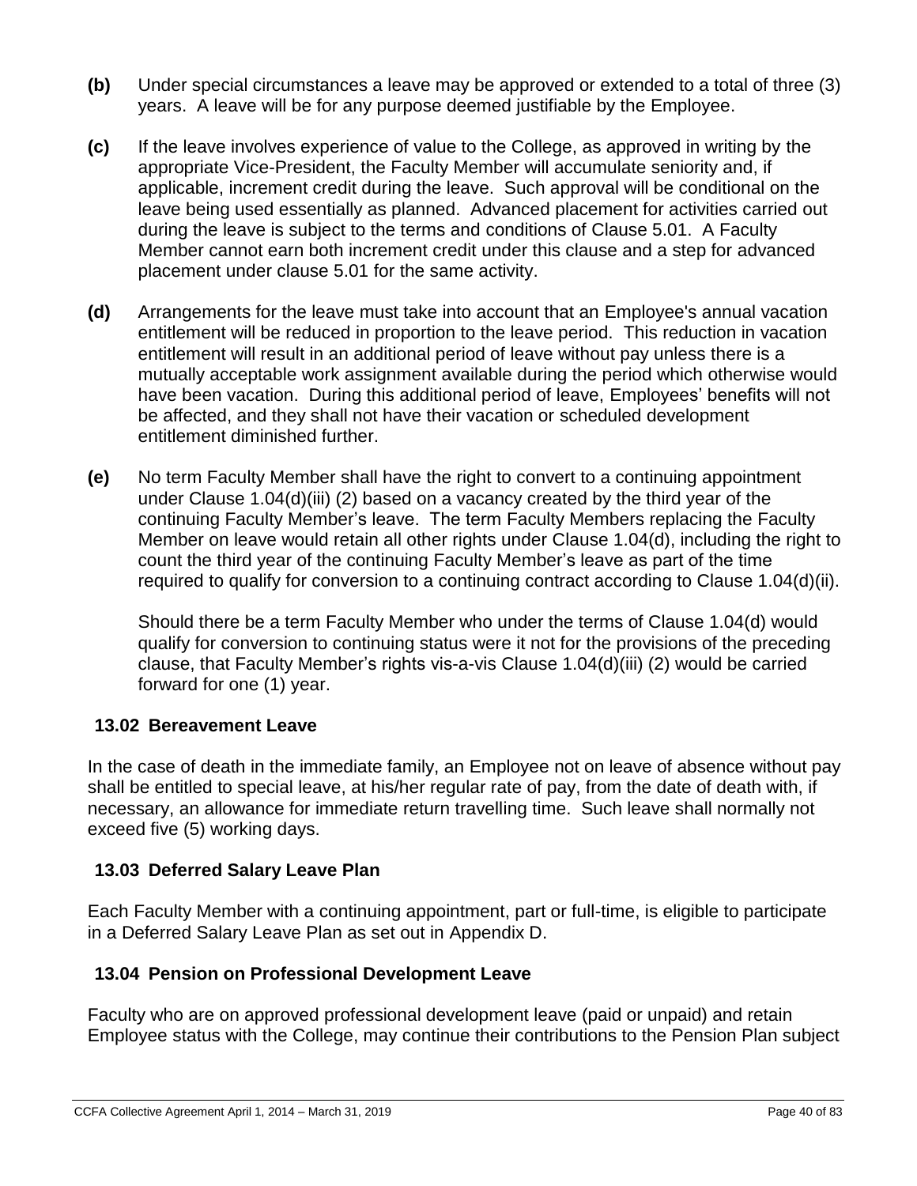**(b)** Under special circumstances a leave may be approved or extended to a total of three (3) years. A leave will be for any purpose deemed justifiable by the Employee.

**(c)** If the leave involves experience of value to the College, as approved in writing by the appropriate Vice-President, the Faculty Member will accumulate seniority and, if applicable, increment credit during the leave. Such approval will be conditional on the leave being used essentially as planned. Advanced placement for activities carried out during the leave is subject to the terms and conditions of Clause 5.01. A Faculty Member cannot earn both increment credit under this clause and a step for advanced placement under clause 5.01 for the same activity.

**(d)** Arrangements for the leave must take into account that an Employee's annual vacation entitlement will be reduced in proportion to the leave period. This reduction in vacation entitlement will result in an additional period of leave without pay unless there is a mutually acceptable work assignment available during the period which otherwise would have been vacation. During this additional period of leave, Employees' benefits will not be affected, and they shall not have their vacation or scheduled development entitlement diminished further.

**(e)** No term Faculty Member shall have the right to convert to a continuing appointment under Clause 1.04(d)(iii) (2) based on a vacancy created by the third year of the continuing Faculty Member's leave. The term Faculty Members replacing the Faculty Member on leave would retain all other rights under Clause 1.04(d), including the right to count the third year of the continuing Faculty Member's leave as part of the time required to qualify for conversion to a continuing contract according to Clause 1.04(d)(ii).

Should there be a term Faculty Member who under the terms of Clause 1.04(d) would qualify for conversion to continuing status were it not for the provisions of the preceding clause, that Faculty Member's rights vis-a-vis Clause 1.04(d)(iii) (2) would be carried forward for one (1) year.

### 13.02 Bereavement Leave

In the case of death in the immediate family, an Employee not on leave of absence without pay shall be entitled to special leave, at his/her regular rate of pay, from the date of death with, if necessary, an allowance for immediate return travelling time. Such leave shall normally not exceed five (5) working days.

### 13.03 Deferred Salary Leave Plan

Each Faculty Member with a continuing appointment, part or full-time, is eligible to participate in a Deferred Salary Leave Plan as set out in Appendix D.

### 13.04 Pension on Professional Development Leave

Faculty who are on approved professional development leave (paid or unpaid) and retain Employee status with the College, may continue their contributions to the Pension Plan subject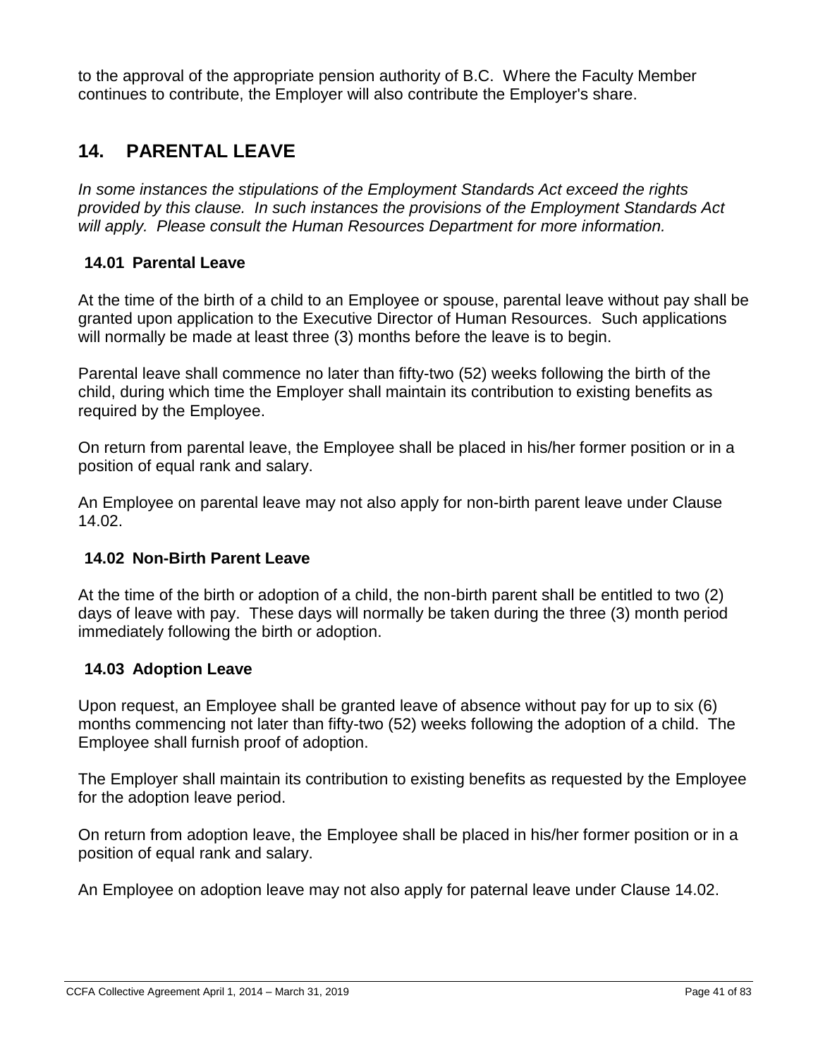to the approval of the appropriate pension authority of B.C. Where the Faculty Member continues to contribute, the Employer will also contribute the Employer's share.

## 14. PARENTAL LEAVE

*In some instances the stipulations of the Employment Standards Act exceed the rights provided by this clause. In such instances the provisions of the Employment Standards Act will apply. Please consult the Human Resources Department for more information.*

### 14.01 Parental Leave

At the time of the birth of a child to an Employee or spouse, parental leave without pay shall be granted upon application to the Executive Director of Human Resources. Such applications will normally be made at least three (3) months before the leave is to begin.

Parental leave shall commence no later than fifty-two (52) weeks following the birth of the child, during which time the Employer shall maintain its contribution to existing benefits as required by the Employee.

On return from parental leave, the Employee shall be placed in his/her former position or in a position of equal rank and salary.

An Employee on parental leave may not also apply for non-birth parent leave under Clause 14.02.

### 14.02 Non-Birth Parent Leave

At the time of the birth or adoption of a child, the non-birth parent shall be entitled to two (2) days of leave with pay. These days will normally be taken during the three (3) month period immediately following the birth or adoption.

### 14.03 Adoption Leave

Upon request, an Employee shall be granted leave of absence without pay for up to six (6) months commencing not later than fifty-two (52) weeks following the adoption of a child. The Employee shall furnish proof of adoption.

The Employer shall maintain its contribution to existing benefits as requested by the Employee for the adoption leave period.

On return from adoption leave, the Employee shall be placed in his/her former position or in a position of equal rank and salary.

An Employee on adoption leave may not also apply for paternal leave under Clause 14.02.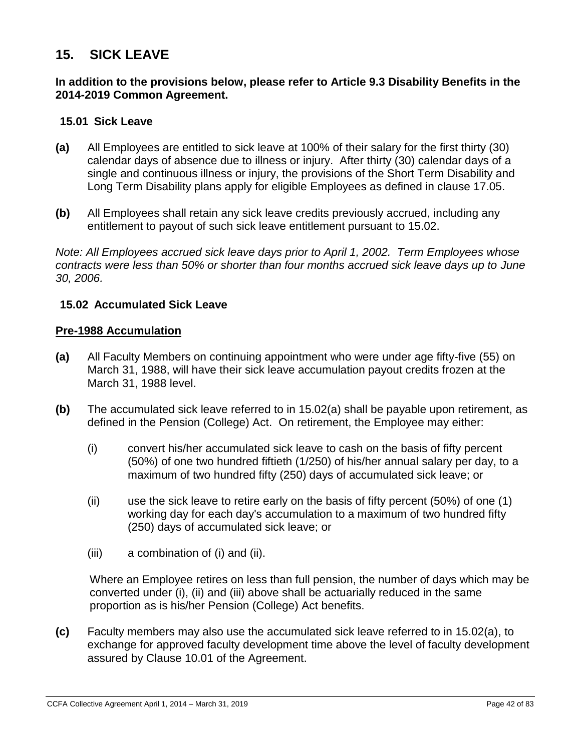# 15. SICK LEAVE

**In addition to the provisions below, please refer to Article 9.3 Disability Benefits in the 2014-2019 Common Agreement.**

### 15.01 Sick Leave

**(a)** All Employees are entitled to sick leave at 100% of their salary for the first thirty (30) calendar days of absence due to illness or injury. After thirty (30) calendar days of a single and continuous illness or injury, the provisions of the Short Term Disability and Long Term Disability plans apply for eligible Employees as defined in clause 17.05.

**(b)** All Employees shall retain any sick leave credits previously accrued, including any entitlement to payout of such sick leave entitlement pursuant to 15.02.

*Note: All Employees accrued sick leave days prior to April 1, 2002. Term Employees whose contracts were less than 50% or shorter than four months accrued sick leave days up to June 30, 2006.*

### 15.02 Accumulated Sick Leave

**Pre-1988 Accumulation**

**(a)** All Faculty Members on continuing appointment who were under age fifty-five (55) on March 31, 1988, will have their sick leave accumulation payout credits frozen at the March 31, 1988 level.

**(b)** The accumulated sick leave referred to in 15.02(a) shall be payable upon retirement, as defined in the Pension (College) Act. On retirement, the Employee may either:

(i) convert his/her accumulated sick leave to cash on the basis of fifty percent (50%) of one two hundred fiftieth (1/250) of his/her annual salary per day, to a maximum of two hundred fifty (250) days of accumulated sick leave; or

(ii) use the sick leave to retire early on the basis of fifty percent (50%) of one (1) working day for each day's accumulation to a maximum of two hundred fifty (250) days of accumulated sick leave; or

(iii) a combination of (i) and (ii).

Where an Employee retires on less than full pension, the number of days which may be converted under (i), (ii) and (iii) above shall be actuarially reduced in the same proportion as is his/her Pension (College) Act benefits.

**(c)** Faculty members may also use the accumulated sick leave referred to in 15.02(a), to exchange for approved faculty development time above the level of faculty development assured by Clause 10.01 of the Agreement.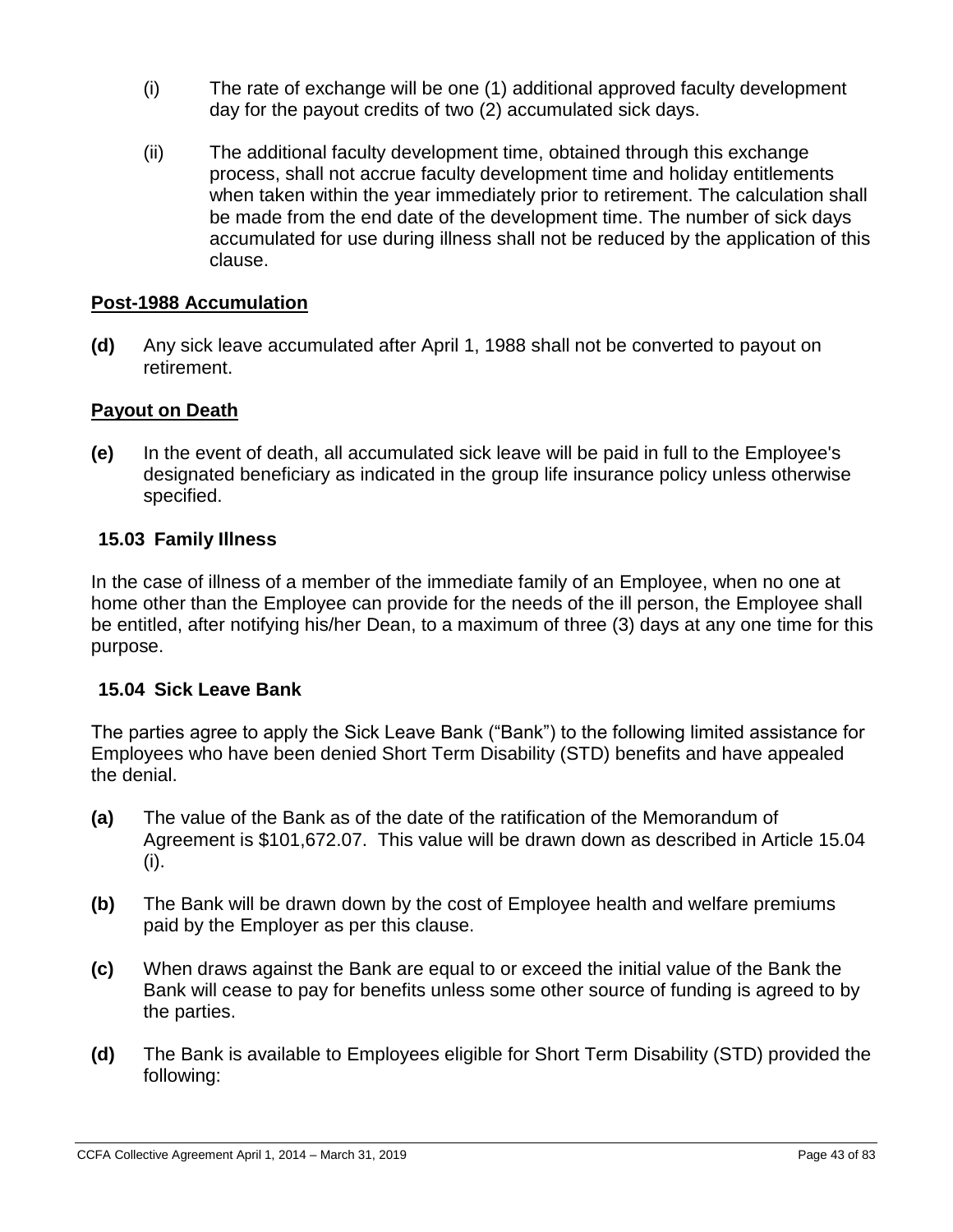(i) The rate of exchange will be one (1) additional approved faculty development day for the payout credits of two (2) accumulated sick days.

(ii) The additional faculty development time, obtained through this exchange process, shall not accrue faculty development time and holiday entitlements when taken within the year immediately prior to retirement. The calculation shall be made from the end date of the development time. The number of sick days accumulated for use during illness shall not be reduced by the application of this clause.

**Post-1988 Accumulation**

**(d)** Any sick leave accumulated after April 1, 1988 shall not be converted to payout on retirement.

**Payout on Death**

**(e)** In the event of death, all accumulated sick leave will be paid in full to the Employee's designated beneficiary as indicated in the group life insurance policy unless otherwise specified.

### 15.03 Family Illness

In the case of illness of a member of the immediate family of an Employee, when no one at home other than the Employee can provide for the needs of the ill person, the Employee shall be entitled, after notifying his/her Dean, to a maximum of three (3) days at any one time for this purpose.

### 15.04 Sick Leave Bank

The parties agree to apply the Sick Leave Bank ("Bank") to the following limited assistance for Employees who have been denied Short Term Disability (STD) benefits and have appealed the denial.

**(a)** The value of the Bank as of the date of the ratification of the Memorandum of Agreement is $101,672.07. This value will be drawn down as described in Article 15.04 (i).

**(b)** The Bank will be drawn down by the cost of Employee health and welfare premiums paid by the Employer as per this clause.

**(c)** When draws against the Bank are equal to or exceed the initial value of the Bank the Bank will cease to pay for benefits unless some other source of funding is agreed to by the parties.

**(d)** The Bank is available to Employees eligible for Short Term Disability (STD) provided the following: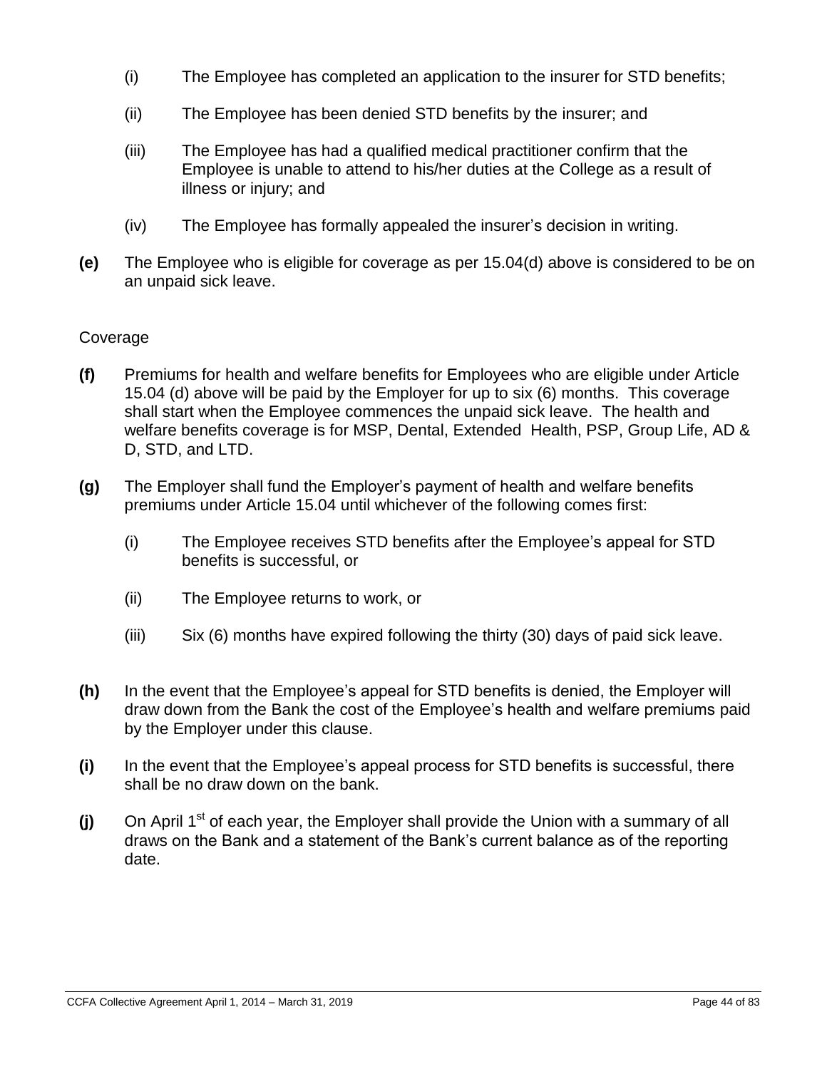(i) The Employee has completed an application to the insurer for STD benefits;

(ii) The Employee has been denied STD benefits by the insurer; and

(iii) The Employee has had a qualified medical practitioner confirm that the Employee is unable to attend to his/her duties at the College as a result of illness or injury; and

(iv) The Employee has formally appealed the insurer's decision in writing.

**(e)** The Employee who is eligible for coverage as per 15.04(d) above is considered to be on an unpaid sick leave.

Coverage

**(f)** Premiums for health and welfare benefits for Employees who are eligible under Article 15.04 (d) above will be paid by the Employer for up to six (6) months. This coverage shall start when the Employee commences the unpaid sick leave. The health and welfare benefits coverage is for MSP, Dental, Extended Health, PSP, Group Life, AD & D, STD, and LTD.

**(g)** The Employer shall fund the Employer's payment of health and welfare benefits premiums under Article 15.04 until whichever of the following comes first:

(i) The Employee receives STD benefits after the Employee's appeal for STD benefits is successful, or

(ii) The Employee returns to work, or

(iii) Six (6) months have expired following the thirty (30) days of paid sick leave.

**(h)** In the event that the Employee's appeal for STD benefits is denied, the Employer will draw down from the Bank the cost of the Employee's health and welfare premiums paid by the Employer under this clause.

**(i)** In the event that the Employee's appeal process for STD benefits is successful, there shall be no draw down on the bank.

**(j)** On April 1st of each year, the Employer shall provide the Union with a summary of all draws on the Bank and a statement of the Bank's current balance as of the reporting date.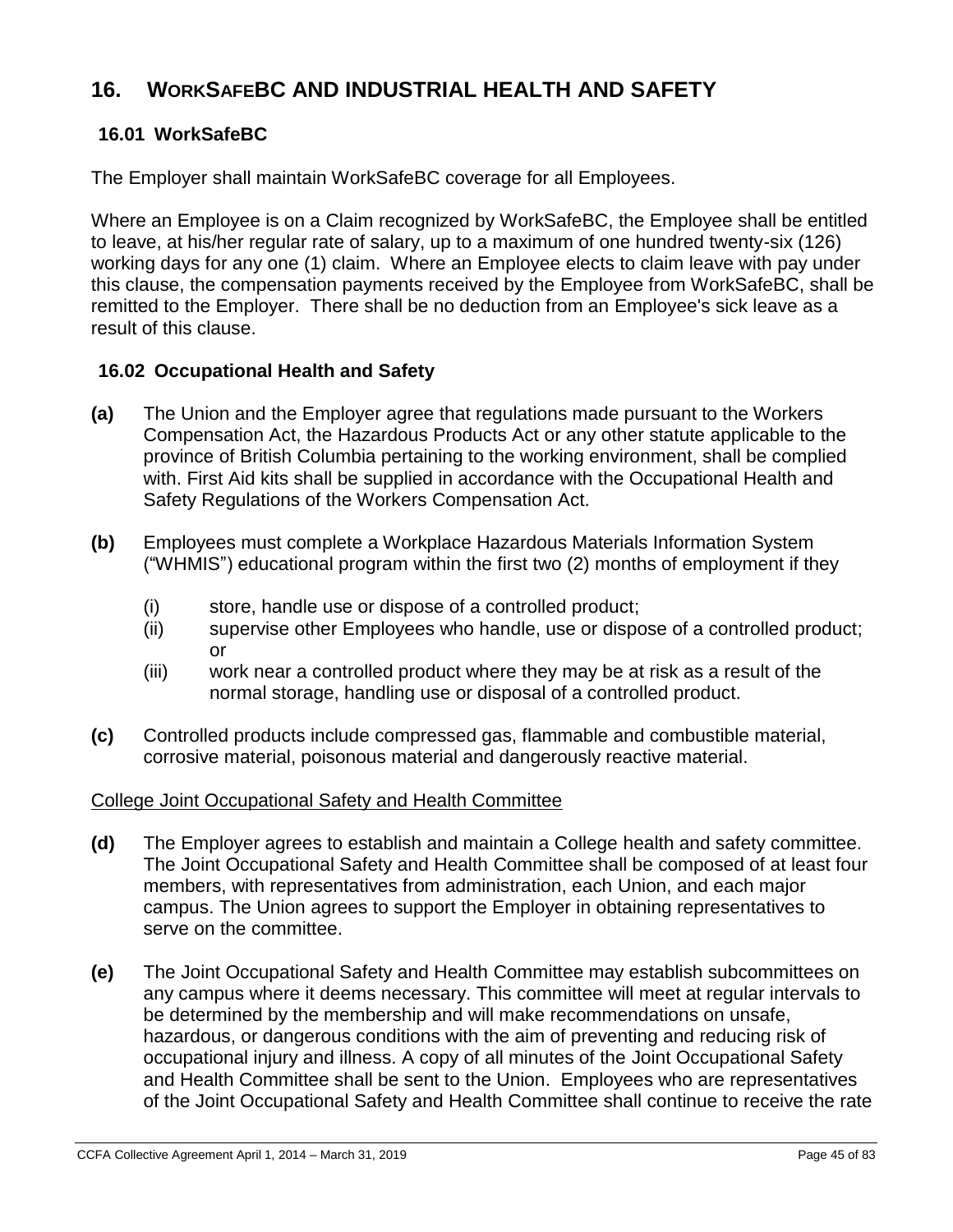# 16. WORKSAFEBC AND INDUSTRIAL HEALTH AND SAFETY

## 16.01 WorkSafeBC

The Employer shall maintain WorkSafeBC coverage for all Employees.

Where an Employee is on a Claim recognized by WorkSafeBC, the Employee shall be entitled to leave, at his/her regular rate of salary, up to a maximum of one hundred twenty-six (126) working days for any one (1) claim. Where an Employee elects to claim leave with pay under this clause, the compensation payments received by the Employee from WorkSafeBC, shall be remitted to the Employer. There shall be no deduction from an Employee's sick leave as a result of this clause.

## 16.02 Occupational Health and Safety

**(a)** The Union and the Employer agree that regulations made pursuant to the Workers Compensation Act, the Hazardous Products Act or any other statute applicable to the province of British Columbia pertaining to the working environment, shall be complied with. First Aid kits shall be supplied in accordance with the Occupational Health and Safety Regulations of the Workers Compensation Act.

**(b)** Employees must complete a Workplace Hazardous Materials Information System ("WHMIS") educational program within the first two (2) months of employment if they

- (i) store, handle use or dispose of a controlled product;
- (ii) supervise other Employees who handle, use or dispose of a controlled product; or
- (iii) work near a controlled product where they may be at risk as a result of the normal storage, handling use or disposal of a controlled product.

**(c)** Controlled products include compressed gas, flammable and combustible material, corrosive material, poisonous material and dangerously reactive material.

College Joint Occupational Safety and Health Committee

**(d)** The Employer agrees to establish and maintain a College health and safety committee. The Joint Occupational Safety and Health Committee shall be composed of at least four members, with representatives from administration, each Union, and each major campus. The Union agrees to support the Employer in obtaining representatives to serve on the committee.

**(e)** The Joint Occupational Safety and Health Committee may establish subcommittees on any campus where it deems necessary. This committee will meet at regular intervals to be determined by the membership and will make recommendations on unsafe, hazardous, or dangerous conditions with the aim of preventing and reducing risk of occupational injury and illness. A copy of all minutes of the Joint Occupational Safety and Health Committee shall be sent to the Union. Employees who are representatives of the Joint Occupational Safety and Health Committee shall continue to receive the rate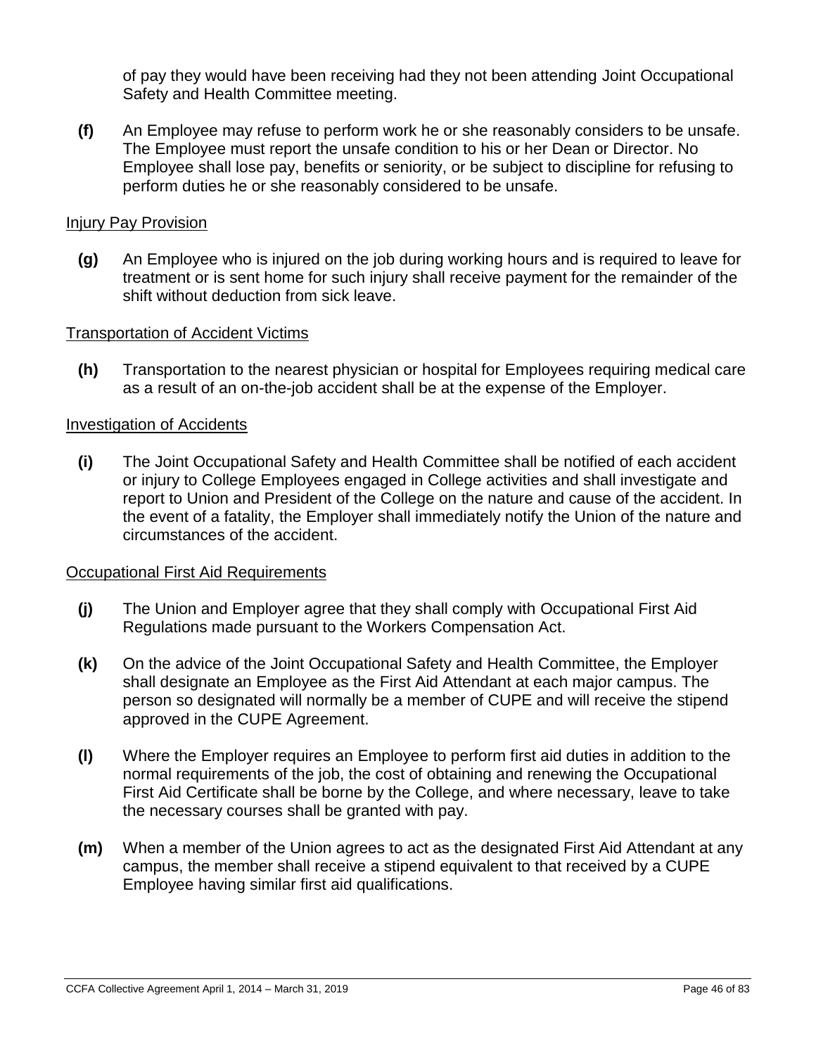of pay they would have been receiving had they not been attending Joint Occupational Safety and Health Committee meeting.

**(f)** An Employee may refuse to perform work he or she reasonably considers to be unsafe. The Employee must report the unsafe condition to his or her Dean or Director. No Employee shall lose pay, benefits or seniority, or be subject to discipline for refusing to perform duties he or she reasonably considered to be unsafe.

Injury Pay Provision

**(g)** An Employee who is injured on the job during working hours and is required to leave for treatment or is sent home for such injury shall receive payment for the remainder of the shift without deduction from sick leave.

Transportation of Accident Victims

**(h)** Transportation to the nearest physician or hospital for Employees requiring medical care as a result of an on-the-job accident shall be at the expense of the Employer.

Investigation of Accidents

**(i)** The Joint Occupational Safety and Health Committee shall be notified of each accident or injury to College Employees engaged in College activities and shall investigate and report to Union and President of the College on the nature and cause of the accident. In the event of a fatality, the Employer shall immediately notify the Union of the nature and circumstances of the accident.

Occupational First Aid Requirements

**(j)** The Union and Employer agree that they shall comply with Occupational First Aid Regulations made pursuant to the Workers Compensation Act.

**(k)** On the advice of the Joint Occupational Safety and Health Committee, the Employer shall designate an Employee as the First Aid Attendant at each major campus. The person so designated will normally be a member of CUPE and will receive the stipend approved in the CUPE Agreement.

**(l)** Where the Employer requires an Employee to perform first aid duties in addition to the normal requirements of the job, the cost of obtaining and renewing the Occupational First Aid Certificate shall be borne by the College, and where necessary, leave to take the necessary courses shall be granted with pay.

**(m)** When a member of the Union agrees to act as the designated First Aid Attendant at any campus, the member shall receive a stipend equivalent to that received by a CUPE Employee having similar first aid qualifications.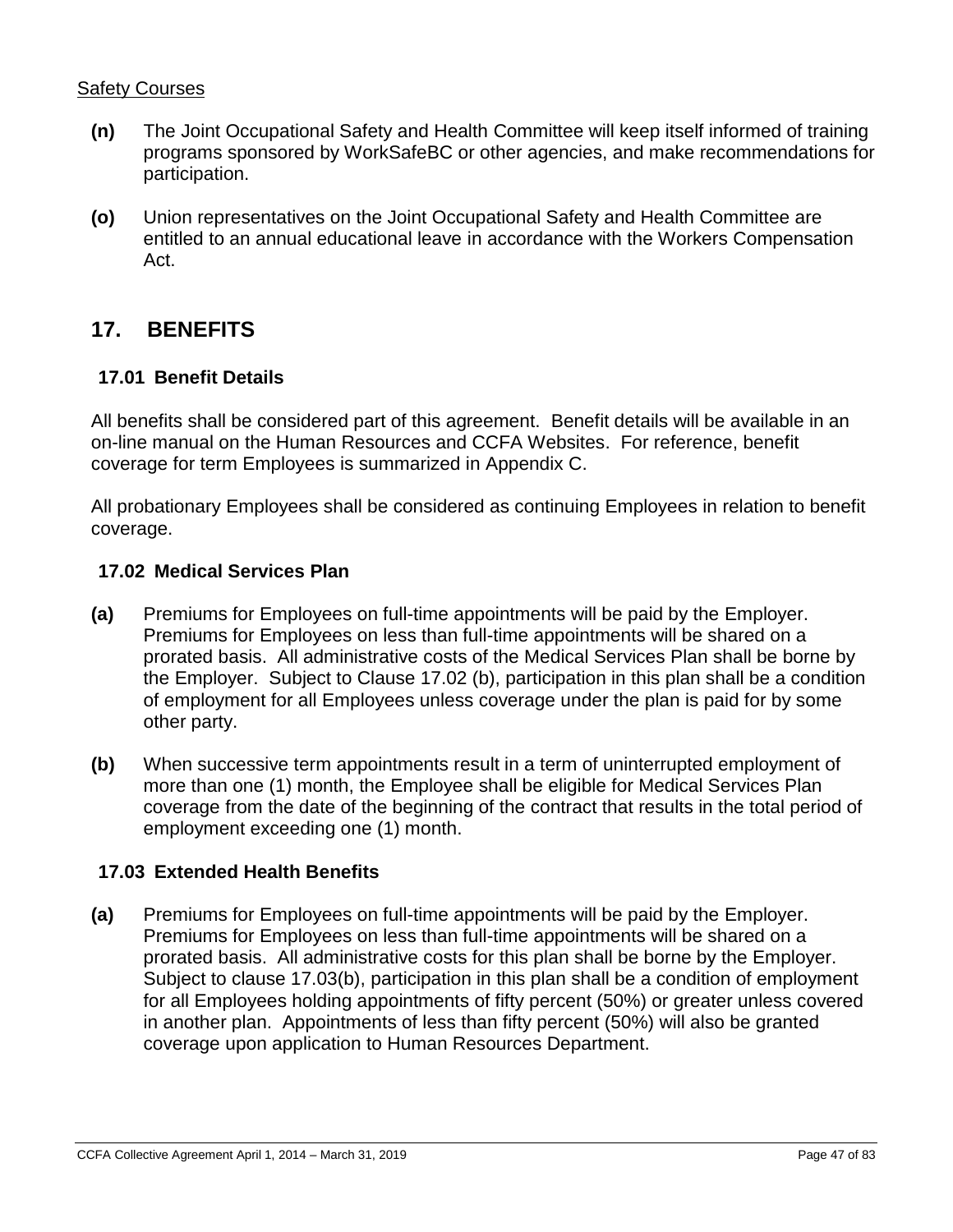Safety Courses

**(n)** The Joint Occupational Safety and Health Committee will keep itself informed of training programs sponsored by WorkSafeBC or other agencies, and make recommendations for participation.

**(o)** Union representatives on the Joint Occupational Safety and Health Committee are entitled to an annual educational leave in accordance with the Workers Compensation Act.

## 17. BENEFITS

### 17.01 Benefit Details

All benefits shall be considered part of this agreement. Benefit details will be available in an on-line manual on the Human Resources and CCFA Websites. For reference, benefit coverage for term Employees is summarized in Appendix C.

All probationary Employees shall be considered as continuing Employees in relation to benefit coverage.

### 17.02 Medical Services Plan

**(a)** Premiums for Employees on full-time appointments will be paid by the Employer. Premiums for Employees on less than full-time appointments will be shared on a prorated basis. All administrative costs of the Medical Services Plan shall be borne by the Employer. Subject to Clause 17.02 (b), participation in this plan shall be a condition of employment for all Employees unless coverage under the plan is paid for by some other party.

**(b)** When successive term appointments result in a term of uninterrupted employment of more than one (1) month, the Employee shall be eligible for Medical Services Plan coverage from the date of the beginning of the contract that results in the total period of employment exceeding one (1) month.

### 17.03 Extended Health Benefits

**(a)** Premiums for Employees on full-time appointments will be paid by the Employer. Premiums for Employees on less than full-time appointments will be shared on a prorated basis. All administrative costs for this plan shall be borne by the Employer. Subject to clause 17.03(b), participation in this plan shall be a condition of employment for all Employees holding appointments of fifty percent (50%) or greater unless covered in another plan. Appointments of less than fifty percent (50%) will also be granted coverage upon application to Human Resources Department.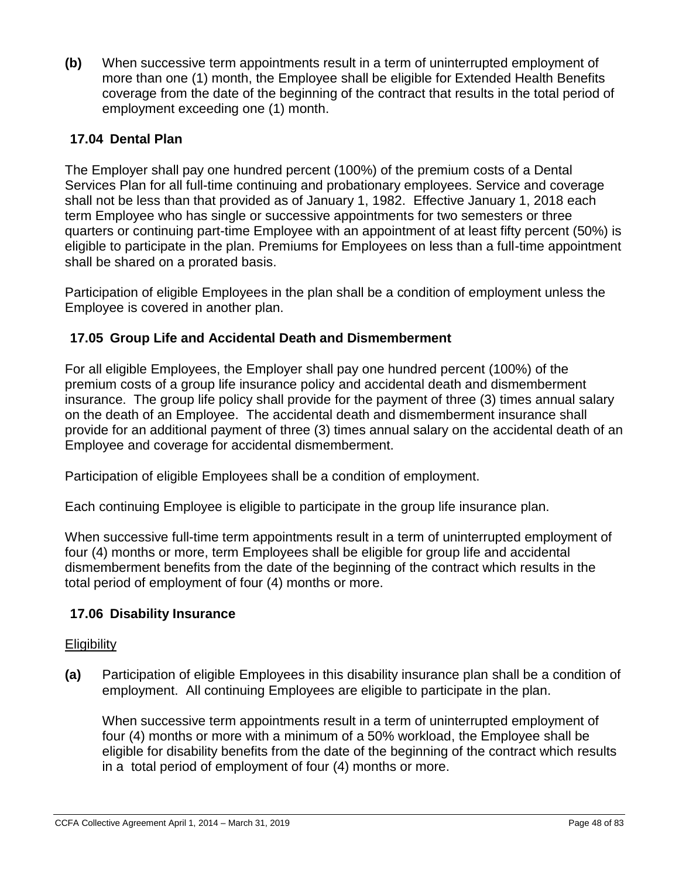**(b)** When successive term appointments result in a term of uninterrupted employment of more than one (1) month, the Employee shall be eligible for Extended Health Benefits coverage from the date of the beginning of the contract that results in the total period of employment exceeding one (1) month.

### 17.04 Dental Plan

The Employer shall pay one hundred percent (100%) of the premium costs of a Dental Services Plan for all full-time continuing and probationary employees. Service and coverage shall not be less than that provided as of January 1, 1982. Effective January 1, 2018 each term Employee who has single or successive appointments for two semesters or three quarters or continuing part-time Employee with an appointment of at least fifty percent (50%) is eligible to participate in the plan. Premiums for Employees on less than a full-time appointment shall be shared on a prorated basis.

Participation of eligible Employees in the plan shall be a condition of employment unless the Employee is covered in another plan.

### 17.05 Group Life and Accidental Death and Dismemberment

For all eligible Employees, the Employer shall pay one hundred percent (100%) of the premium costs of a group life insurance policy and accidental death and dismemberment insurance. The group life policy shall provide for the payment of three (3) times annual salary on the death of an Employee. The accidental death and dismemberment insurance shall provide for an additional payment of three (3) times annual salary on the accidental death of an Employee and coverage for accidental dismemberment.

Participation of eligible Employees shall be a condition of employment.

Each continuing Employee is eligible to participate in the group life insurance plan.

When successive full-time term appointments result in a term of uninterrupted employment of four (4) months or more, term Employees shall be eligible for group life and accidental dismemberment benefits from the date of the beginning of the contract which results in the total period of employment of four (4) months or more.

### 17.06 Disability Insurance

Eligibility

**(a)** Participation of eligible Employees in this disability insurance plan shall be a condition of employment. All continuing Employees are eligible to participate in the plan.

When successive term appointments result in a term of uninterrupted employment of four (4) months or more with a minimum of a 50% workload, the Employee shall be eligible for disability benefits from the date of the beginning of the contract which results in a total period of employment of four (4) months or more.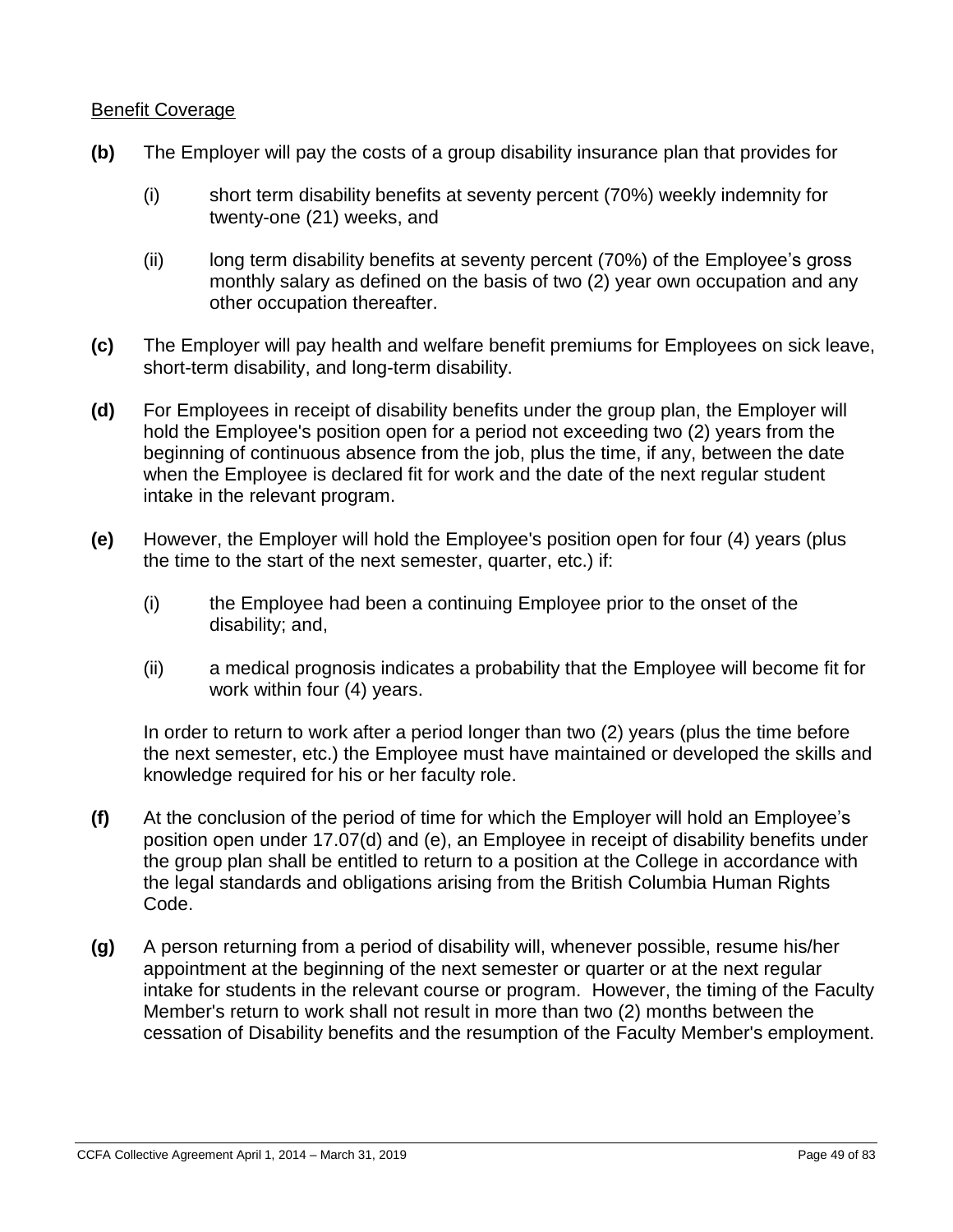Benefit Coverage

**(b)** The Employer will pay the costs of a group disability insurance plan that provides for

(i) short term disability benefits at seventy percent (70%) weekly indemnity for twenty-one (21) weeks, and

(ii) long term disability benefits at seventy percent (70%) of the Employee's gross monthly salary as defined on the basis of two (2) year own occupation and any other occupation thereafter.

**(c)** The Employer will pay health and welfare benefit premiums for Employees on sick leave, short-term disability, and long-term disability.

**(d)** For Employees in receipt of disability benefits under the group plan, the Employer will hold the Employee's position open for a period not exceeding two (2) years from the beginning of continuous absence from the job, plus the time, if any, between the date when the Employee is declared fit for work and the date of the next regular student intake in the relevant program.

**(e)** However, the Employer will hold the Employee's position open for four (4) years (plus the time to the start of the next semester, quarter, etc.) if:

(i) the Employee had been a continuing Employee prior to the onset of the disability; and,

(ii) a medical prognosis indicates a probability that the Employee will become fit for work within four (4) years.

In order to return to work after a period longer than two (2) years (plus the time before the next semester, etc.) the Employee must have maintained or developed the skills and knowledge required for his or her faculty role.

**(f)** At the conclusion of the period of time for which the Employer will hold an Employee's position open under 17.07(d) and (e), an Employee in receipt of disability benefits under the group plan shall be entitled to return to a position at the College in accordance with the legal standards and obligations arising from the British Columbia Human Rights Code.

**(g)** A person returning from a period of disability will, whenever possible, resume his/her appointment at the beginning of the next semester or quarter or at the next regular intake for students in the relevant course or program. However, the timing of the Faculty Member's return to work shall not result in more than two (2) months between the cessation of Disability benefits and the resumption of the Faculty Member's employment.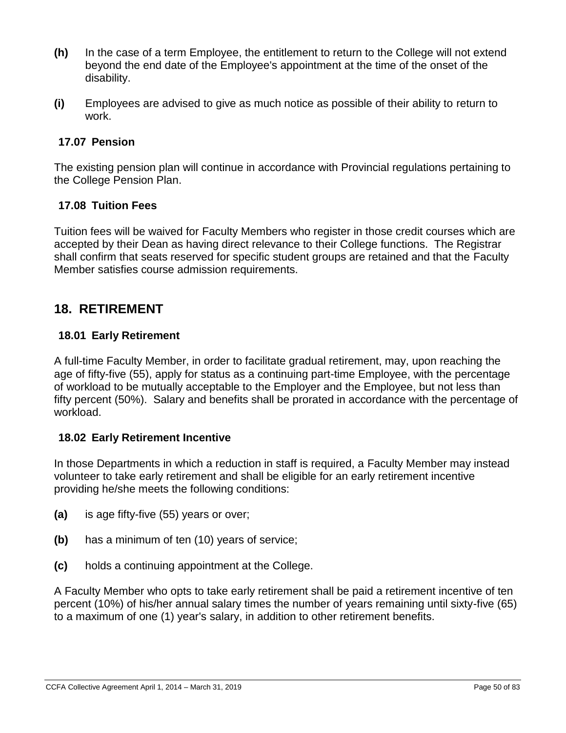**(h)** In the case of a term Employee, the entitlement to return to the College will not extend beyond the end date of the Employee's appointment at the time of the onset of the disability.

**(i)** Employees are advised to give as much notice as possible of their ability to return to work.

### 17.07 Pension

The existing pension plan will continue in accordance with Provincial regulations pertaining to the College Pension Plan.

### 17.08 Tuition Fees

Tuition fees will be waived for Faculty Members who register in those credit courses which are accepted by their Dean as having direct relevance to their College functions. The Registrar shall confirm that seats reserved for specific student groups are retained and that the Faculty Member satisfies course admission requirements.

## 18. RETIREMENT

### 18.01 Early Retirement

A full-time Faculty Member, in order to facilitate gradual retirement, may, upon reaching the age of fifty-five (55), apply for status as a continuing part-time Employee, with the percentage of workload to be mutually acceptable to the Employer and the Employee, but not less than fifty percent (50%). Salary and benefits shall be prorated in accordance with the percentage of workload.

### 18.02 Early Retirement Incentive

In those Departments in which a reduction in staff is required, a Faculty Member may instead volunteer to take early retirement and shall be eligible for an early retirement incentive providing he/she meets the following conditions:

**(a)** is age fifty-five (55) years or over;

**(b)** has a minimum of ten (10) years of service;

**(c)** holds a continuing appointment at the College.

A Faculty Member who opts to take early retirement shall be paid a retirement incentive of ten percent (10%) of his/her annual salary times the number of years remaining until sixty-five (65) to a maximum of one (1) year's salary, in addition to other retirement benefits.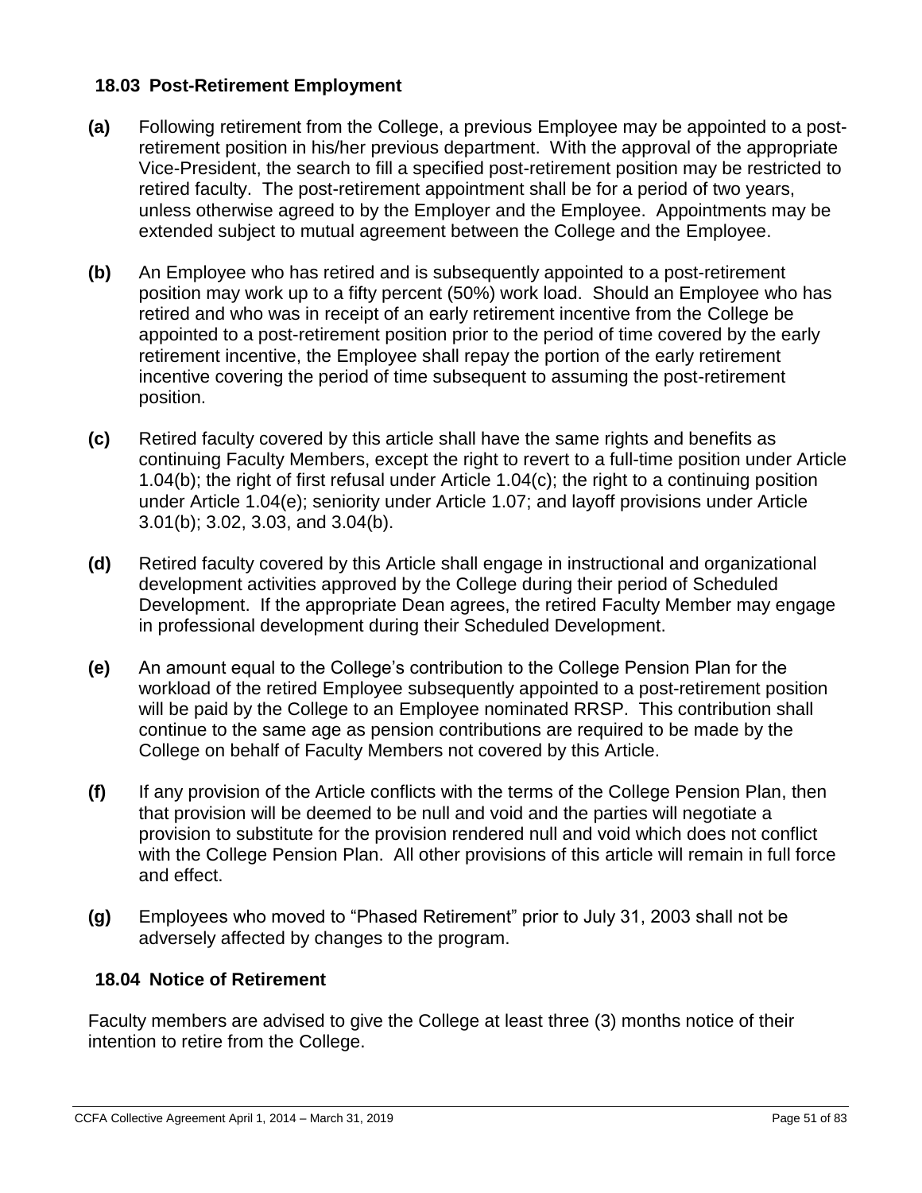### 18.03 Post-Retirement Employment

**(a)** Following retirement from the College, a previous Employee may be appointed to a post-retirement position in his/her previous department. With the approval of the appropriate Vice-President, the search to fill a specified post-retirement position may be restricted to retired faculty. The post-retirement appointment shall be for a period of two years, unless otherwise agreed to by the Employer and the Employee. Appointments may be extended subject to mutual agreement between the College and the Employee.

**(b)** An Employee who has retired and is subsequently appointed to a post-retirement position may work up to a fifty percent (50%) work load. Should an Employee who has retired and who was in receipt of an early retirement incentive from the College be appointed to a post-retirement position prior to the period of time covered by the early retirement incentive, the Employee shall repay the portion of the early retirement incentive covering the period of time subsequent to assuming the post-retirement position.

**(c)** Retired faculty covered by this article shall have the same rights and benefits as continuing Faculty Members, except the right to revert to a full-time position under Article 1.04(b); the right of first refusal under Article 1.04(c); the right to a continuing position under Article 1.04(e); seniority under Article 1.07; and layoff provisions under Article 3.01(b); 3.02, 3.03, and 3.04(b).

**(d)** Retired faculty covered by this Article shall engage in instructional and organizational development activities approved by the College during their period of Scheduled Development. If the appropriate Dean agrees, the retired Faculty Member may engage in professional development during their Scheduled Development.

**(e)** An amount equal to the College's contribution to the College Pension Plan for the workload of the retired Employee subsequently appointed to a post-retirement position will be paid by the College to an Employee nominated RRSP. This contribution shall continue to the same age as pension contributions are required to be made by the College on behalf of Faculty Members not covered by this Article.

**(f)** If any provision of the Article conflicts with the terms of the College Pension Plan, then that provision will be deemed to be null and void and the parties will negotiate a provision to substitute for the provision rendered null and void which does not conflict with the College Pension Plan. All other provisions of this article will remain in full force and effect.

**(g)** Employees who moved to "Phased Retirement" prior to July 31, 2003 shall not be adversely affected by changes to the program.

### 18.04 Notice of Retirement

Faculty members are advised to give the College at least three (3) months notice of their intention to retire from the College.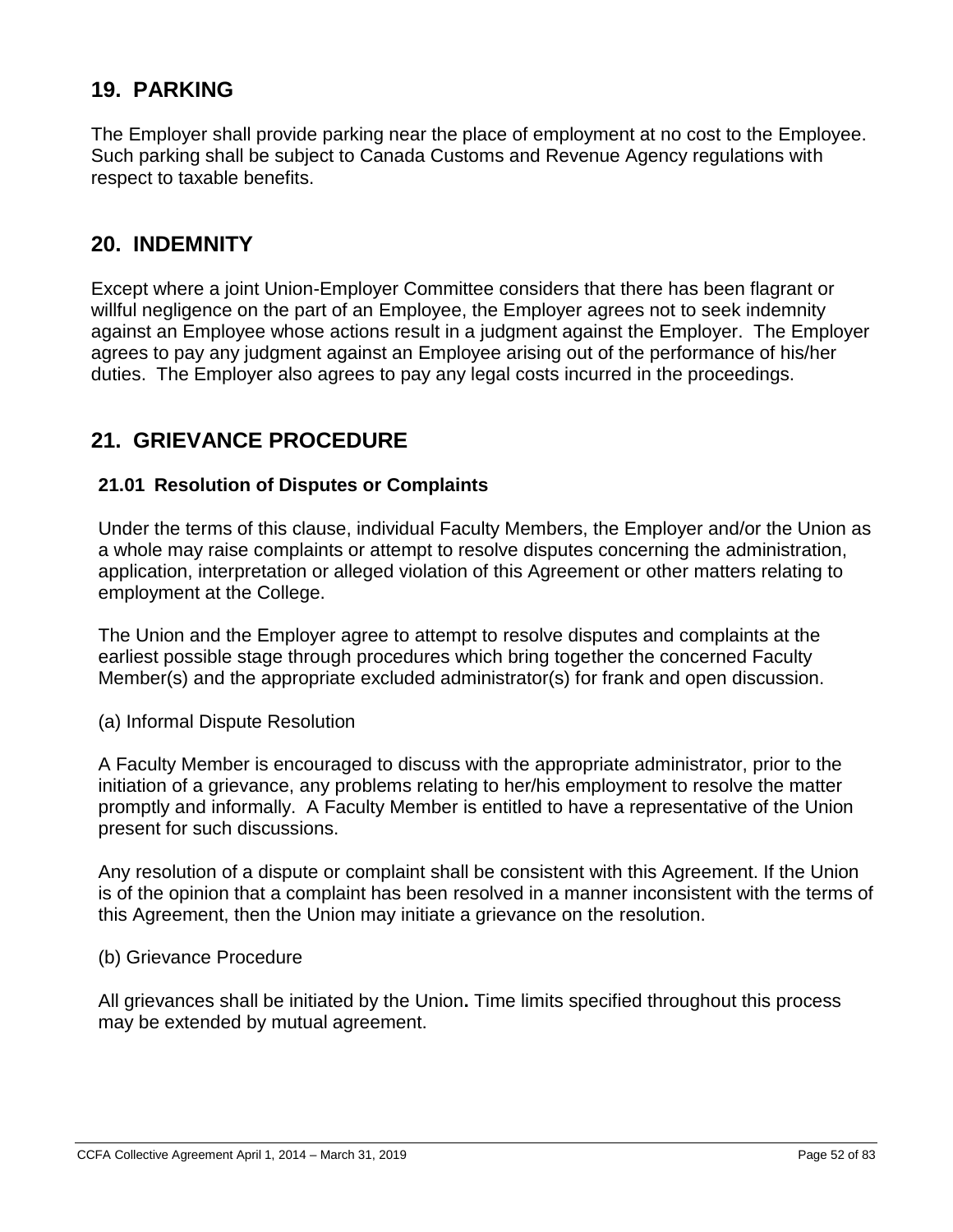## 19. PARKING

The Employer shall provide parking near the place of employment at no cost to the Employee. Such parking shall be subject to Canada Customs and Revenue Agency regulations with respect to taxable benefits.

## 20. INDEMNITY

Except where a joint Union-Employer Committee considers that there has been flagrant or willful negligence on the part of an Employee, the Employer agrees not to seek indemnity against an Employee whose actions result in a judgment against the Employer. The Employer agrees to pay any judgment against an Employee arising out of the performance of his/her duties. The Employer also agrees to pay any legal costs incurred in the proceedings.

## 21. GRIEVANCE PROCEDURE

### 21.01 Resolution of Disputes or Complaints

Under the terms of this clause, individual Faculty Members, the Employer and/or the Union as a whole may raise complaints or attempt to resolve disputes concerning the administration, application, interpretation or alleged violation of this Agreement or other matters relating to employment at the College.

The Union and the Employer agree to attempt to resolve disputes and complaints at the earliest possible stage through procedures which bring together the concerned Faculty Member(s) and the appropriate excluded administrator(s) for frank and open discussion.

(a) Informal Dispute Resolution

A Faculty Member is encouraged to discuss with the appropriate administrator, prior to the initiation of a grievance, any problems relating to her/his employment to resolve the matter promptly and informally. A Faculty Member is entitled to have a representative of the Union present for such discussions.

Any resolution of a dispute or complaint shall be consistent with this Agreement. If the Union is of the opinion that a complaint has been resolved in a manner inconsistent with the terms of this Agreement, then the Union may initiate a grievance on the resolution.

(b) Grievance Procedure

All grievances shall be initiated by the Union**.** Time limits specified throughout this process may be extended by mutual agreement.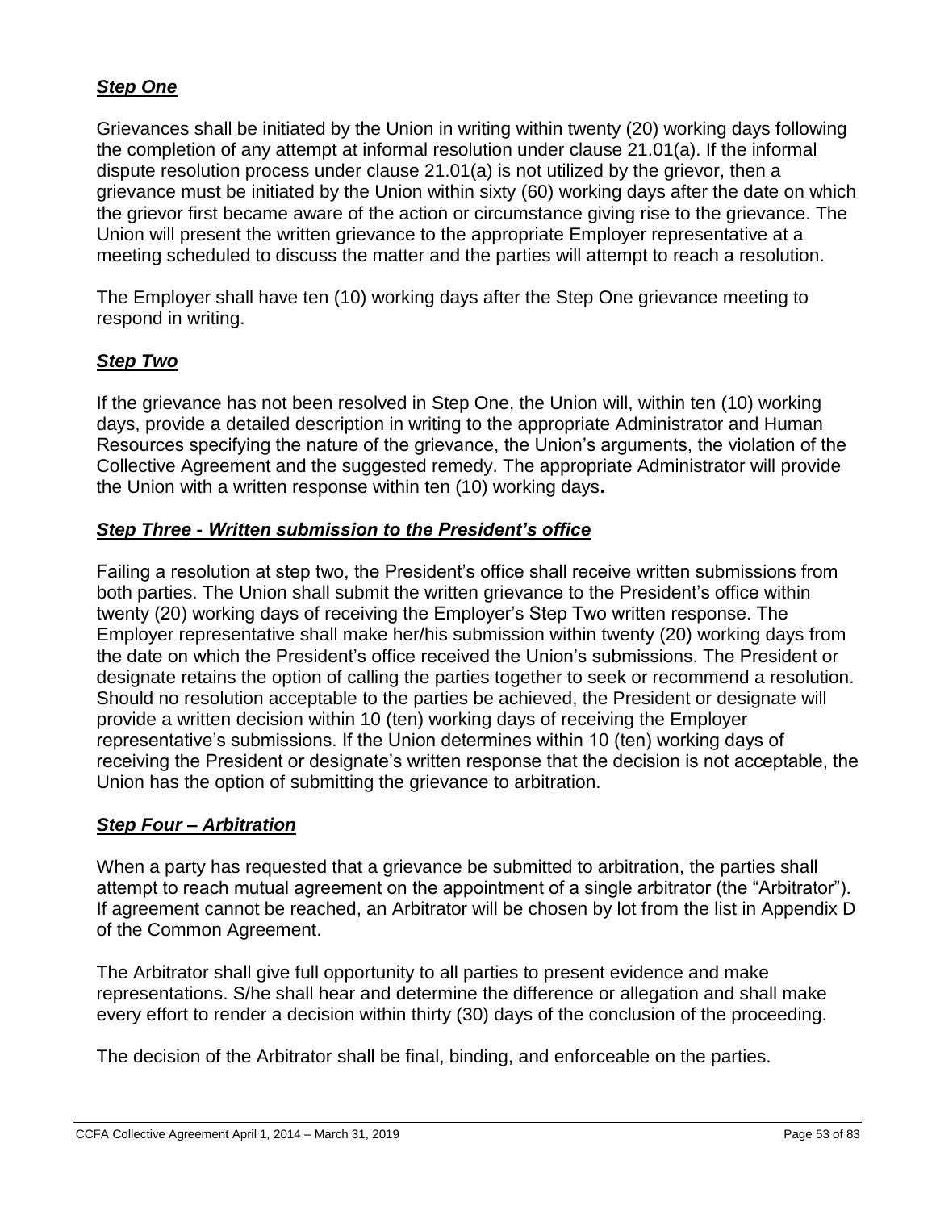***Step One***

Grievances shall be initiated by the Union in writing within twenty (20) working days following the completion of any attempt at informal resolution under clause 21.01(a). If the informal dispute resolution process under clause 21.01(a) is not utilized by the grievor, then a grievance must be initiated by the Union within sixty (60) working days after the date on which the grievor first became aware of the action or circumstance giving rise to the grievance. The Union will present the written grievance to the appropriate Employer representative at a meeting scheduled to discuss the matter and the parties will attempt to reach a resolution.

The Employer shall have ten (10) working days after the Step One grievance meeting to respond in writing.

***Step Two***

If the grievance has not been resolved in Step One, the Union will, within ten (10) working days, provide a detailed description in writing to the appropriate Administrator and Human Resources specifying the nature of the grievance, the Union's arguments, the violation of the Collective Agreement and the suggested remedy. The appropriate Administrator will provide the Union with a written response within ten (10) working days**.**

***Step Three - Written submission to the President's office***

Failing a resolution at step two, the President's office shall receive written submissions from both parties. The Union shall submit the written grievance to the President's office within twenty (20) working days of receiving the Employer's Step Two written response. The Employer representative shall make her/his submission within twenty (20) working days from the date on which the President's office received the Union's submissions. The President or designate retains the option of calling the parties together to seek or recommend a resolution. Should no resolution acceptable to the parties be achieved, the President or designate will provide a written decision within 10 (ten) working days of receiving the Employer representative's submissions. If the Union determines within 10 (ten) working days of receiving the President or designate's written response that the decision is not acceptable, the Union has the option of submitting the grievance to arbitration.

***Step Four – Arbitration***

When a party has requested that a grievance be submitted to arbitration, the parties shall attempt to reach mutual agreement on the appointment of a single arbitrator (the "Arbitrator"). If agreement cannot be reached, an Arbitrator will be chosen by lot from the list in Appendix D of the Common Agreement.

The Arbitrator shall give full opportunity to all parties to present evidence and make representations. S/he shall hear and determine the difference or allegation and shall make every effort to render a decision within thirty (30) days of the conclusion of the proceeding.

The decision of the Arbitrator shall be final, binding, and enforceable on the parties.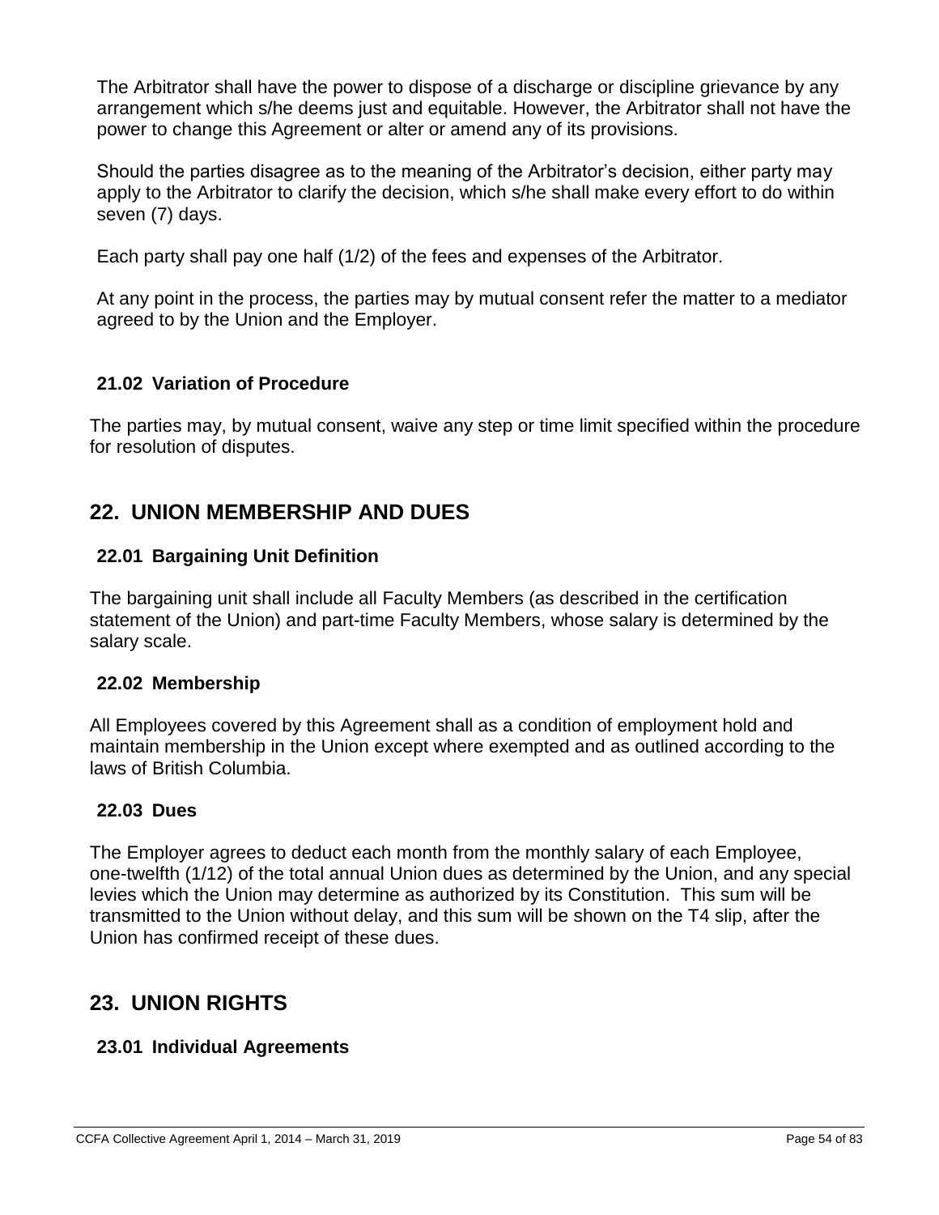The Arbitrator shall have the power to dispose of a discharge or discipline grievance by any arrangement which s/he deems just and equitable. However, the Arbitrator shall not have the power to change this Agreement or alter or amend any of its provisions.

Should the parties disagree as to the meaning of the Arbitrator's decision, either party may apply to the Arbitrator to clarify the decision, which s/he shall make every effort to do within seven (7) days.

Each party shall pay one half (1/2) of the fees and expenses of the Arbitrator.

At any point in the process, the parties may by mutual consent refer the matter to a mediator agreed to by the Union and the Employer.

### 21.02 Variation of Procedure

The parties may, by mutual consent, waive any step or time limit specified within the procedure for resolution of disputes.

## 22. UNION MEMBERSHIP AND DUES

### 22.01 Bargaining Unit Definition

The bargaining unit shall include all Faculty Members (as described in the certification statement of the Union) and part-time Faculty Members, whose salary is determined by the salary scale.

### 22.02 Membership

All Employees covered by this Agreement shall as a condition of employment hold and maintain membership in the Union except where exempted and as outlined according to the laws of British Columbia.

### 22.03 Dues

The Employer agrees to deduct each month from the monthly salary of each Employee, one-twelfth (1/12) of the total annual Union dues as determined by the Union, and any special levies which the Union may determine as authorized by its Constitution. This sum will be transmitted to the Union without delay, and this sum will be shown on the T4 slip, after the Union has confirmed receipt of these dues.

## 23. UNION RIGHTS

### 23.01 Individual Agreements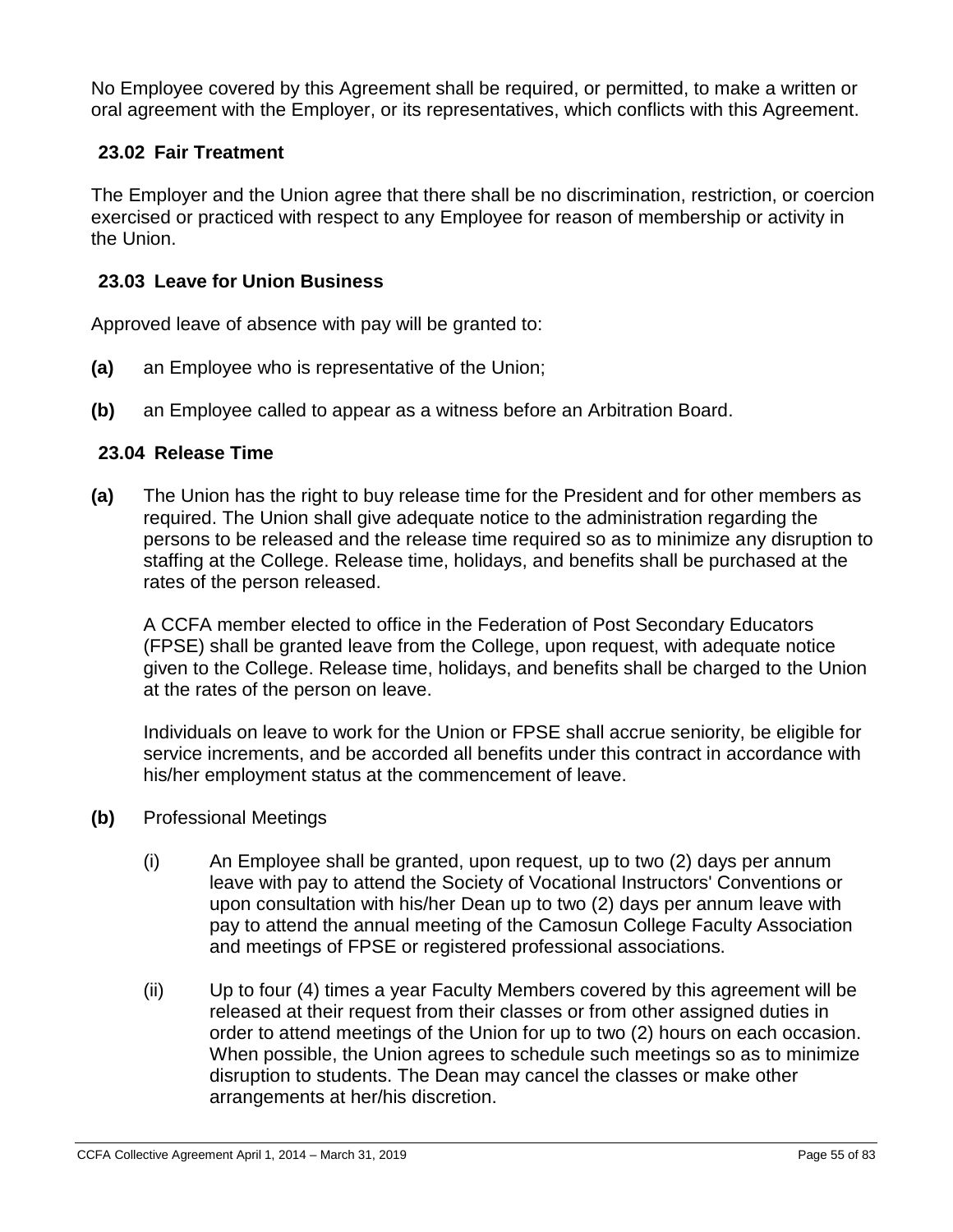No Employee covered by this Agreement shall be required, or permitted, to make a written or oral agreement with the Employer, or its representatives, which conflicts with this Agreement.

### 23.02 Fair Treatment

The Employer and the Union agree that there shall be no discrimination, restriction, or coercion exercised or practiced with respect to any Employee for reason of membership or activity in the Union.

### 23.03 Leave for Union Business

Approved leave of absence with pay will be granted to:

**(a)** an Employee who is representative of the Union;

**(b)** an Employee called to appear as a witness before an Arbitration Board.

### 23.04 Release Time

**(a)** The Union has the right to buy release time for the President and for other members as required. The Union shall give adequate notice to the administration regarding the persons to be released and the release time required so as to minimize any disruption to staffing at the College. Release time, holidays, and benefits shall be purchased at the rates of the person released.

A CCFA member elected to office in the Federation of Post Secondary Educators (FPSE) shall be granted leave from the College, upon request, with adequate notice given to the College. Release time, holidays, and benefits shall be charged to the Union at the rates of the person on leave.

Individuals on leave to work for the Union or FPSE shall accrue seniority, be eligible for service increments, and be accorded all benefits under this contract in accordance with his/her employment status at the commencement of leave.

**(b)** Professional Meetings

(i) An Employee shall be granted, upon request, up to two (2) days per annum leave with pay to attend the Society of Vocational Instructors' Conventions or upon consultation with his/her Dean up to two (2) days per annum leave with pay to attend the annual meeting of the Camosun College Faculty Association and meetings of FPSE or registered professional associations.

(ii) Up to four (4) times a year Faculty Members covered by this agreement will be released at their request from their classes or from other assigned duties in order to attend meetings of the Union for up to two (2) hours on each occasion. When possible, the Union agrees to schedule such meetings so as to minimize disruption to students. The Dean may cancel the classes or make other arrangements at her/his discretion.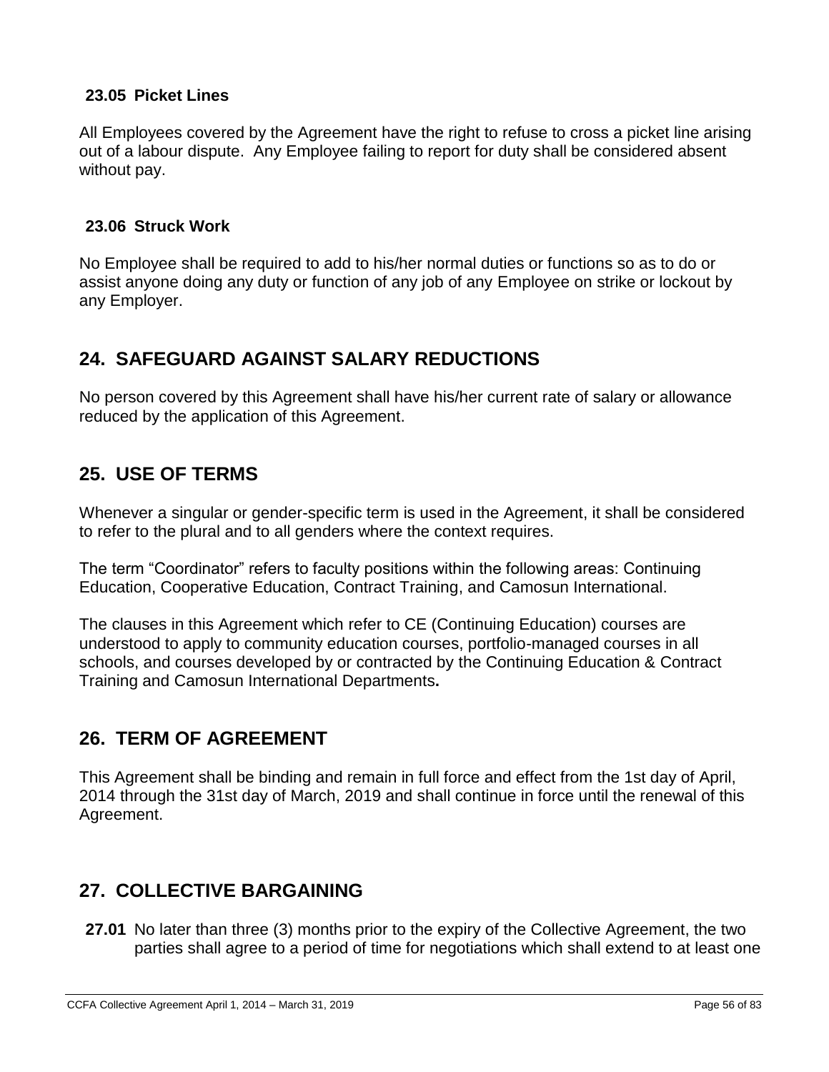### 23.05 Picket Lines

All Employees covered by the Agreement have the right to refuse to cross a picket line arising out of a labour dispute. Any Employee failing to report for duty shall be considered absent without pay.

### 23.06 Struck Work

No Employee shall be required to add to his/her normal duties or functions so as to do or assist anyone doing any duty or function of any job of any Employee on strike or lockout by any Employer.

## 24. SAFEGUARD AGAINST SALARY REDUCTIONS

No person covered by this Agreement shall have his/her current rate of salary or allowance reduced by the application of this Agreement.

## 25. USE OF TERMS

Whenever a singular or gender-specific term is used in the Agreement, it shall be considered to refer to the plural and to all genders where the context requires.

The term "Coordinator" refers to faculty positions within the following areas: Continuing Education, Cooperative Education, Contract Training, and Camosun International.

The clauses in this Agreement which refer to CE (Continuing Education) courses are understood to apply to community education courses, portfolio-managed courses in all schools, and courses developed by or contracted by the Continuing Education & Contract Training and Camosun International Departments**.**

## 26. TERM OF AGREEMENT

This Agreement shall be binding and remain in full force and effect from the 1st day of April, 2014 through the 31st day of March, 2019 and shall continue in force until the renewal of this Agreement.

## 27. COLLECTIVE BARGAINING

**27.01** No later than three (3) months prior to the expiry of the Collective Agreement, the two parties shall agree to a period of time for negotiations which shall extend to at least one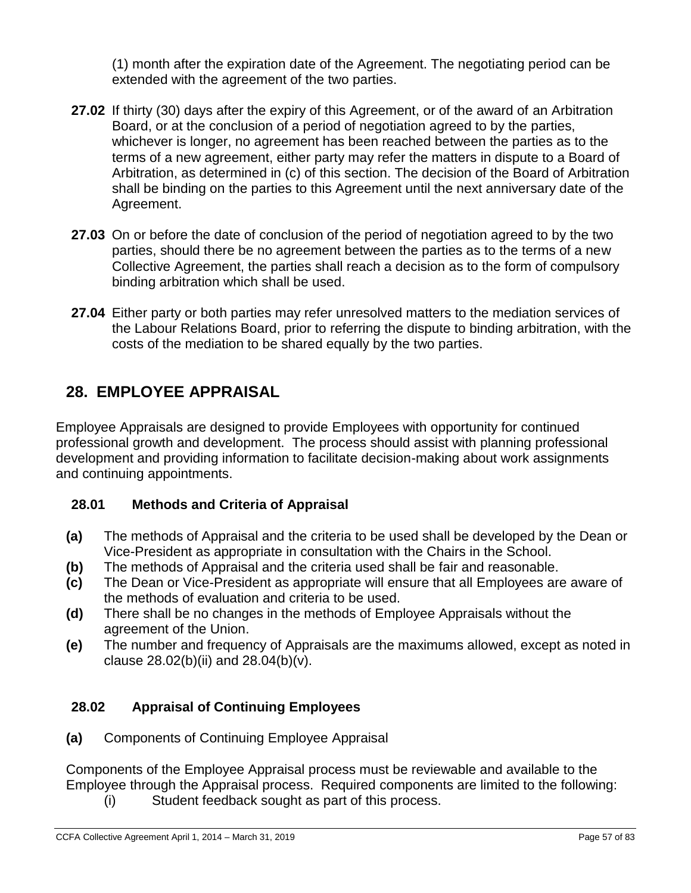(1) month after the expiration date of the Agreement. The negotiating period can be extended with the agreement of the two parties.

**27.02** If thirty (30) days after the expiry of this Agreement, or of the award of an Arbitration Board, or at the conclusion of a period of negotiation agreed to by the parties, whichever is longer, no agreement has been reached between the parties as to the terms of a new agreement, either party may refer the matters in dispute to a Board of Arbitration, as determined in (c) of this section. The decision of the Board of Arbitration shall be binding on the parties to this Agreement until the next anniversary date of the Agreement.

**27.03** On or before the date of conclusion of the period of negotiation agreed to by the two parties, should there be no agreement between the parties as to the terms of a new Collective Agreement, the parties shall reach a decision as to the form of compulsory binding arbitration which shall be used.

**27.04** Either party or both parties may refer unresolved matters to the mediation services of the Labour Relations Board, prior to referring the dispute to binding arbitration, with the costs of the mediation to be shared equally by the two parties.

## 28. EMPLOYEE APPRAISAL

Employee Appraisals are designed to provide Employees with opportunity for continued professional growth and development. The process should assist with planning professional development and providing information to facilitate decision-making about work assignments and continuing appointments.

### 28.01 Methods and Criteria of Appraisal

**(a)** The methods of Appraisal and the criteria to be used shall be developed by the Dean or Vice-President as appropriate in consultation with the Chairs in the School.

**(b)** The methods of Appraisal and the criteria used shall be fair and reasonable.

**(c)** The Dean or Vice-President as appropriate will ensure that all Employees are aware of the methods of evaluation and criteria to be used.

**(d)** There shall be no changes in the methods of Employee Appraisals without the agreement of the Union.

**(e)** The number and frequency of Appraisals are the maximums allowed, except as noted in clause 28.02(b)(ii) and 28.04(b)(v).

### 28.02 Appraisal of Continuing Employees

**(a)** Components of Continuing Employee Appraisal

Components of the Employee Appraisal process must be reviewable and available to the Employee through the Appraisal process. Required components are limited to the following:

(i) Student feedback sought as part of this process.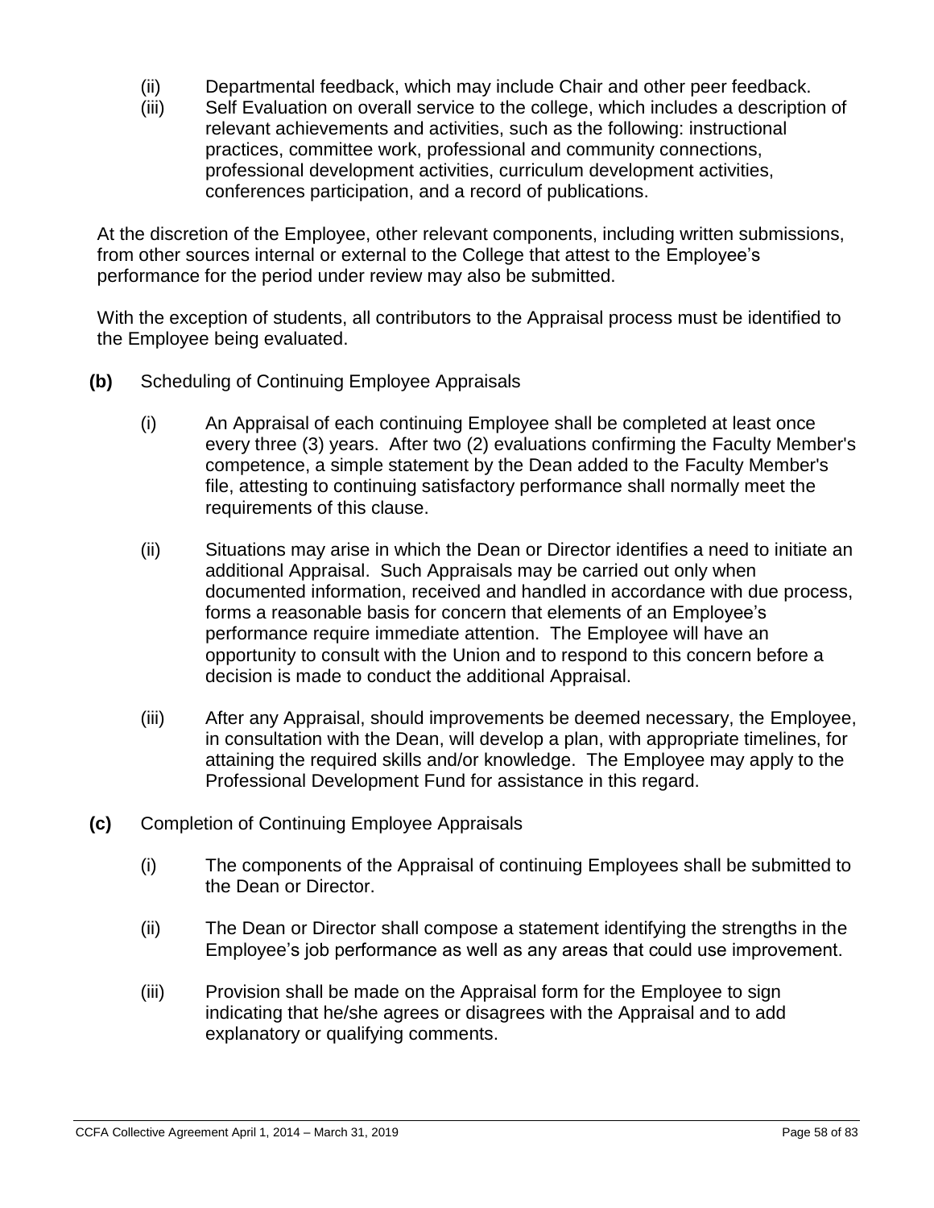(ii) Departmental feedback, which may include Chair and other peer feedback.

(iii) Self Evaluation on overall service to the college, which includes a description of relevant achievements and activities, such as the following: instructional practices, committee work, professional and community connections, professional development activities, curriculum development activities, conferences participation, and a record of publications.

At the discretion of the Employee, other relevant components, including written submissions, from other sources internal or external to the College that attest to the Employee's performance for the period under review may also be submitted.

With the exception of students, all contributors to the Appraisal process must be identified to the Employee being evaluated.

**(b)** Scheduling of Continuing Employee Appraisals

(i) An Appraisal of each continuing Employee shall be completed at least once every three (3) years. After two (2) evaluations confirming the Faculty Member's competence, a simple statement by the Dean added to the Faculty Member's file, attesting to continuing satisfactory performance shall normally meet the requirements of this clause.

(ii) Situations may arise in which the Dean or Director identifies a need to initiate an additional Appraisal. Such Appraisals may be carried out only when documented information, received and handled in accordance with due process, forms a reasonable basis for concern that elements of an Employee's performance require immediate attention. The Employee will have an opportunity to consult with the Union and to respond to this concern before a decision is made to conduct the additional Appraisal.

(iii) After any Appraisal, should improvements be deemed necessary, the Employee, in consultation with the Dean, will develop a plan, with appropriate timelines, for attaining the required skills and/or knowledge. The Employee may apply to the Professional Development Fund for assistance in this regard.

**(c)** Completion of Continuing Employee Appraisals

(i) The components of the Appraisal of continuing Employees shall be submitted to the Dean or Director.

(ii) The Dean or Director shall compose a statement identifying the strengths in the Employee's job performance as well as any areas that could use improvement.

(iii) Provision shall be made on the Appraisal form for the Employee to sign indicating that he/she agrees or disagrees with the Appraisal and to add explanatory or qualifying comments.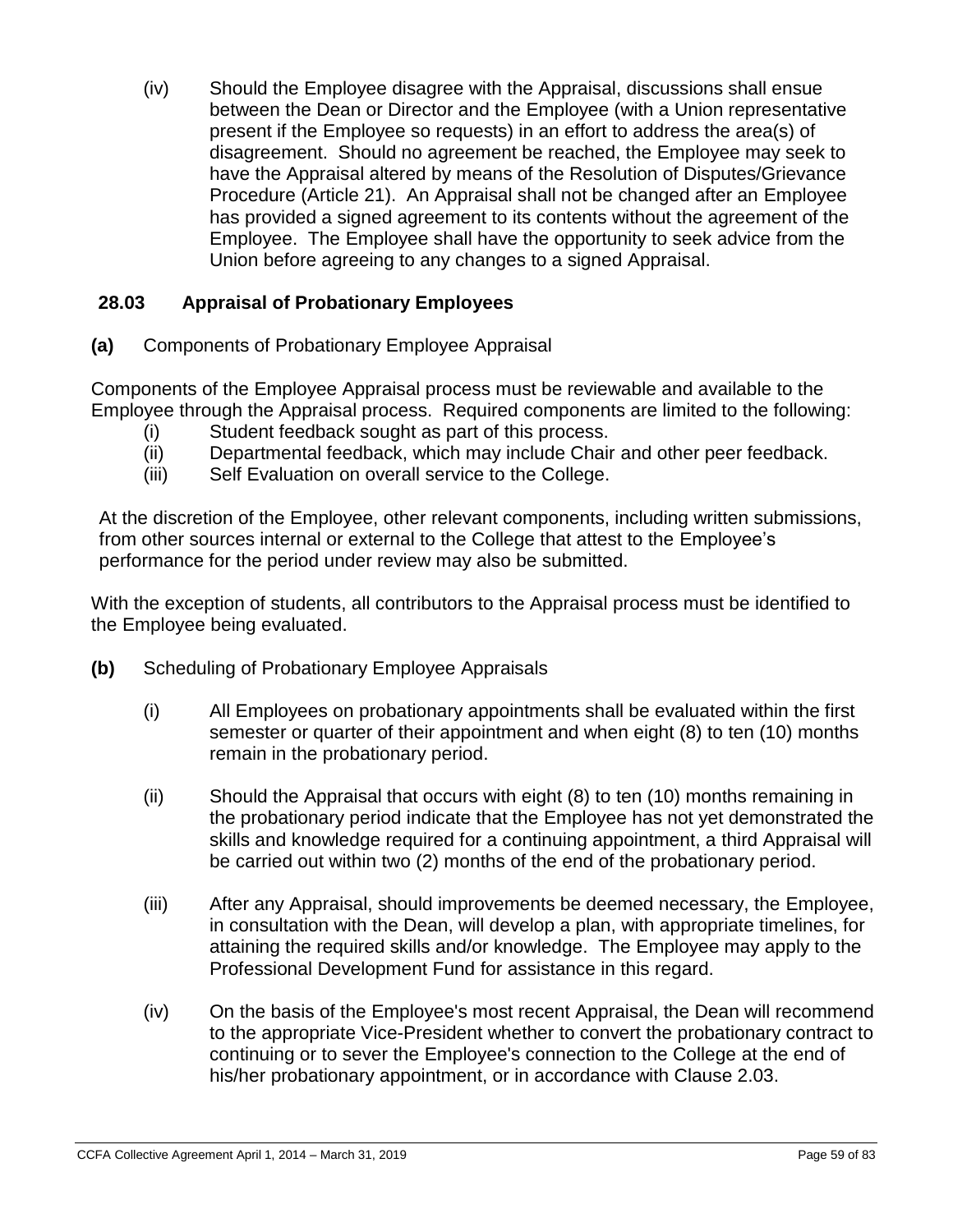(iv) Should the Employee disagree with the Appraisal, discussions shall ensue between the Dean or Director and the Employee (with a Union representative present if the Employee so requests) in an effort to address the area(s) of disagreement. Should no agreement be reached, the Employee may seek to have the Appraisal altered by means of the Resolution of Disputes/Grievance Procedure (Article 21). An Appraisal shall not be changed after an Employee has provided a signed agreement to its contents without the agreement of the Employee. The Employee shall have the opportunity to seek advice from the Union before agreeing to any changes to a signed Appraisal.

### 28.03 Appraisal of Probationary Employees

**(a)** Components of Probationary Employee Appraisal

Components of the Employee Appraisal process must be reviewable and available to the Employee through the Appraisal process. Required components are limited to the following:

(i) Student feedback sought as part of this process.

(ii) Departmental feedback, which may include Chair and other peer feedback.

(iii) Self Evaluation on overall service to the College.

At the discretion of the Employee, other relevant components, including written submissions, from other sources internal or external to the College that attest to the Employee's performance for the period under review may also be submitted.

With the exception of students, all contributors to the Appraisal process must be identified to the Employee being evaluated.

**(b)** Scheduling of Probationary Employee Appraisals

(i) All Employees on probationary appointments shall be evaluated within the first semester or quarter of their appointment and when eight (8) to ten (10) months remain in the probationary period.

(ii) Should the Appraisal that occurs with eight (8) to ten (10) months remaining in the probationary period indicate that the Employee has not yet demonstrated the skills and knowledge required for a continuing appointment, a third Appraisal will be carried out within two (2) months of the end of the probationary period.

(iii) After any Appraisal, should improvements be deemed necessary, the Employee, in consultation with the Dean, will develop a plan, with appropriate timelines, for attaining the required skills and/or knowledge. The Employee may apply to the Professional Development Fund for assistance in this regard.

(iv) On the basis of the Employee's most recent Appraisal, the Dean will recommend to the appropriate Vice-President whether to convert the probationary contract to continuing or to sever the Employee's connection to the College at the end of his/her probationary appointment, or in accordance with Clause 2.03.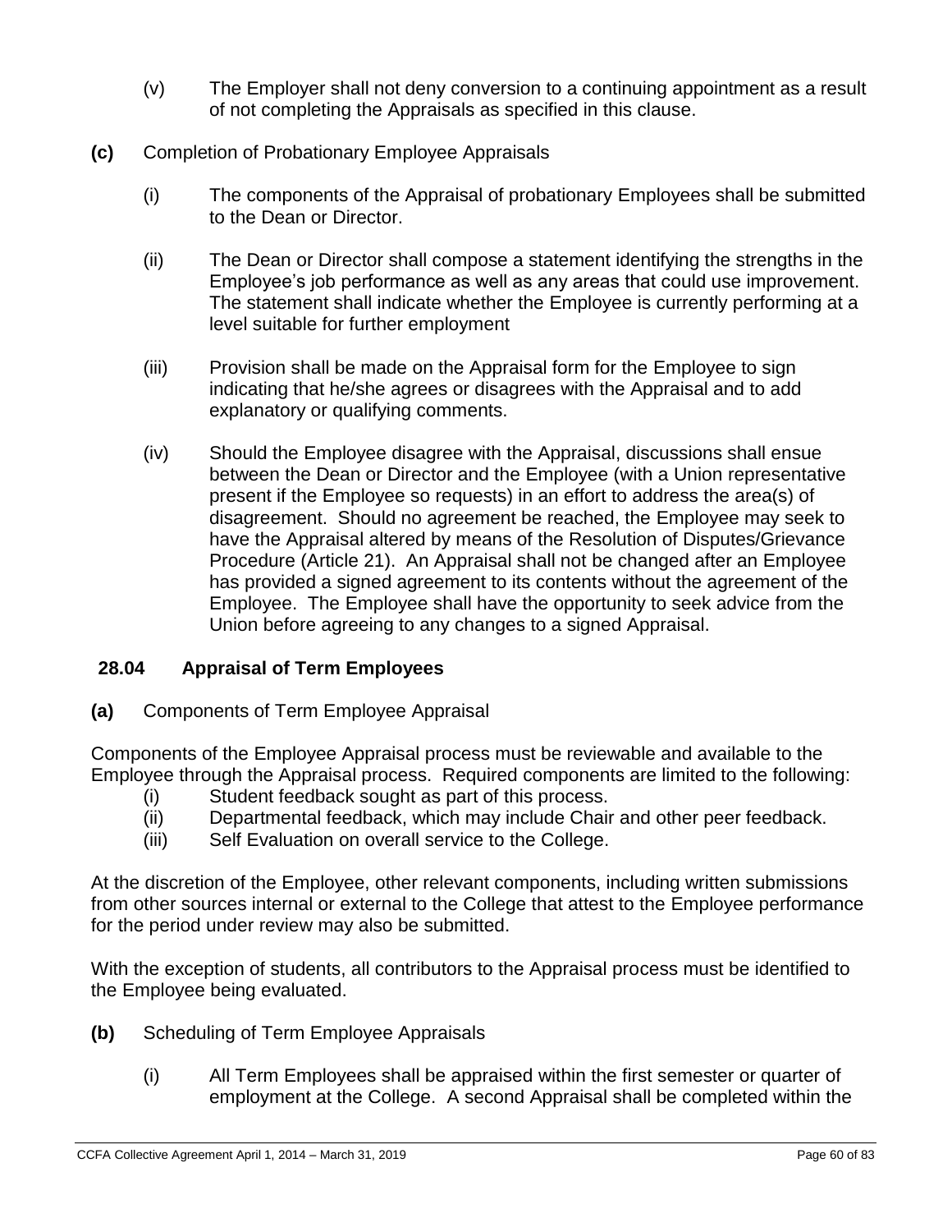(v) The Employer shall not deny conversion to a continuing appointment as a result of not completing the Appraisals as specified in this clause.

**(c)** Completion of Probationary Employee Appraisals

(i) The components of the Appraisal of probationary Employees shall be submitted to the Dean or Director.

(ii) The Dean or Director shall compose a statement identifying the strengths in the Employee's job performance as well as any areas that could use improvement. The statement shall indicate whether the Employee is currently performing at a level suitable for further employment

(iii) Provision shall be made on the Appraisal form for the Employee to sign indicating that he/she agrees or disagrees with the Appraisal and to add explanatory or qualifying comments.

(iv) Should the Employee disagree with the Appraisal, discussions shall ensue between the Dean or Director and the Employee (with a Union representative present if the Employee so requests) in an effort to address the area(s) of disagreement. Should no agreement be reached, the Employee may seek to have the Appraisal altered by means of the Resolution of Disputes/Grievance Procedure (Article 21). An Appraisal shall not be changed after an Employee has provided a signed agreement to its contents without the agreement of the Employee. The Employee shall have the opportunity to seek advice from the Union before agreeing to any changes to a signed Appraisal.

## 28.04 Appraisal of Term Employees

**(a)** Components of Term Employee Appraisal

Components of the Employee Appraisal process must be reviewable and available to the Employee through the Appraisal process. Required components are limited to the following:

(i) Student feedback sought as part of this process.
(ii) Departmental feedback, which may include Chair and other peer feedback.
(iii) Self Evaluation on overall service to the College.

At the discretion of the Employee, other relevant components, including written submissions from other sources internal or external to the College that attest to the Employee performance for the period under review may also be submitted.

With the exception of students, all contributors to the Appraisal process must be identified to the Employee being evaluated.

**(b)** Scheduling of Term Employee Appraisals

(i) All Term Employees shall be appraised within the first semester or quarter of employment at the College. A second Appraisal shall be completed within the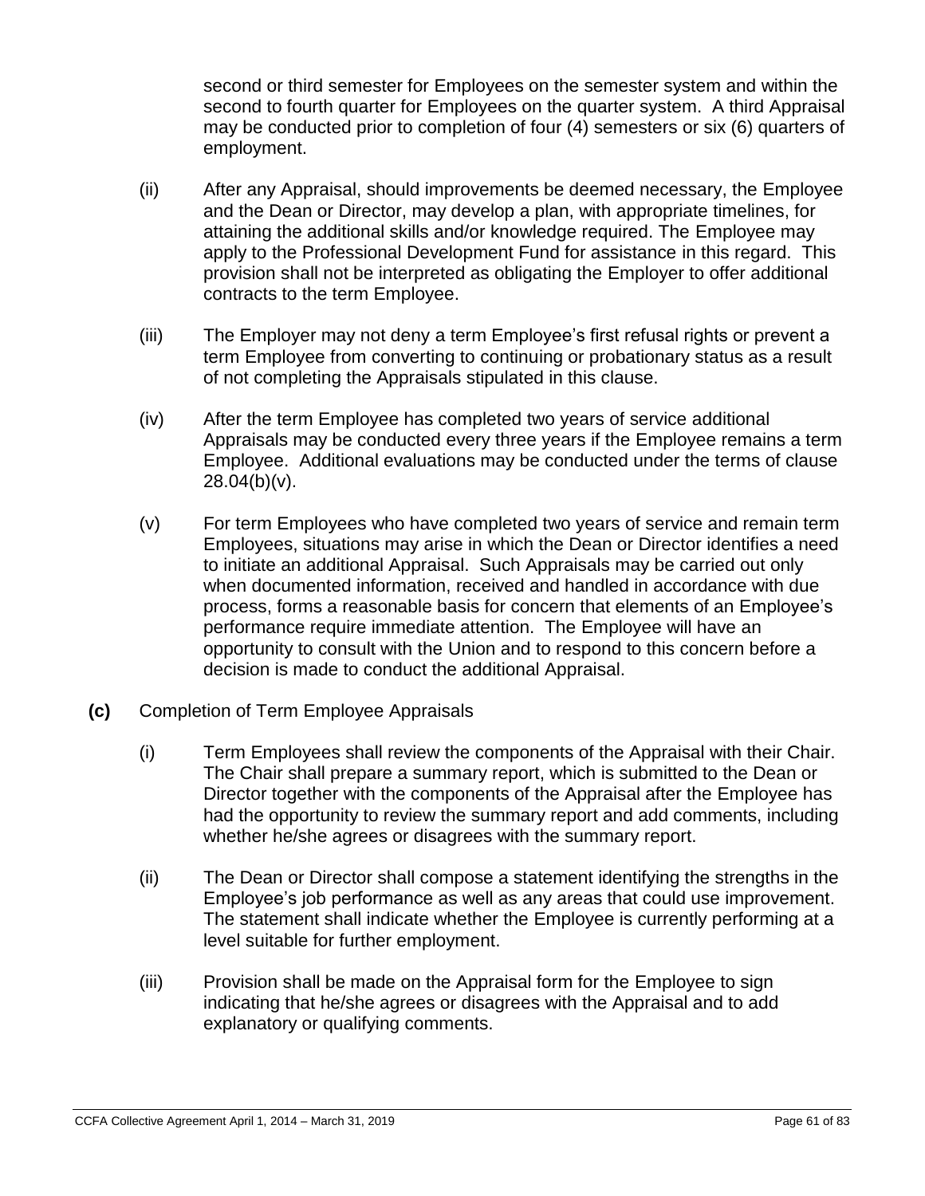second or third semester for Employees on the semester system and within the second to fourth quarter for Employees on the quarter system. A third Appraisal may be conducted prior to completion of four (4) semesters or six (6) quarters of employment.

(ii) After any Appraisal, should improvements be deemed necessary, the Employee and the Dean or Director, may develop a plan, with appropriate timelines, for attaining the additional skills and/or knowledge required. The Employee may apply to the Professional Development Fund for assistance in this regard. This provision shall not be interpreted as obligating the Employer to offer additional contracts to the term Employee.

(iii) The Employer may not deny a term Employee's first refusal rights or prevent a term Employee from converting to continuing or probationary status as a result of not completing the Appraisals stipulated in this clause.

(iv) After the term Employee has completed two years of service additional Appraisals may be conducted every three years if the Employee remains a term Employee. Additional evaluations may be conducted under the terms of clause 28.04(b)(v).

(v) For term Employees who have completed two years of service and remain term Employees, situations may arise in which the Dean or Director identifies a need to initiate an additional Appraisal. Such Appraisals may be carried out only when documented information, received and handled in accordance with due process, forms a reasonable basis for concern that elements of an Employee's performance require immediate attention. The Employee will have an opportunity to consult with the Union and to respond to this concern before a decision is made to conduct the additional Appraisal.

**(c)** Completion of Term Employee Appraisals

(i) Term Employees shall review the components of the Appraisal with their Chair. The Chair shall prepare a summary report, which is submitted to the Dean or Director together with the components of the Appraisal after the Employee has had the opportunity to review the summary report and add comments, including whether he/she agrees or disagrees with the summary report.

(ii) The Dean or Director shall compose a statement identifying the strengths in the Employee's job performance as well as any areas that could use improvement. The statement shall indicate whether the Employee is currently performing at a level suitable for further employment.

(iii) Provision shall be made on the Appraisal form for the Employee to sign indicating that he/she agrees or disagrees with the Appraisal and to add explanatory or qualifying comments.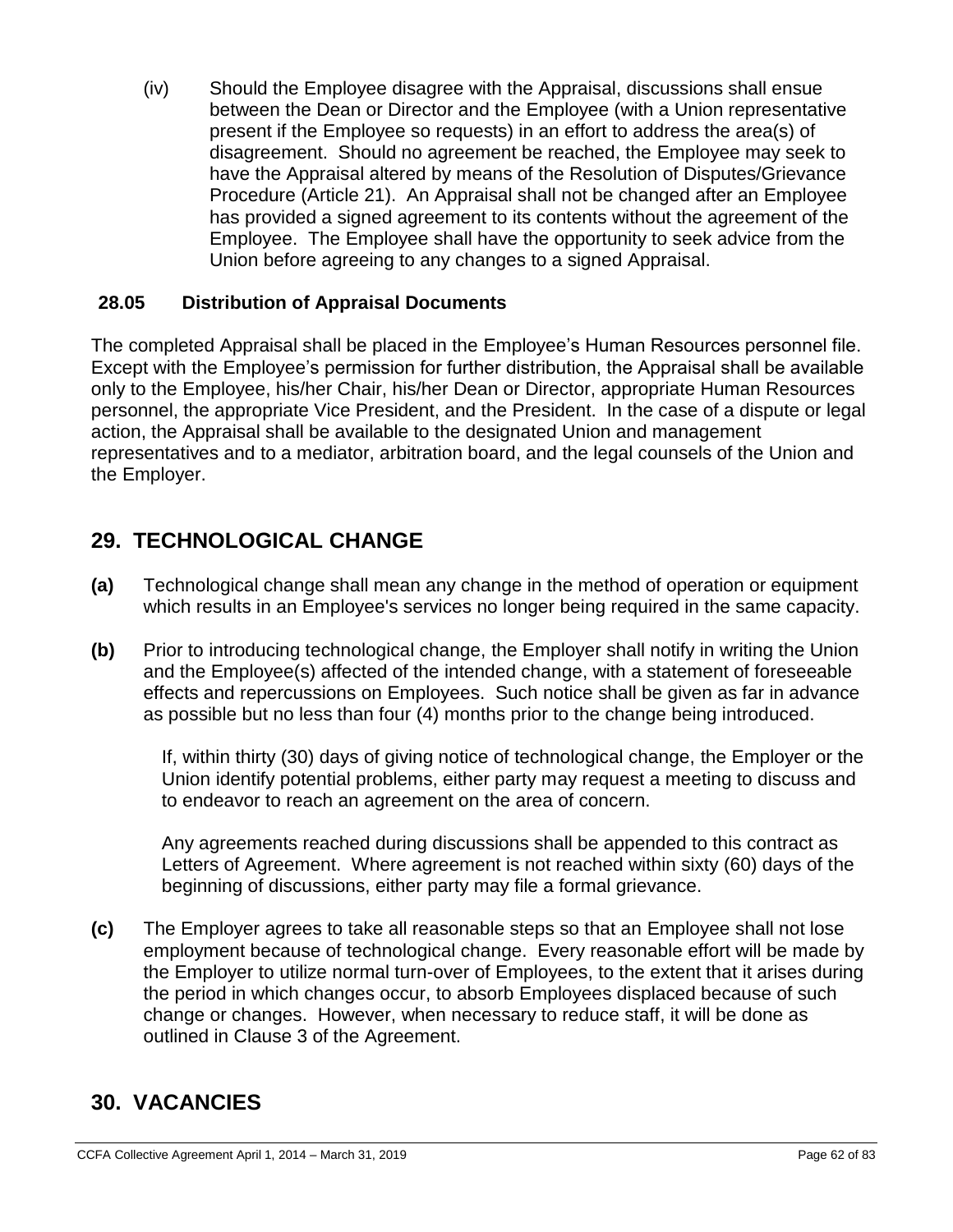(iv) Should the Employee disagree with the Appraisal, discussions shall ensue between the Dean or Director and the Employee (with a Union representative present if the Employee so requests) in an effort to address the area(s) of disagreement. Should no agreement be reached, the Employee may seek to have the Appraisal altered by means of the Resolution of Disputes/Grievance Procedure (Article 21). An Appraisal shall not be changed after an Employee has provided a signed agreement to its contents without the agreement of the Employee. The Employee shall have the opportunity to seek advice from the Union before agreeing to any changes to a signed Appraisal.

### 28.05 Distribution of Appraisal Documents

The completed Appraisal shall be placed in the Employee's Human Resources personnel file. Except with the Employee's permission for further distribution, the Appraisal shall be available only to the Employee, his/her Chair, his/her Dean or Director, appropriate Human Resources personnel, the appropriate Vice President, and the President. In the case of a dispute or legal action, the Appraisal shall be available to the designated Union and management representatives and to a mediator, arbitration board, and the legal counsels of the Union and the Employer.

## 29. TECHNOLOGICAL CHANGE

**(a)** Technological change shall mean any change in the method of operation or equipment which results in an Employee's services no longer being required in the same capacity.

**(b)** Prior to introducing technological change, the Employer shall notify in writing the Union and the Employee(s) affected of the intended change, with a statement of foreseeable effects and repercussions on Employees. Such notice shall be given as far in advance as possible but no less than four (4) months prior to the change being introduced.

If, within thirty (30) days of giving notice of technological change, the Employer or the Union identify potential problems, either party may request a meeting to discuss and to endeavor to reach an agreement on the area of concern.

Any agreements reached during discussions shall be appended to this contract as Letters of Agreement. Where agreement is not reached within sixty (60) days of the beginning of discussions, either party may file a formal grievance.

**(c)** The Employer agrees to take all reasonable steps so that an Employee shall not lose employment because of technological change. Every reasonable effort will be made by the Employer to utilize normal turn-over of Employees, to the extent that it arises during the period in which changes occur, to absorb Employees displaced because of such change or changes. However, when necessary to reduce staff, it will be done as outlined in Clause 3 of the Agreement.

## 30. VACANCIES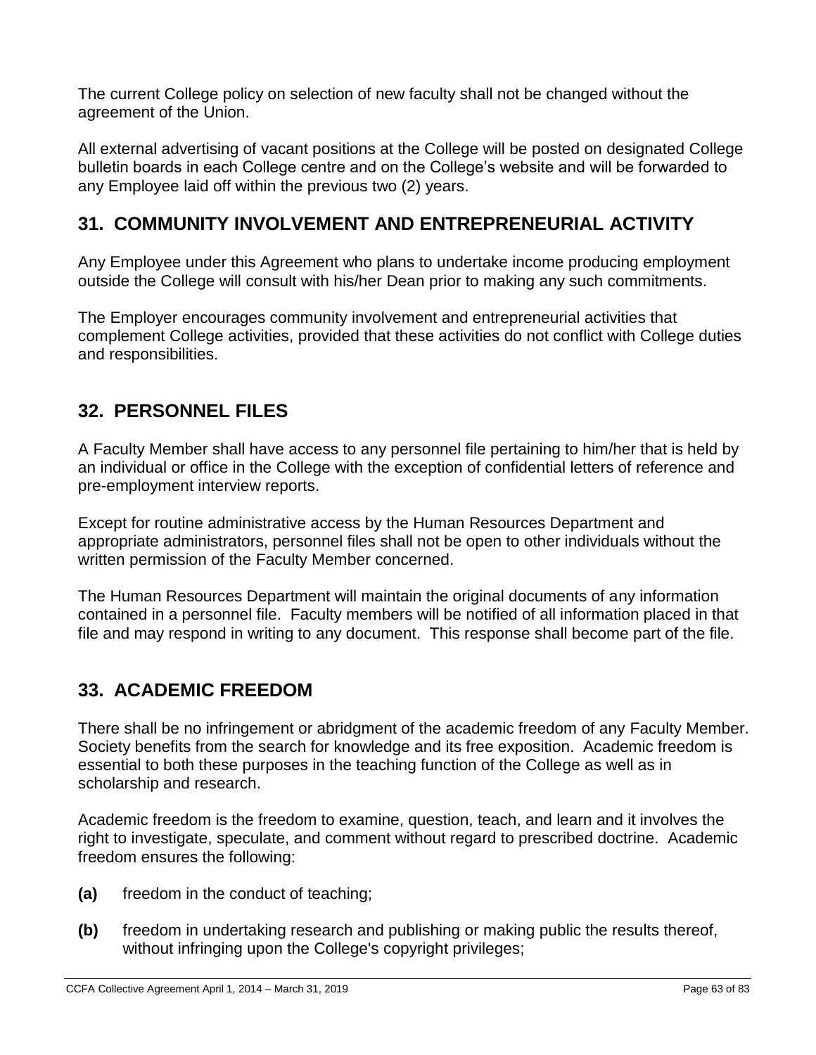The current College policy on selection of new faculty shall not be changed without the agreement of the Union.

All external advertising of vacant positions at the College will be posted on designated College bulletin boards in each College centre and on the College's website and will be forwarded to any Employee laid off within the previous two (2) years.

## 31. COMMUNITY INVOLVEMENT AND ENTREPRENEURIAL ACTIVITY

Any Employee under this Agreement who plans to undertake income producing employment outside the College will consult with his/her Dean prior to making any such commitments.

The Employer encourages community involvement and entrepreneurial activities that complement College activities, provided that these activities do not conflict with College duties and responsibilities.

## 32. PERSONNEL FILES

A Faculty Member shall have access to any personnel file pertaining to him/her that is held by an individual or office in the College with the exception of confidential letters of reference and pre-employment interview reports.

Except for routine administrative access by the Human Resources Department and appropriate administrators, personnel files shall not be open to other individuals without the written permission of the Faculty Member concerned.

The Human Resources Department will maintain the original documents of any information contained in a personnel file. Faculty members will be notified of all information placed in that file and may respond in writing to any document. This response shall become part of the file.

## 33. ACADEMIC FREEDOM

There shall be no infringement or abridgment of the academic freedom of any Faculty Member. Society benefits from the search for knowledge and its free exposition. Academic freedom is essential to both these purposes in the teaching function of the College as well as in scholarship and research.

Academic freedom is the freedom to examine, question, teach, and learn and it involves the right to investigate, speculate, and comment without regard to prescribed doctrine. Academic freedom ensures the following:

**(a)** freedom in the conduct of teaching;

**(b)** freedom in undertaking research and publishing or making public the results thereof, without infringing upon the College's copyright privileges;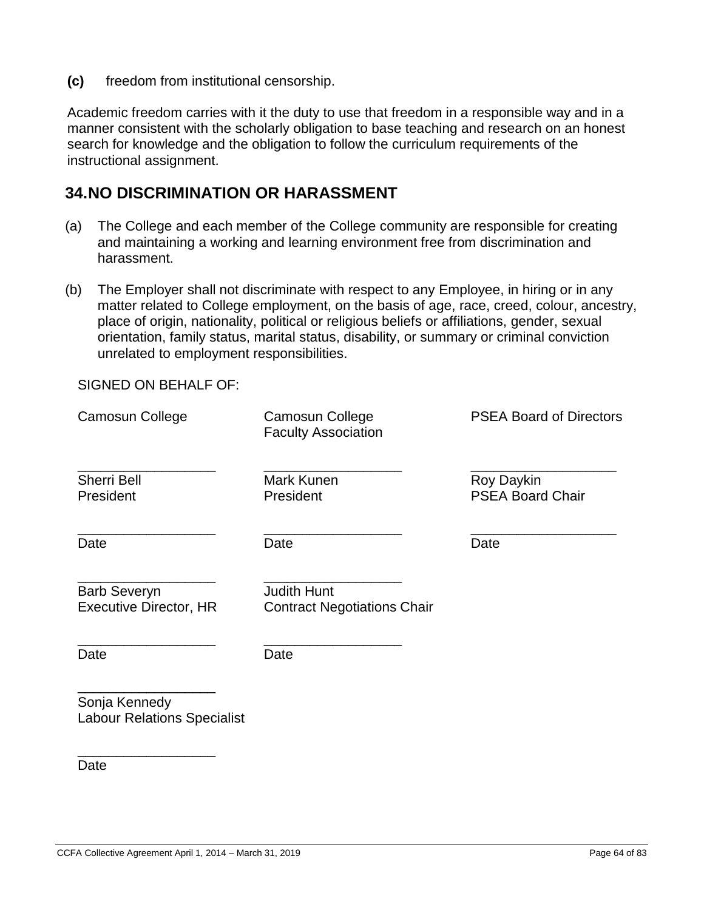**(c)** freedom from institutional censorship.

Academic freedom carries with it the duty to use that freedom in a responsible way and in a manner consistent with the scholarly obligation to base teaching and research on an honest search for knowledge and the obligation to follow the curriculum requirements of the instructional assignment.

## 34. NO DISCRIMINATION OR HARASSMENT

(a) The College and each member of the College community are responsible for creating and maintaining a working and learning environment free from discrimination and harassment.

(b) The Employer shall not discriminate with respect to any Employee, in hiring or in any matter related to College employment, on the basis of age, race, creed, colour, ancestry, place of origin, nationality, political or religious beliefs or affiliations, gender, sexual orientation, family status, marital status, disability, or summary or criminal conviction unrelated to employment responsibilities.

SIGNED ON BEHALF OF:

| Camosun College | Camosun College Faculty Association | PSEA Board of Directors |
|---|---|---|
| ___________________ | ___________________ | ___________________ |
| Sherri Bell<br>President | Mark Kunen<br>President | Roy Daykin<br>PSEA Board Chair |
| ___________________ | ___________________ | ___________________ |
| Date | Date | Date |
| ___________________ | ___________________ | |
| Barb Severyn<br>Executive Director, HR | Judith Hunt<br>Contract Negotiations Chair | |
| ___________________ | ___________________ | |
| Date | Date | |
| ___________________ | | |
| Sonja Kennedy<br>Labour Relations Specialist | | |
| ___________________ | | |
| Date | | |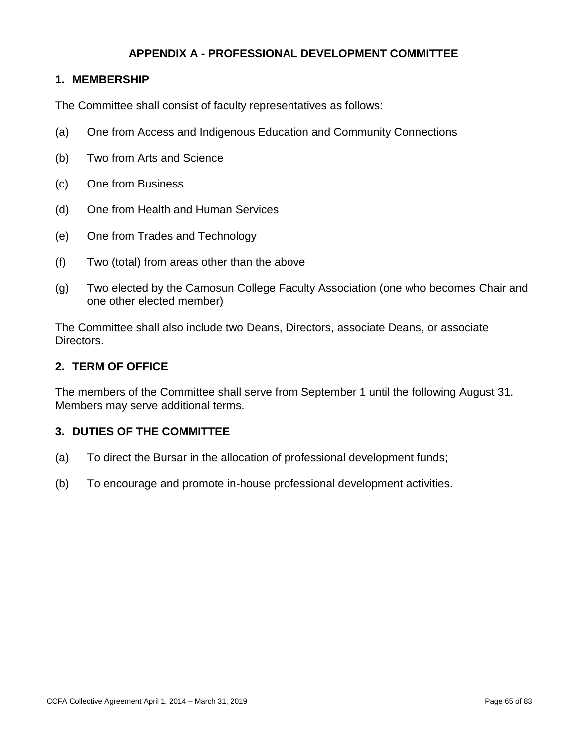# APPENDIX A - PROFESSIONAL DEVELOPMENT COMMITTEE

## 1. MEMBERSHIP

The Committee shall consist of faculty representatives as follows:

(a) One from Access and Indigenous Education and Community Connections

(b) Two from Arts and Science

(c) One from Business

(d) One from Health and Human Services

(e) One from Trades and Technology

(f) Two (total) from areas other than the above

(g) Two elected by the Camosun College Faculty Association (one who becomes Chair and one other elected member)

The Committee shall also include two Deans, Directors, associate Deans, or associate Directors.

## 2. TERM OF OFFICE

The members of the Committee shall serve from September 1 until the following August 31. Members may serve additional terms.

## 3. DUTIES OF THE COMMITTEE

(a) To direct the Bursar in the allocation of professional development funds;

(b) To encourage and promote in-house professional development activities.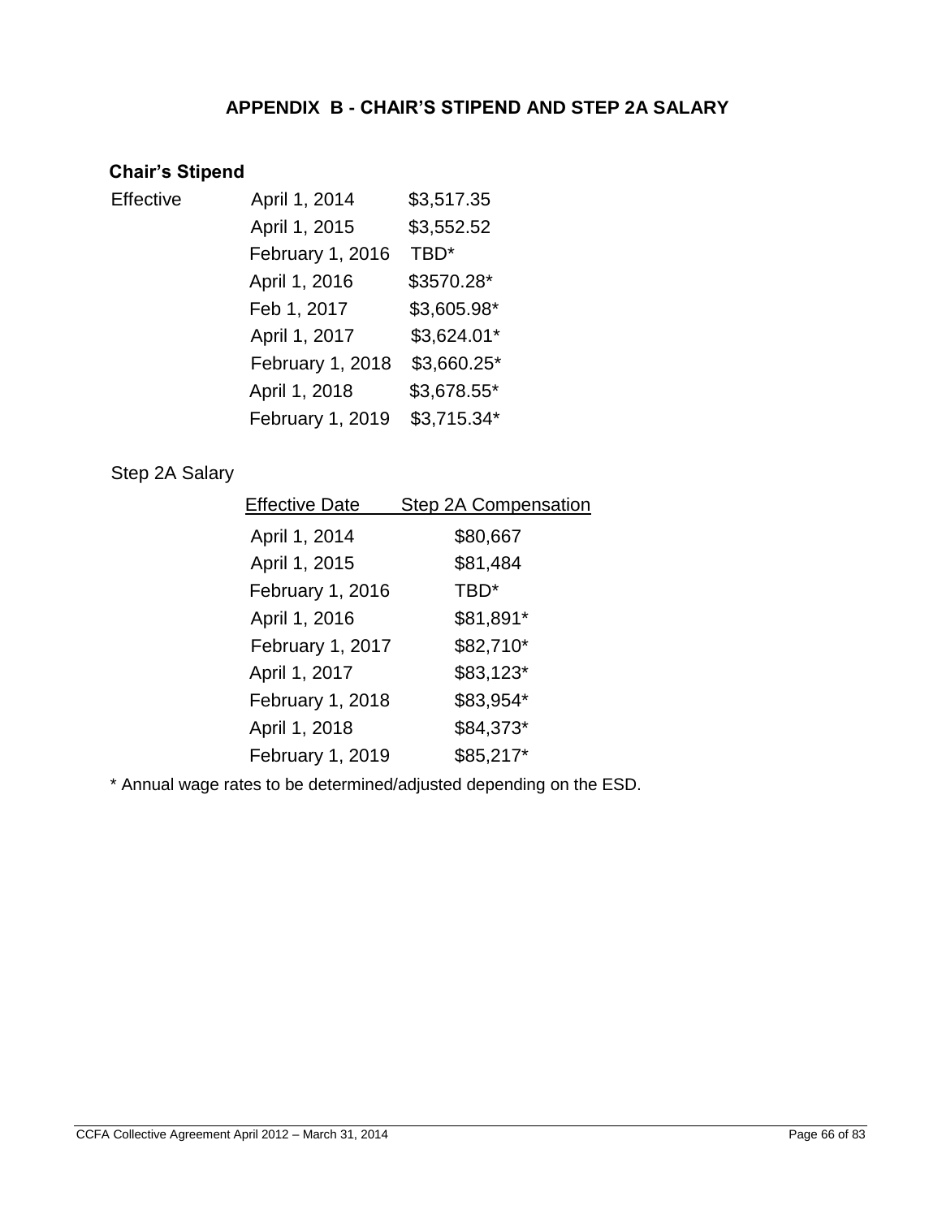## APPENDIX B - CHAIR'S STIPEND AND STEP 2A SALARY

### Chair's Stipend

| Effective | | |
|---|---|---|
| | April 1, 2014 | $3,517.35 |
| | April 1, 2015 | $3,552.52 |
| | February 1, 2016 | TBD* |
| | April 1, 2016 | $3570.28* |
| | Feb 1, 2017 | $3,605.98* |
| | April 1, 2017 | $3,624.01* |
| | February 1, 2018 | $3,660.25* |
| | April 1, 2018 | $3,678.55* |
| | February 1, 2019 | $3,715.34* |

Step 2A Salary

| Effective Date | Step 2A Compensation |
|---|---|
| April 1, 2014 | $80,667 |
| April 1, 2015 | $81,484 |
| February 1, 2016 | TBD* |
| April 1, 2016 | $81,891* |
| February 1, 2017 | $82,710* |
| April 1, 2017 | $83,123* |
| February 1, 2018 | $83,954* |
| April 1, 2018 | $84,373* |
| February 1, 2019 | $85,217* |

* Annual wage rates to be determined/adjusted depending on the ESD.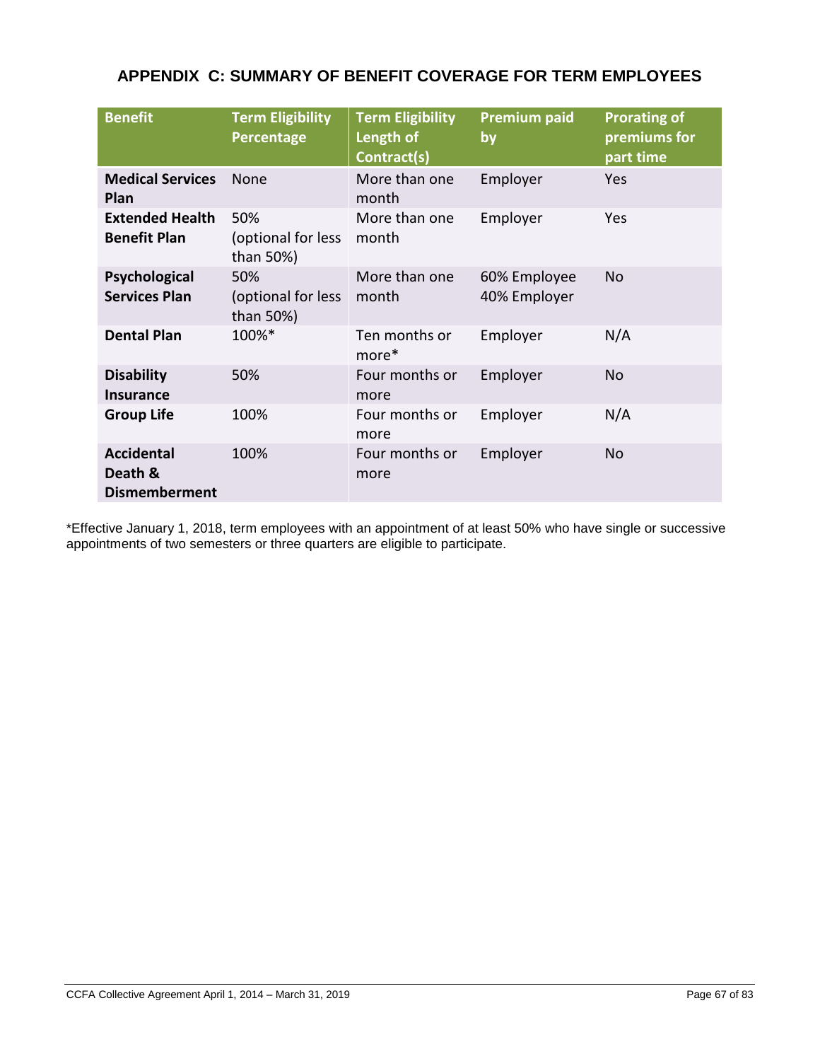## APPENDIX C: SUMMARY OF BENEFIT COVERAGE FOR TERM EMPLOYEES

| Benefit | Term Eligibility Percentage | Term Eligibility Length of Contract(s) | Premium paid by | Prorating of premiums for part time |
|---|---|---|---|---|
| **Medical Services Plan** | None | More than one month | Employer | Yes |
| **Extended Health Benefit Plan** | 50% (optional for less than 50%) | More than one month | Employer | Yes |
| **Psychological Services Plan** | 50% (optional for less than 50%) | More than one month | 60% Employee 40% Employer | No |
| **Dental Plan** | 100%* | Ten months or more* | Employer | N/A |
| **Disability Insurance** | 50% | Four months or more | Employer | No |
| **Group Life** | 100% | Four months or more | Employer | N/A |
| **Accidental Death & Dismemberment** | 100% | Four months or more | Employer | No |

*Effective January 1, 2018, term employees with an appointment of at least 50% who have single or successive appointments of two semesters or three quarters are eligible to participate.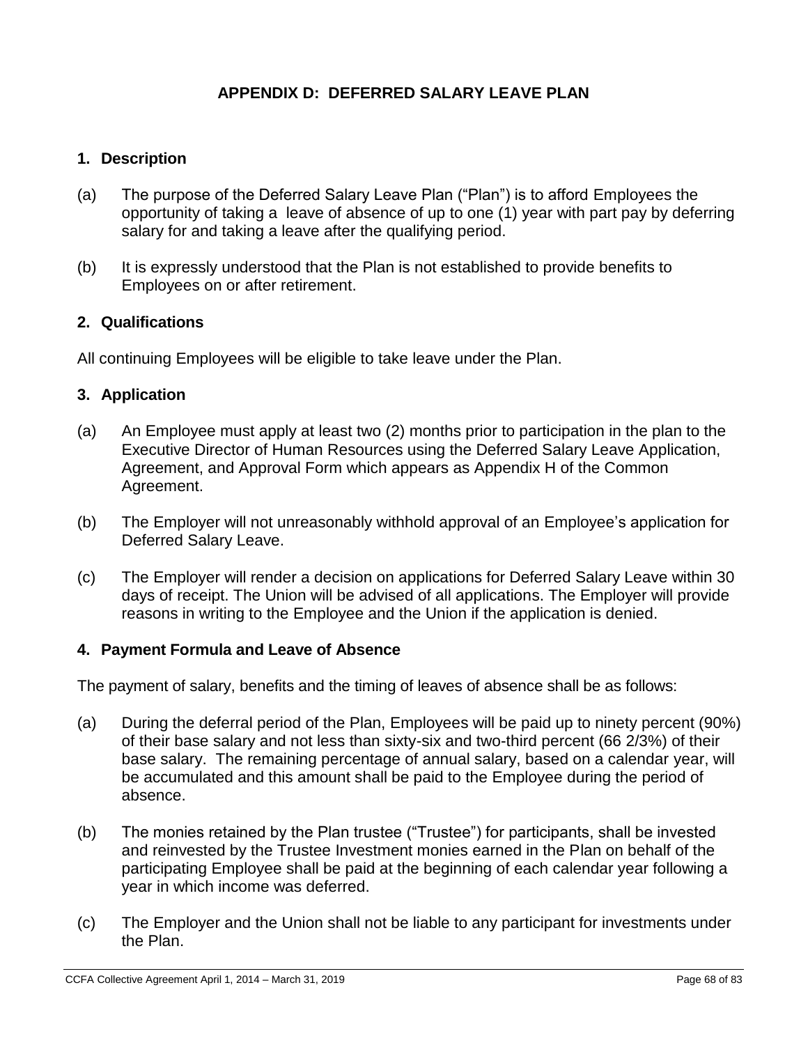# APPENDIX D: DEFERRED SALARY LEAVE PLAN

## 1. Description

(a) The purpose of the Deferred Salary Leave Plan ("Plan") is to afford Employees the opportunity of taking a leave of absence of up to one (1) year with part pay by deferring salary for and taking a leave after the qualifying period.

(b) It is expressly understood that the Plan is not established to provide benefits to Employees on or after retirement.

## 2. Qualifications

All continuing Employees will be eligible to take leave under the Plan.

## 3. Application

(a) An Employee must apply at least two (2) months prior to participation in the plan to the Executive Director of Human Resources using the Deferred Salary Leave Application, Agreement, and Approval Form which appears as Appendix H of the Common Agreement.

(b) The Employer will not unreasonably withhold approval of an Employee's application for Deferred Salary Leave.

(c) The Employer will render a decision on applications for Deferred Salary Leave within 30 days of receipt. The Union will be advised of all applications. The Employer will provide reasons in writing to the Employee and the Union if the application is denied.

## 4. Payment Formula and Leave of Absence

The payment of salary, benefits and the timing of leaves of absence shall be as follows:

(a) During the deferral period of the Plan, Employees will be paid up to ninety percent (90%) of their base salary and not less than sixty-six and two-third percent (66 2/3%) of their base salary. The remaining percentage of annual salary, based on a calendar year, will be accumulated and this amount shall be paid to the Employee during the period of absence.

(b) The monies retained by the Plan trustee ("Trustee") for participants, shall be invested and reinvested by the Trustee Investment monies earned in the Plan on behalf of the participating Employee shall be paid at the beginning of each calendar year following a year in which income was deferred.

(c) The Employer and the Union shall not be liable to any participant for investments under the Plan.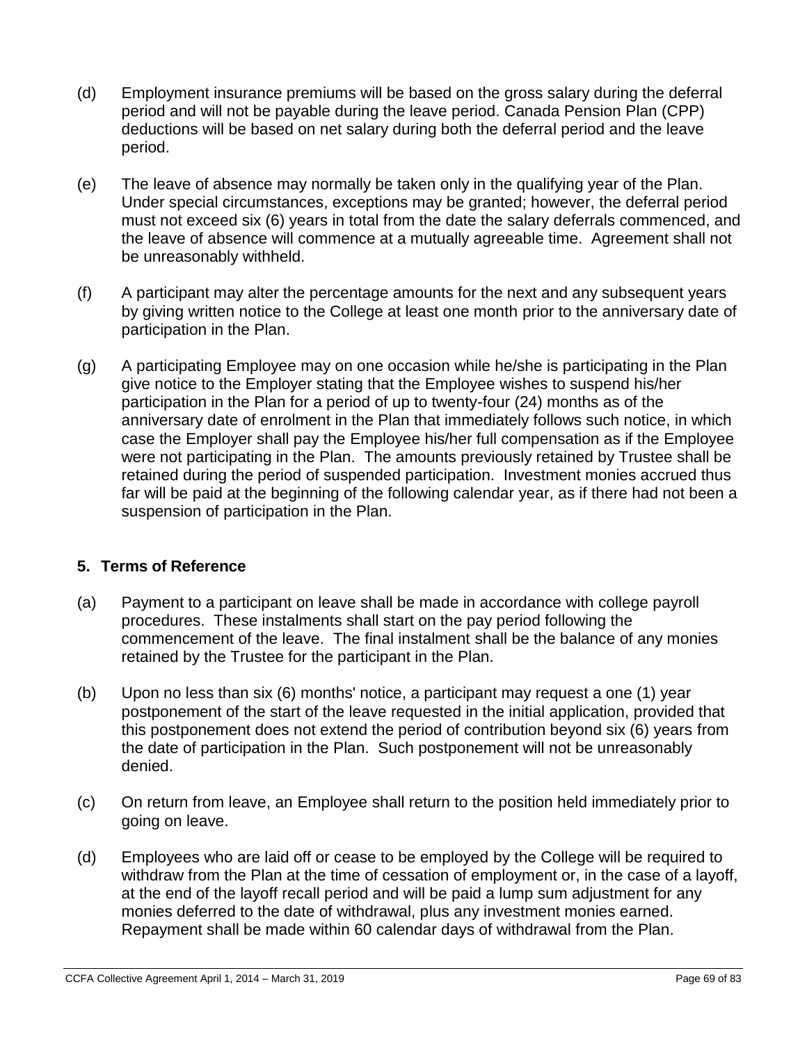(d) Employment insurance premiums will be based on the gross salary during the deferral period and will not be payable during the leave period. Canada Pension Plan (CPP) deductions will be based on net salary during both the deferral period and the leave period.

(e) The leave of absence may normally be taken only in the qualifying year of the Plan. Under special circumstances, exceptions may be granted; however, the deferral period must not exceed six (6) years in total from the date the salary deferrals commenced, and the leave of absence will commence at a mutually agreeable time. Agreement shall not be unreasonably withheld.

(f) A participant may alter the percentage amounts for the next and any subsequent years by giving written notice to the College at least one month prior to the anniversary date of participation in the Plan.

(g) A participating Employee may on one occasion while he/she is participating in the Plan give notice to the Employer stating that the Employee wishes to suspend his/her participation in the Plan for a period of up to twenty-four (24) months as of the anniversary date of enrolment in the Plan that immediately follows such notice, in which case the Employer shall pay the Employee his/her full compensation as if the Employee were not participating in the Plan. The amounts previously retained by Trustee shall be retained during the period of suspended participation. Investment monies accrued thus far will be paid at the beginning of the following calendar year, as if there had not been a suspension of participation in the Plan.

## 5. Terms of Reference

(a) Payment to a participant on leave shall be made in accordance with college payroll procedures. These instalments shall start on the pay period following the commencement of the leave. The final instalment shall be the balance of any monies retained by the Trustee for the participant in the Plan.

(b) Upon no less than six (6) months' notice, a participant may request a one (1) year postponement of the start of the leave requested in the initial application, provided that this postponement does not extend the period of contribution beyond six (6) years from the date of participation in the Plan. Such postponement will not be unreasonably denied.

(c) On return from leave, an Employee shall return to the position held immediately prior to going on leave.

(d) Employees who are laid off or cease to be employed by the College will be required to withdraw from the Plan at the time of cessation of employment or, in the case of a layoff, at the end of the layoff recall period and will be paid a lump sum adjustment for any monies deferred to the date of withdrawal, plus any investment monies earned. Repayment shall be made within 60 calendar days of withdrawal from the Plan.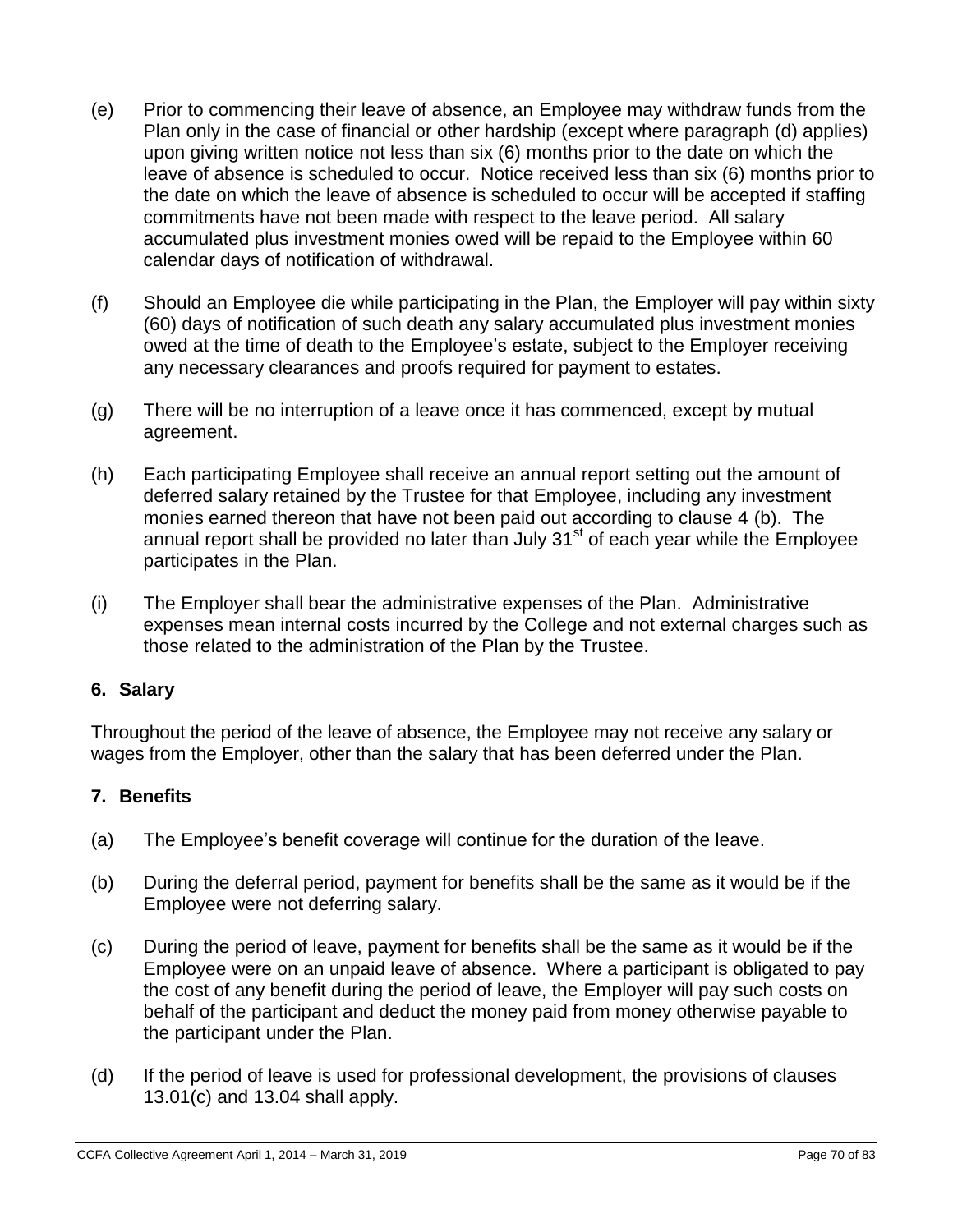(e) Prior to commencing their leave of absence, an Employee may withdraw funds from the Plan only in the case of financial or other hardship (except where paragraph (d) applies) upon giving written notice not less than six (6) months prior to the date on which the leave of absence is scheduled to occur. Notice received less than six (6) months prior to the date on which the leave of absence is scheduled to occur will be accepted if staffing commitments have not been made with respect to the leave period. All salary accumulated plus investment monies owed will be repaid to the Employee within 60 calendar days of notification of withdrawal.

(f) Should an Employee die while participating in the Plan, the Employer will pay within sixty (60) days of notification of such death any salary accumulated plus investment monies owed at the time of death to the Employee's estate, subject to the Employer receiving any necessary clearances and proofs required for payment to estates.

(g) There will be no interruption of a leave once it has commenced, except by mutual agreement.

(h) Each participating Employee shall receive an annual report setting out the amount of deferred salary retained by the Trustee for that Employee, including any investment monies earned thereon that have not been paid out according to clause 4 (b). The annual report shall be provided no later than July 31st of each year while the Employee participates in the Plan.

(i) The Employer shall bear the administrative expenses of the Plan. Administrative expenses mean internal costs incurred by the College and not external charges such as those related to the administration of the Plan by the Trustee.

### 6. Salary

Throughout the period of the leave of absence, the Employee may not receive any salary or wages from the Employer, other than the salary that has been deferred under the Plan.

### 7. Benefits

(a) The Employee's benefit coverage will continue for the duration of the leave.

(b) During the deferral period, payment for benefits shall be the same as it would be if the Employee were not deferring salary.

(c) During the period of leave, payment for benefits shall be the same as it would be if the Employee were on an unpaid leave of absence. Where a participant is obligated to pay the cost of any benefit during the period of leave, the Employer will pay such costs on behalf of the participant and deduct the money paid from money otherwise payable to the participant under the Plan.

(d) If the period of leave is used for professional development, the provisions of clauses 13.01(c) and 13.04 shall apply.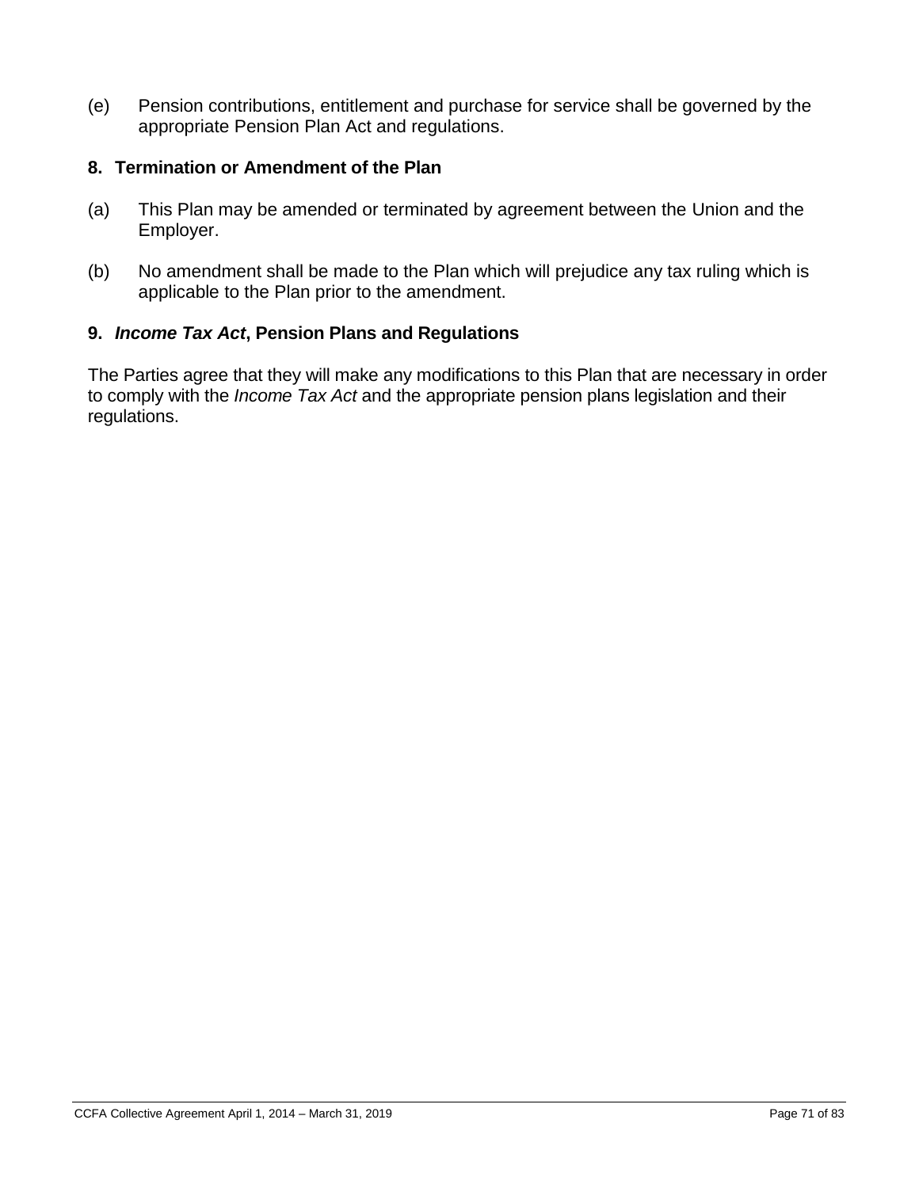(e) Pension contributions, entitlement and purchase for service shall be governed by the appropriate Pension Plan Act and regulations.

### 8. Termination or Amendment of the Plan

(a) This Plan may be amended or terminated by agreement between the Union and the Employer.

(b) No amendment shall be made to the Plan which will prejudice any tax ruling which is applicable to the Plan prior to the amendment.

### 9. *Income Tax Act*, Pension Plans and Regulations

The Parties agree that they will make any modifications to this Plan that are necessary in order to comply with the *Income Tax Act* and the appropriate pension plans legislation and their regulations.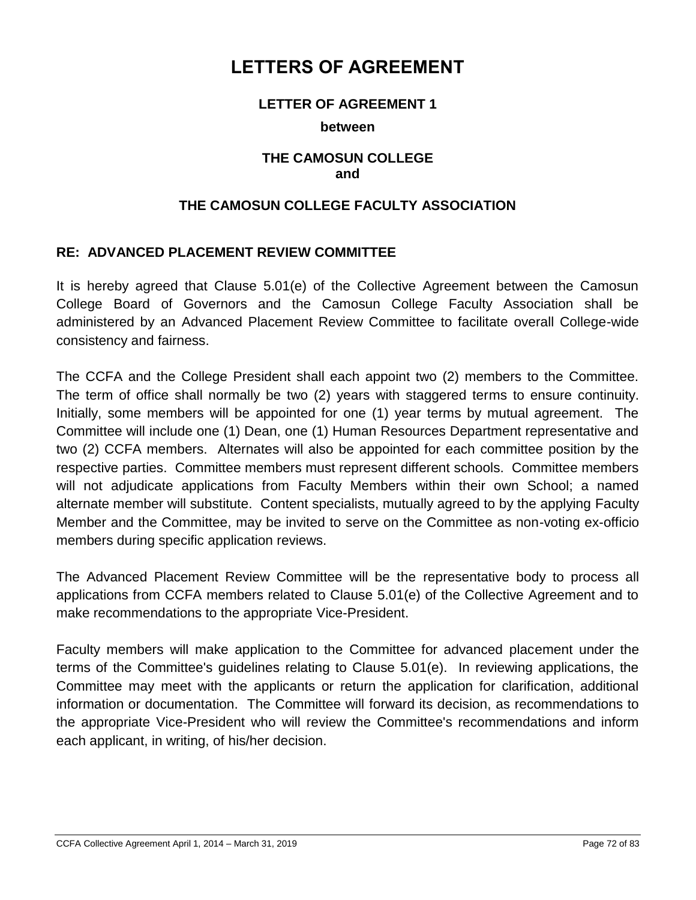# LETTERS OF AGREEMENT

### LETTER OF AGREEMENT 1

**between**

**THE CAMOSUN COLLEGE**
**and**

**THE CAMOSUN COLLEGE FACULTY ASSOCIATION**

**RE: ADVANCED PLACEMENT REVIEW COMMITTEE**

It is hereby agreed that Clause 5.01(e) of the Collective Agreement between the Camosun College Board of Governors and the Camosun College Faculty Association shall be administered by an Advanced Placement Review Committee to facilitate overall College-wide consistency and fairness.

The CCFA and the College President shall each appoint two (2) members to the Committee. The term of office shall normally be two (2) years with staggered terms to ensure continuity. Initially, some members will be appointed for one (1) year terms by mutual agreement. The Committee will include one (1) Dean, one (1) Human Resources Department representative and two (2) CCFA members. Alternates will also be appointed for each committee position by the respective parties. Committee members must represent different schools. Committee members will not adjudicate applications from Faculty Members within their own School; a named alternate member will substitute. Content specialists, mutually agreed to by the applying Faculty Member and the Committee, may be invited to serve on the Committee as non-voting ex-officio members during specific application reviews.

The Advanced Placement Review Committee will be the representative body to process all applications from CCFA members related to Clause 5.01(e) of the Collective Agreement and to make recommendations to the appropriate Vice-President.

Faculty members will make application to the Committee for advanced placement under the terms of the Committee's guidelines relating to Clause 5.01(e). In reviewing applications, the Committee may meet with the applicants or return the application for clarification, additional information or documentation. The Committee will forward its decision, as recommendations to the appropriate Vice-President who will review the Committee's recommendations and inform each applicant, in writing, of his/her decision.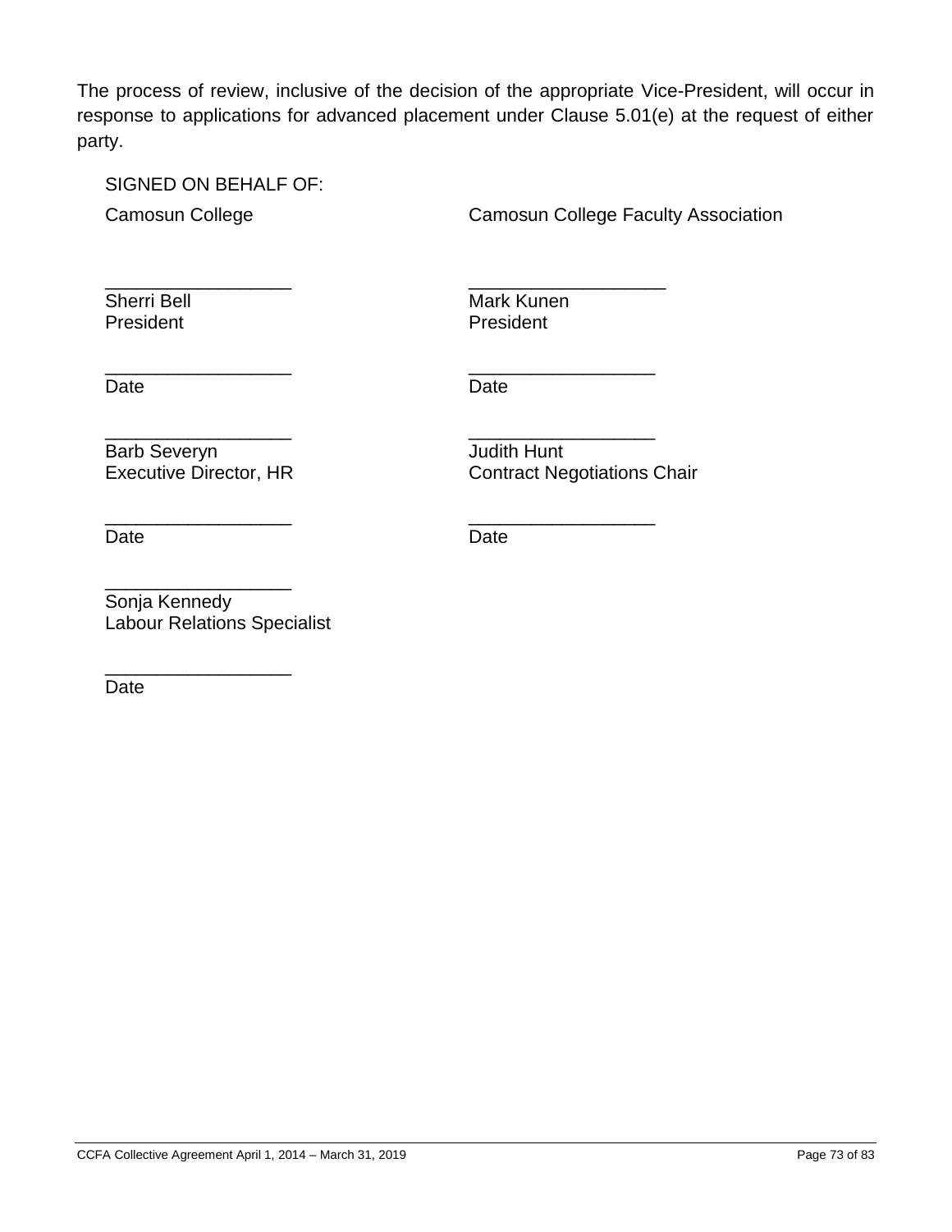The process of review, inclusive of the decision of the appropriate Vice-President, will occur in response to applications for advanced placement under Clause 5.01(e) at the request of either party.

SIGNED ON BEHALF OF:

| Camosun College | Camosun College Faculty Association |
|---|---|
| ___________________<br>Sherri Bell<br>President | ___________________<br>Mark Kunen<br>President |
| ___________________<br>Date | ___________________<br>Date |
| ___________________<br>Barb Severyn<br>Executive Director, HR | ___________________<br>Judith Hunt<br>Contract Negotiations Chair |
| ___________________<br>Date | ___________________<br>Date |
| ___________________<br>Sonja Kennedy<br>Labour Relations Specialist | |
| ___________________<br>Date | |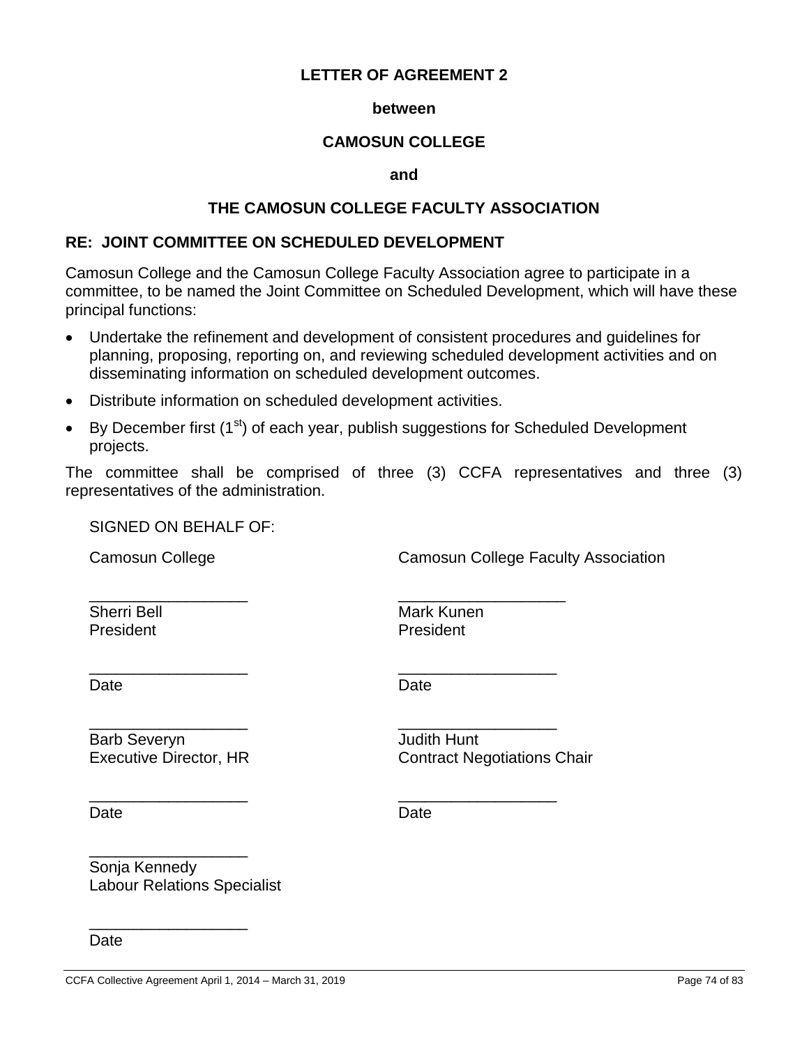**LETTER OF AGREEMENT 2**

**between**

**CAMOSUN COLLEGE**

**and**

**THE CAMOSUN COLLEGE FACULTY ASSOCIATION**

**RE: JOINT COMMITTEE ON SCHEDULED DEVELOPMENT**

Camosun College and the Camosun College Faculty Association agree to participate in a committee, to be named the Joint Committee on Scheduled Development, which will have these principal functions:

- Undertake the refinement and development of consistent procedures and guidelines for planning, proposing, reporting on, and reviewing scheduled development activities and on disseminating information on scheduled development outcomes.
- Distribute information on scheduled development activities.
- By December first (1st) of each year, publish suggestions for Scheduled Development projects.

The committee shall be comprised of three (3) CCFA representatives and three (3) representatives of the administration.

SIGNED ON BEHALF OF:

| Camosun College | Camosun College Faculty Association |
|---|---|
| ___________________ | ___________________ |
| Sherri Bell<br>President | Mark Kunen<br>President |
| ___________________ | ___________________ |
| Date | Date |
| ___________________ | ___________________ |
| Barb Severyn<br>Executive Director, HR | Judith Hunt<br>Contract Negotiations Chair |
| ___________________ | ___________________ |
| Date | Date |
| ___________________ | |
| Sonja Kennedy<br>Labour Relations Specialist | |
| ___________________ | |
| Date | |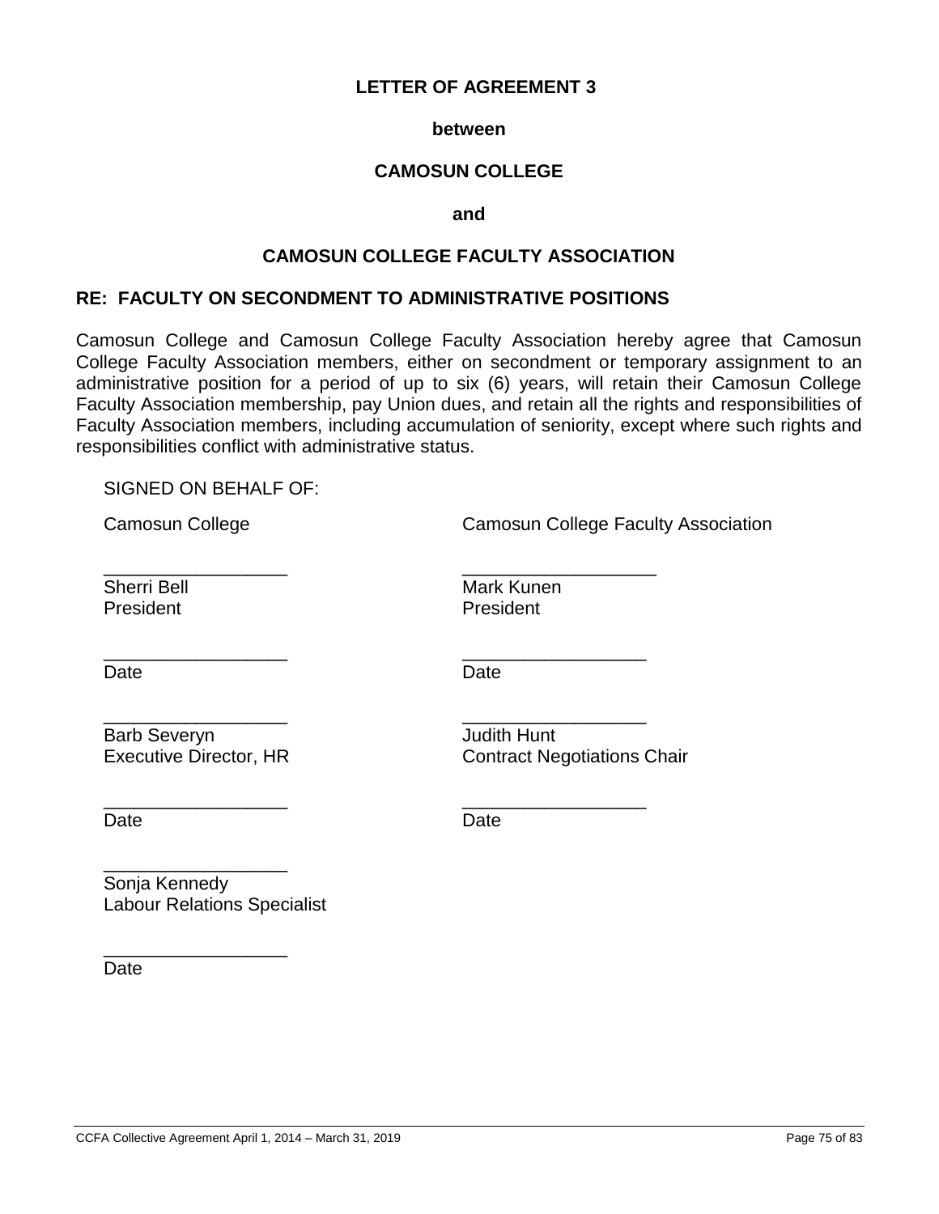**LETTER OF AGREEMENT 3**

**between**

**CAMOSUN COLLEGE**

**and**

**CAMOSUN COLLEGE FACULTY ASSOCIATION**

**RE: FACULTY ON SECONDMENT TO ADMINISTRATIVE POSITIONS**

Camosun College and Camosun College Faculty Association hereby agree that Camosun College Faculty Association members, either on secondment or temporary assignment to an administrative position for a period of up to six (6) years, will retain their Camosun College Faculty Association membership, pay Union dues, and retain all the rights and responsibilities of Faculty Association members, including accumulation of seniority, except where such rights and responsibilities conflict with administrative status.

SIGNED ON BEHALF OF:

| Camosun College | Camosun College Faculty Association |
|---|---|
| ___________________<br>Sherri Bell<br>President | ___________________<br>Mark Kunen<br>President |
| ___________________<br>Date | ___________________<br>Date |
| ___________________<br>Barb Severyn<br>Executive Director, HR | ___________________<br>Judith Hunt<br>Contract Negotiations Chair |
| ___________________<br>Date | ___________________<br>Date |
| ___________________<br>Sonja Kennedy<br>Labour Relations Specialist | |
| ___________________<br>Date | |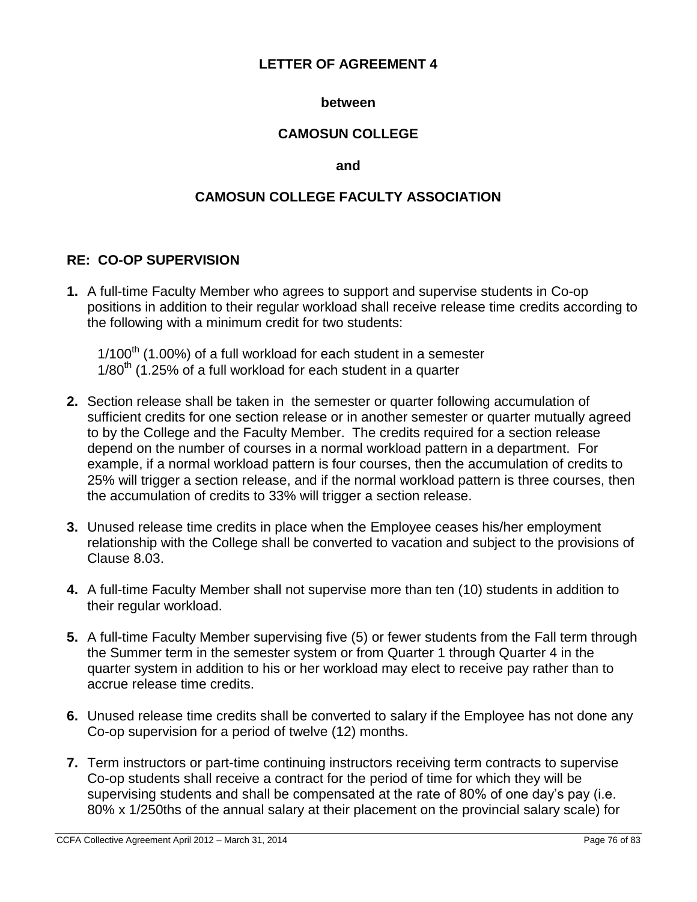# LETTER OF AGREEMENT 4

**between**

**CAMOSUN COLLEGE**

**and**

**CAMOSUN COLLEGE FACULTY ASSOCIATION**

## RE: CO-OP SUPERVISION

**1.** A full-time Faculty Member who agrees to support and supervise students in Co-op positions in addition to their regular workload shall receive release time credits according to the following with a minimum credit for two students:

$1/100^{th}$ (1.00%) of a full workload for each student in a semester
$1/80^{th}$ (1.25% of a full workload for each student in a quarter

**2.** Section release shall be taken in the semester or quarter following accumulation of sufficient credits for one section release or in another semester or quarter mutually agreed to by the College and the Faculty Member. The credits required for a section release depend on the number of courses in a normal workload pattern in a department. For example, if a normal workload pattern is four courses, then the accumulation of credits to 25% will trigger a section release, and if the normal workload pattern is three courses, then the accumulation of credits to 33% will trigger a section release.

**3.** Unused release time credits in place when the Employee ceases his/her employment relationship with the College shall be converted to vacation and subject to the provisions of Clause 8.03.

**4.** A full-time Faculty Member shall not supervise more than ten (10) students in addition to their regular workload.

**5.** A full-time Faculty Member supervising five (5) or fewer students from the Fall term through the Summer term in the semester system or from Quarter 1 through Quarter 4 in the quarter system in addition to his or her workload may elect to receive pay rather than to accrue release time credits.

**6.** Unused release time credits shall be converted to salary if the Employee has not done any Co-op supervision for a period of twelve (12) months.

**7.** Term instructors or part-time continuing instructors receiving term contracts to supervise Co-op students shall receive a contract for the period of time for which they will be supervising students and shall be compensated at the rate of 80% of one day's pay (i.e. 80% x 1/250ths of the annual salary at their placement on the provincial salary scale) for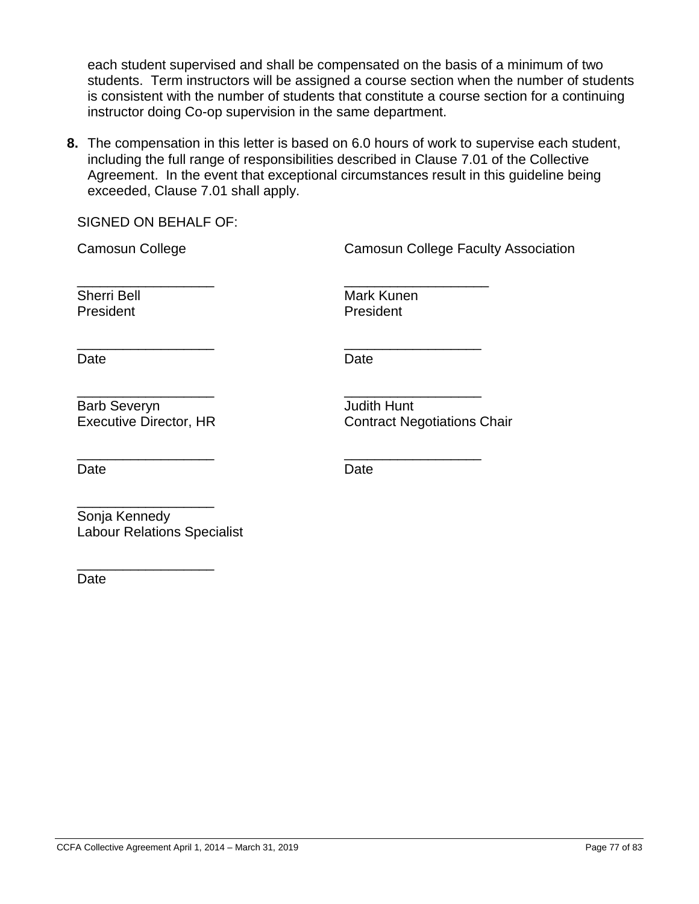each student supervised and shall be compensated on the basis of a minimum of two students. Term instructors will be assigned a course section when the number of students is consistent with the number of students that constitute a course section for a continuing instructor doing Co-op supervision in the same department.

**8.** The compensation in this letter is based on 6.0 hours of work to supervise each student, including the full range of responsibilities described in Clause 7.01 of the Collective Agreement. In the event that exceptional circumstances result in this guideline being exceeded, Clause 7.01 shall apply.

SIGNED ON BEHALF OF:

| Camosun College | Camosun College Faculty Association |
|---|---|
| ___________________<br>Sherri Bell<br>President | ___________________<br>Mark Kunen<br>President |
| ___________________<br>Date | ___________________<br>Date |
| ___________________<br>Barb Severyn<br>Executive Director, HR | ___________________<br>Judith Hunt<br>Contract Negotiations Chair |
| ___________________<br>Date | ___________________<br>Date |
| ___________________<br>Sonja Kennedy<br>Labour Relations Specialist | |
| ___________________<br>Date | |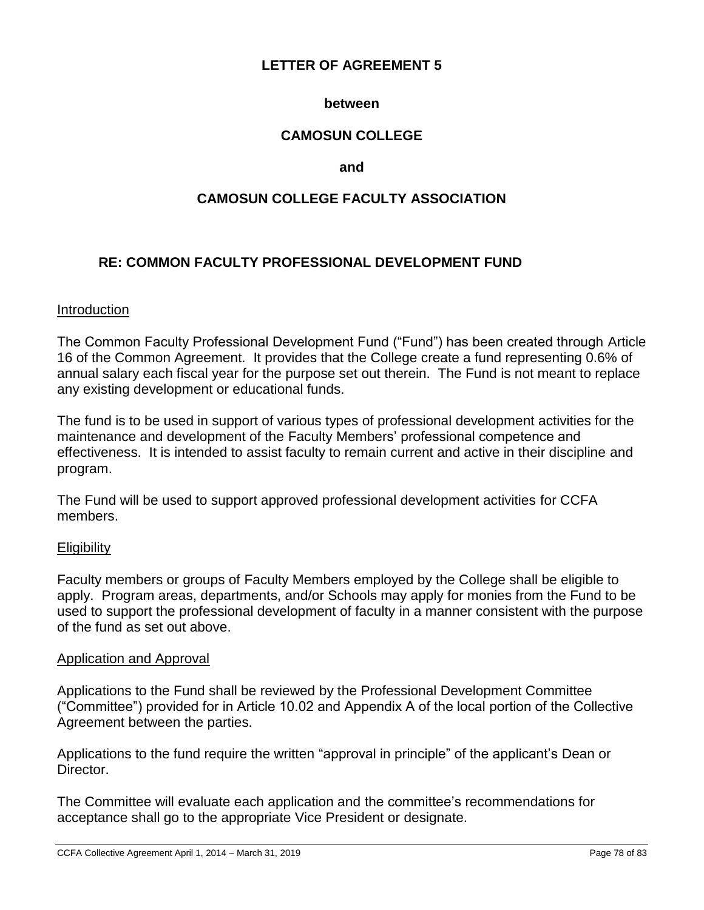# LETTER OF AGREEMENT 5

**between**

**CAMOSUN COLLEGE**

**and**

**CAMOSUN COLLEGE FACULTY ASSOCIATION**

## RE: COMMON FACULTY PROFESSIONAL DEVELOPMENT FUND

Introduction

The Common Faculty Professional Development Fund ("Fund") has been created through Article 16 of the Common Agreement. It provides that the College create a fund representing 0.6% of annual salary each fiscal year for the purpose set out therein. The Fund is not meant to replace any existing development or educational funds.

The fund is to be used in support of various types of professional development activities for the maintenance and development of the Faculty Members' professional competence and effectiveness. It is intended to assist faculty to remain current and active in their discipline and program.

The Fund will be used to support approved professional development activities for CCFA members.

Eligibility

Faculty members or groups of Faculty Members employed by the College shall be eligible to apply. Program areas, departments, and/or Schools may apply for monies from the Fund to be used to support the professional development of faculty in a manner consistent with the purpose of the fund as set out above.

Application and Approval

Applications to the Fund shall be reviewed by the Professional Development Committee ("Committee") provided for in Article 10.02 and Appendix A of the local portion of the Collective Agreement between the parties.

Applications to the fund require the written "approval in principle" of the applicant's Dean or Director.

The Committee will evaluate each application and the committee's recommendations for acceptance shall go to the appropriate Vice President or designate.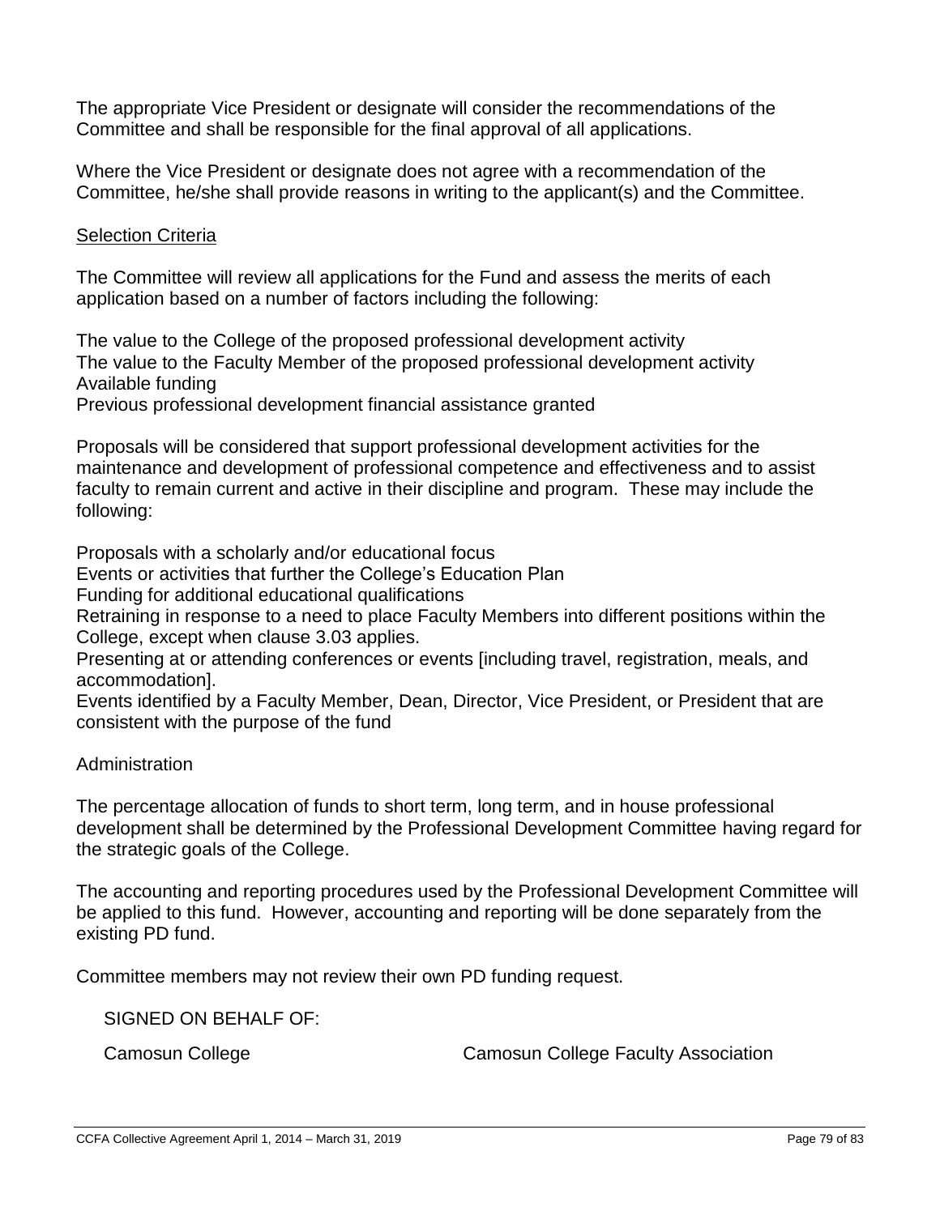The appropriate Vice President or designate will consider the recommendations of the Committee and shall be responsible for the final approval of all applications.

Where the Vice President or designate does not agree with a recommendation of the Committee, he/she shall provide reasons in writing to the applicant(s) and the Committee.

Selection Criteria

The Committee will review all applications for the Fund and assess the merits of each application based on a number of factors including the following:

The value to the College of the proposed professional development activity
The value to the Faculty Member of the proposed professional development activity
Available funding
Previous professional development financial assistance granted

Proposals will be considered that support professional development activities for the maintenance and development of professional competence and effectiveness and to assist faculty to remain current and active in their discipline and program. These may include the following:

Proposals with a scholarly and/or educational focus
Events or activities that further the College's Education Plan
Funding for additional educational qualifications
Retraining in response to a need to place Faculty Members into different positions within the College, except when clause 3.03 applies.
Presenting at or attending conferences or events [including travel, registration, meals, and accommodation].
Events identified by a Faculty Member, Dean, Director, Vice President, or President that are consistent with the purpose of the fund

Administration

The percentage allocation of funds to short term, long term, and in house professional development shall be determined by the Professional Development Committee having regard for the strategic goals of the College.

The accounting and reporting procedures used by the Professional Development Committee will be applied to this fund. However, accounting and reporting will be done separately from the existing PD fund.

Committee members may not review their own PD funding request.

SIGNED ON BEHALF OF:

Camosun College

Camosun College Faculty Association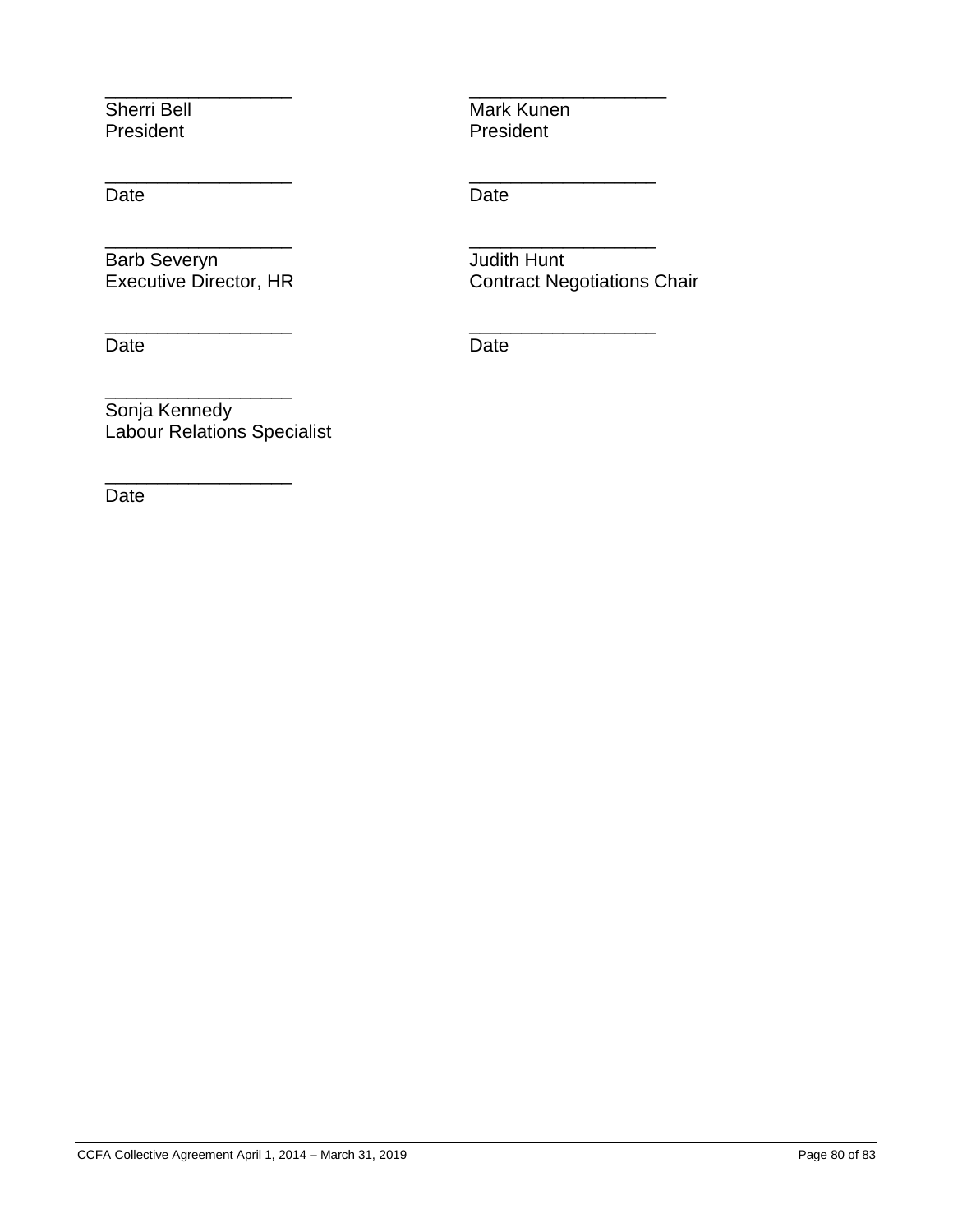| | |
|---|---|
| ___________________<br>Sherri Bell<br>President | ___________________<br>Mark Kunen<br>President |
| ___________________<br>Date | ___________________<br>Date |
| ___________________<br>Barb Severyn<br>Executive Director, HR | ___________________<br>Judith Hunt<br>Contract Negotiations Chair |
| ___________________<br>Date | ___________________<br>Date |
| ___________________<br>Sonja Kennedy<br>Labour Relations Specialist | |
| ___________________<br>Date | |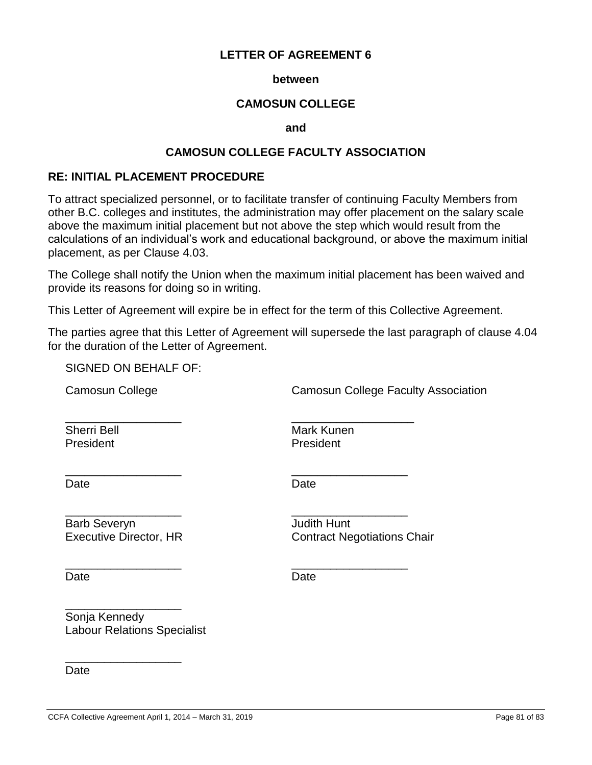**LETTER OF AGREEMENT 6**

**between**

**CAMOSUN COLLEGE**

**and**

**CAMOSUN COLLEGE FACULTY ASSOCIATION**

**RE: INITIAL PLACEMENT PROCEDURE**

To attract specialized personnel, or to facilitate transfer of continuing Faculty Members from other B.C. colleges and institutes, the administration may offer placement on the salary scale above the maximum initial placement but not above the step which would result from the calculations of an individual's work and educational background, or above the maximum initial placement, as per Clause 4.03.

The College shall notify the Union when the maximum initial placement has been waived and provide its reasons for doing so in writing.

This Letter of Agreement will expire be in effect for the term of this Collective Agreement.

The parties agree that this Letter of Agreement will supersede the last paragraph of clause 4.04 for the duration of the Letter of Agreement.

SIGNED ON BEHALF OF:

| Camosun College | Camosun College Faculty Association |
|---|---|
| ___________________ | ___________________ |
| Sherri Bell<br>President | Mark Kunen<br>President |
| ___________________ | ___________________ |
| Date | Date |
| ___________________ | ___________________ |
| Barb Severyn<br>Executive Director, HR | Judith Hunt<br>Contract Negotiations Chair |
| ___________________ | ___________________ |
| Date | Date |
| ___________________ | |
| Sonja Kennedy<br>Labour Relations Specialist | |
| ___________________ | |
| Date | |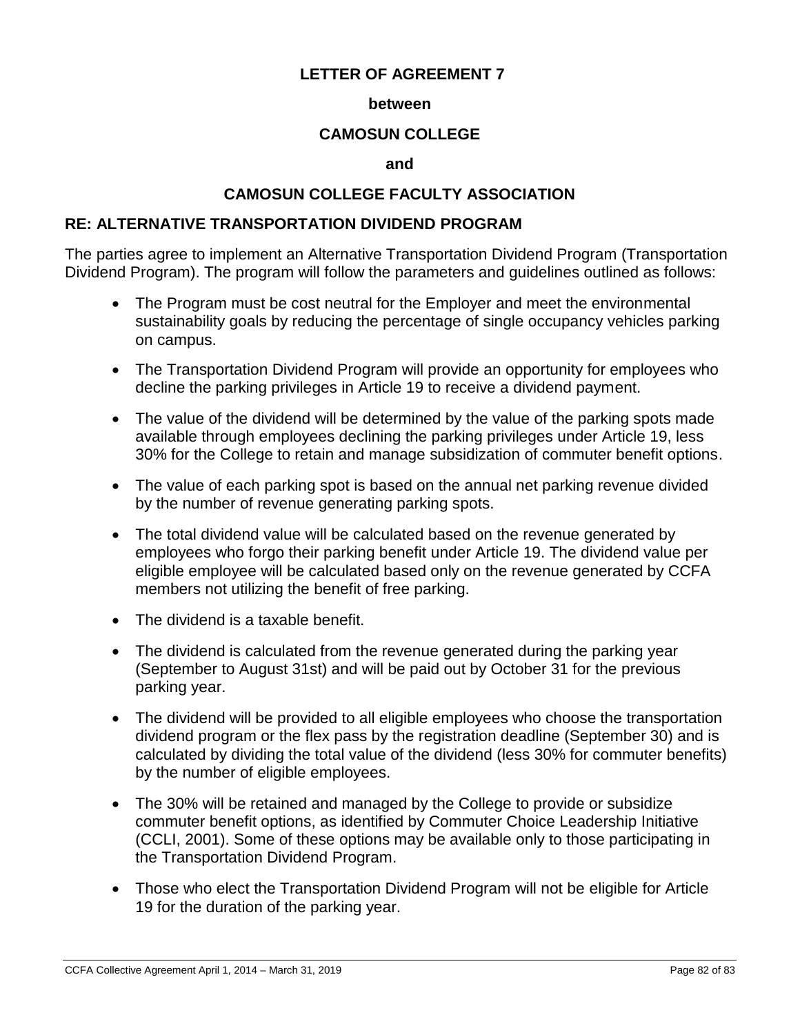**LETTER OF AGREEMENT 7**

**between**

**CAMOSUN COLLEGE**

**and**

**CAMOSUN COLLEGE FACULTY ASSOCIATION**

## RE: ALTERNATIVE TRANSPORTATION DIVIDEND PROGRAM

The parties agree to implement an Alternative Transportation Dividend Program (Transportation Dividend Program). The program will follow the parameters and guidelines outlined as follows:

- The Program must be cost neutral for the Employer and meet the environmental sustainability goals by reducing the percentage of single occupancy vehicles parking on campus.
- The Transportation Dividend Program will provide an opportunity for employees who decline the parking privileges in Article 19 to receive a dividend payment.
- The value of the dividend will be determined by the value of the parking spots made available through employees declining the parking privileges under Article 19, less 30% for the College to retain and manage subsidization of commuter benefit options.
- The value of each parking spot is based on the annual net parking revenue divided by the number of revenue generating parking spots.
- The total dividend value will be calculated based on the revenue generated by employees who forgo their parking benefit under Article 19. The dividend value per eligible employee will be calculated based only on the revenue generated by CCFA members not utilizing the benefit of free parking.
- The dividend is a taxable benefit.
- The dividend is calculated from the revenue generated during the parking year (September to August 31st) and will be paid out by October 31 for the previous parking year.
- The dividend will be provided to all eligible employees who choose the transportation dividend program or the flex pass by the registration deadline (September 30) and is calculated by dividing the total value of the dividend (less 30% for commuter benefits) by the number of eligible employees.
- The 30% will be retained and managed by the College to provide or subsidize commuter benefit options, as identified by Commuter Choice Leadership Initiative (CCLI, 2001). Some of these options may be available only to those participating in the Transportation Dividend Program.
- Those who elect the Transportation Dividend Program will not be eligible for Article 19 for the duration of the parking year.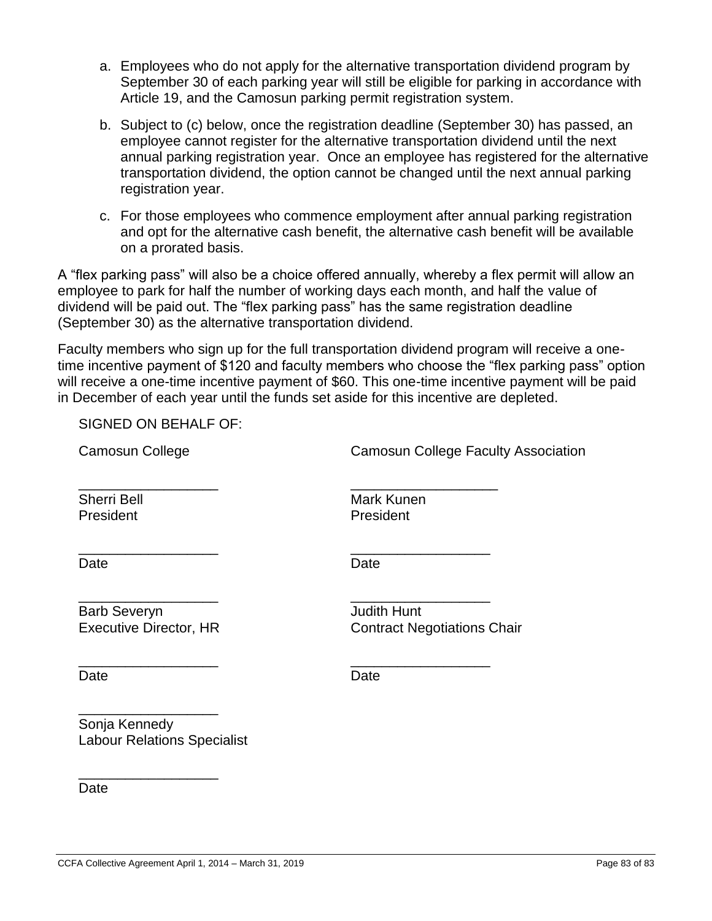a. Employees who do not apply for the alternative transportation dividend program by September 30 of each parking year will still be eligible for parking in accordance with Article 19, and the Camosun parking permit registration system.

b. Subject to (c) below, once the registration deadline (September 30) has passed, an employee cannot register for the alternative transportation dividend until the next annual parking registration year. Once an employee has registered for the alternative transportation dividend, the option cannot be changed until the next annual parking registration year.

c. For those employees who commence employment after annual parking registration and opt for the alternative cash benefit, the alternative cash benefit will be available on a prorated basis.

A "flex parking pass" will also be a choice offered annually, whereby a flex permit will allow an employee to park for half the number of working days each month, and half the value of dividend will be paid out. The "flex parking pass" has the same registration deadline (September 30) as the alternative transportation dividend.

Faculty members who sign up for the full transportation dividend program will receive a one-time incentive payment of $120 and faculty members who choose the "flex parking pass" option will receive a one-time incentive payment of $60. This one-time incentive payment will be paid in December of each year until the funds set aside for this incentive are depleted.

SIGNED ON BEHALF OF:

| Camosun College | Camosun College Faculty Association |
|---|---|
| ___________________ | ___________________ |
| Sherri Bell<br>President | Mark Kunen<br>President |
| ___________________ | ___________________ |
| Date | Date |
| ___________________ | ___________________ |
| Barb Severyn<br>Executive Director, HR | Judith Hunt<br>Contract Negotiations Chair |
| ___________________ | ___________________ |
| Date | Date |
| ___________________ | |
| Sonja Kennedy<br>Labour Relations Specialist | |
| ___________________ | |
| Date | |